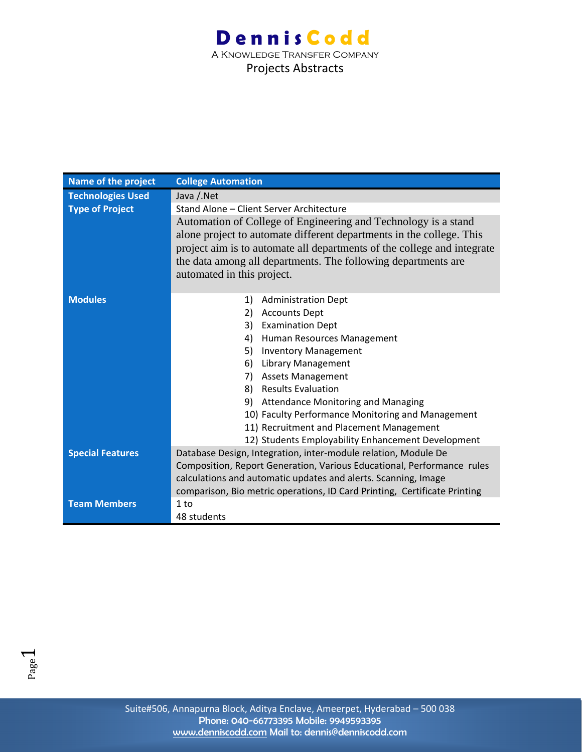# DennisCodd

A Knowledge Transfer Company

Projects Abstracts

| Name of the project | College Automation |
|---|---|
| Technologies Used | Java /.Net |
| Type of Project | Stand Alone – Client Server Architecture |
| | Automation of College of Engineering and Technology is a stand alone project to automate different departments in the college. This project aim is to automate all departments of the college and integrate the data among all departments. The following departments are automated in this project. |
| Modules | 1) Administration Dept<br>2) Accounts Dept<br>3) Examination Dept<br>4) Human Resources Management<br>5) Inventory Management<br>6) Library Management<br>7) Assets Management<br>8) Results Evaluation<br>9) Attendance Monitoring and Managing<br>10) Faculty Performance Monitoring and Management<br>11) Recruitment and Placement Management<br>12) Students Employability Enhancement Development |
| Special Features | Database Design, Integration, inter-module relation, Module De Composition, Report Generation, Various Educational, Performance rules calculations and automatic updates and alerts. Scanning, Image comparison, Bio metric operations, ID Card Printing, Certificate Printing |
| Team Members | 1 to 48 students |

Suite#506, Annapurna Block, Aditya Enclave, Ameerpet, Hyderabad – 500 038
Phone: 040-66773395 Mobile: 9949593395
www.denniscodd.com Mail to: dennis@denniscodd.com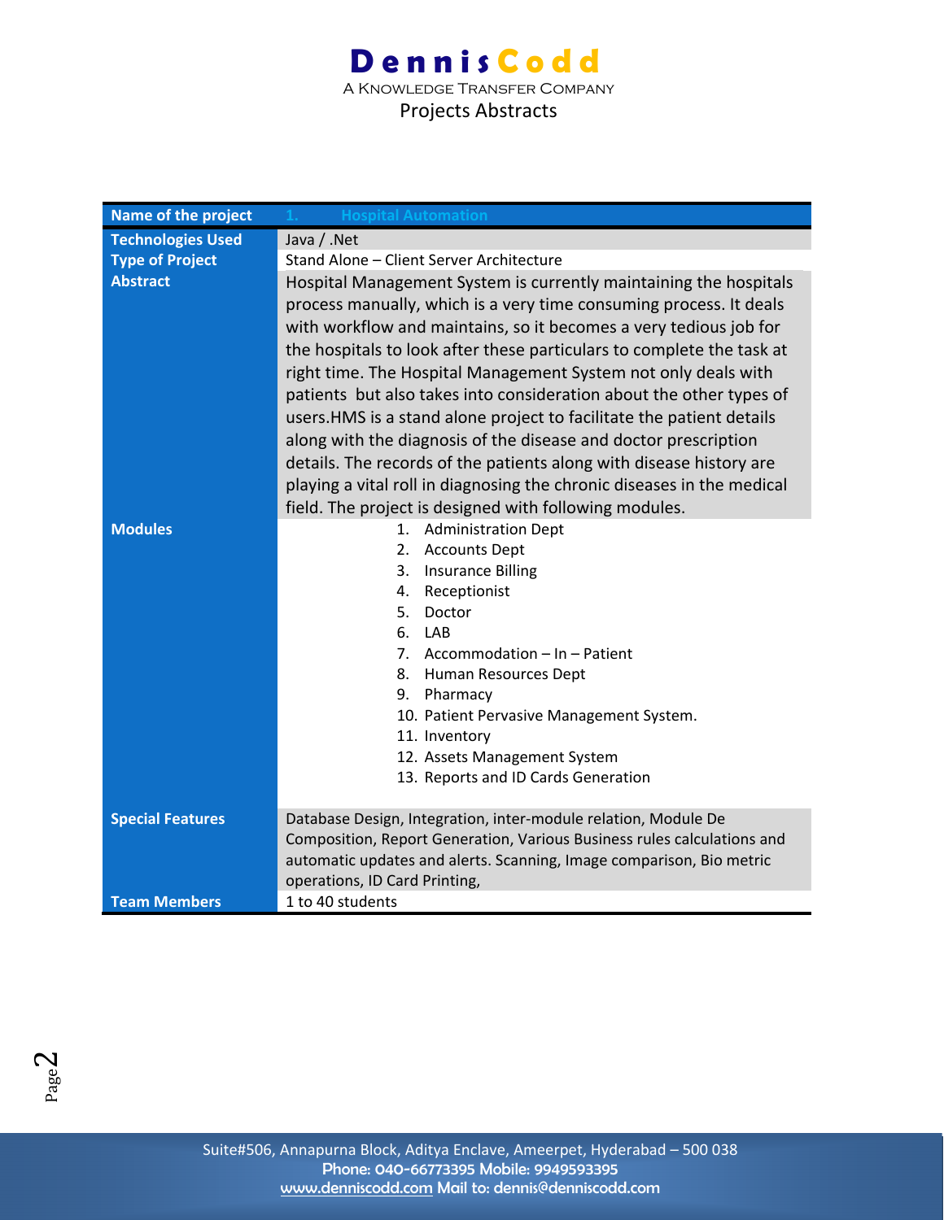# DennisCodd

A Knowledge Transfer Company

Projects Abstracts

| Name of the project | 1. Hospital Automation |
| --- | --- |
| Technologies Used | Java / .Net |
| Type of Project | Stand Alone – Client Server Architecture |
| Abstract | Hospital Management System is currently maintaining the hospitals process manually, which is a very time consuming process. It deals with workflow and maintains, so it becomes a very tedious job for the hospitals to look after these particulars to complete the task at right time. The Hospital Management System not only deals with patients but also takes into consideration about the other types of users.HMS is a stand alone project to facilitate the patient details along with the diagnosis of the disease and doctor prescription details. The records of the patients along with disease history are playing a vital roll in diagnosing the chronic diseases in the medical field. The project is designed with following modules. |
| Modules | 1. Administration Dept<br>2. Accounts Dept<br>3. Insurance Billing<br>4. Receptionist<br>5. Doctor<br>6. LAB<br>7. Accommodation – In – Patient<br>8. Human Resources Dept<br>9. Pharmacy<br>10. Patient Pervasive Management System.<br>11. Inventory<br>12. Assets Management System<br>13. Reports and ID Cards Generation |
| Special Features | Database Design, Integration, inter-module relation, Module De Composition, Report Generation, Various Business rules calculations and automatic updates and alerts. Scanning, Image comparison, Bio metric operations, ID Card Printing, |
| Team Members | 1 to 40 students |

Suite#506, Annapurna Block, Aditya Enclave, Ameerpet, Hyderabad – 500 038
Phone: 040-66773395 Mobile: 9949593395
www.denniscodd.com Mail to: dennis@denniscodd.com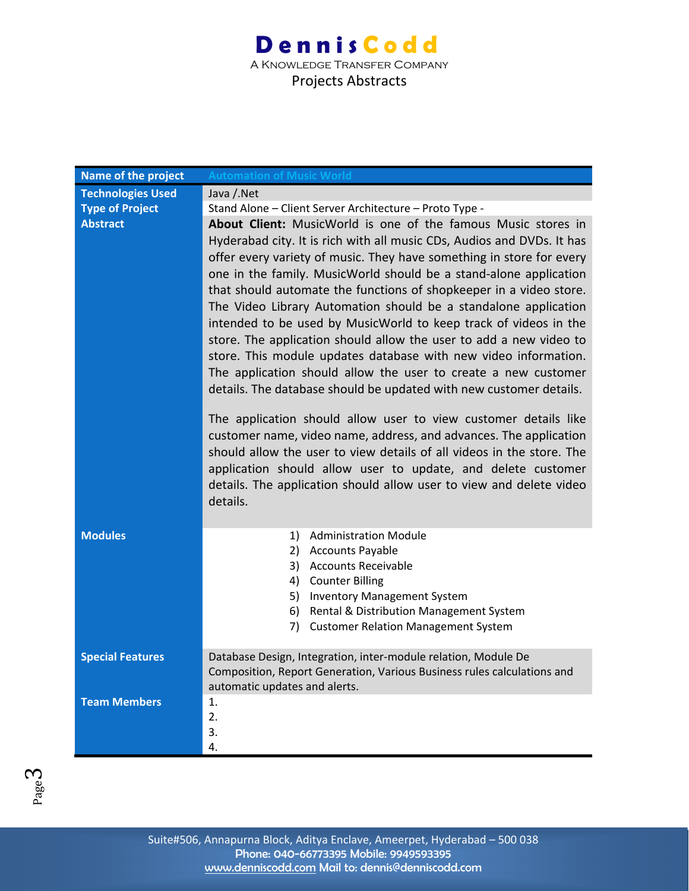| Name of the project | Automation of Music World |
|---|---|
| Technologies Used | Java /.Net |
| Type of Project | Stand Alone – Client Server Architecture – Proto Type - |
| Abstract | **About Client:** MusicWorld is one of the famous Music stores in Hyderabad city. It is rich with all music CDs, Audios and DVDs. It has offer every variety of music. They have something in store for every one in the family. MusicWorld should be a stand-alone application that should automate the functions of shopkeeper in a video store. The Video Library Automation should be a standalone application intended to be used by MusicWorld to keep track of videos in the store. The application should allow the user to add a new video to store. This module updates database with new video information. The application should allow the user to create a new customer details. The database should be updated with new customer details.<br><br>The application should allow user to view customer details like customer name, video name, address, and advances. The application should allow the user to view details of all videos in the store. The application should allow user to update, and delete customer details. The application should allow user to view and delete video details. |
| Modules | 1) Administration Module<br>2) Accounts Payable<br>3) Accounts Receivable<br>4) Counter Billing<br>5) Inventory Management System<br>6) Rental & Distribution Management System<br>7) Customer Relation Management System |
| Special Features | Database Design, Integration, inter-module relation, Module De Composition, Report Generation, Various Business rules calculations and automatic updates and alerts. |
| Team Members | 1.<br>2.<br>3.<br>4. |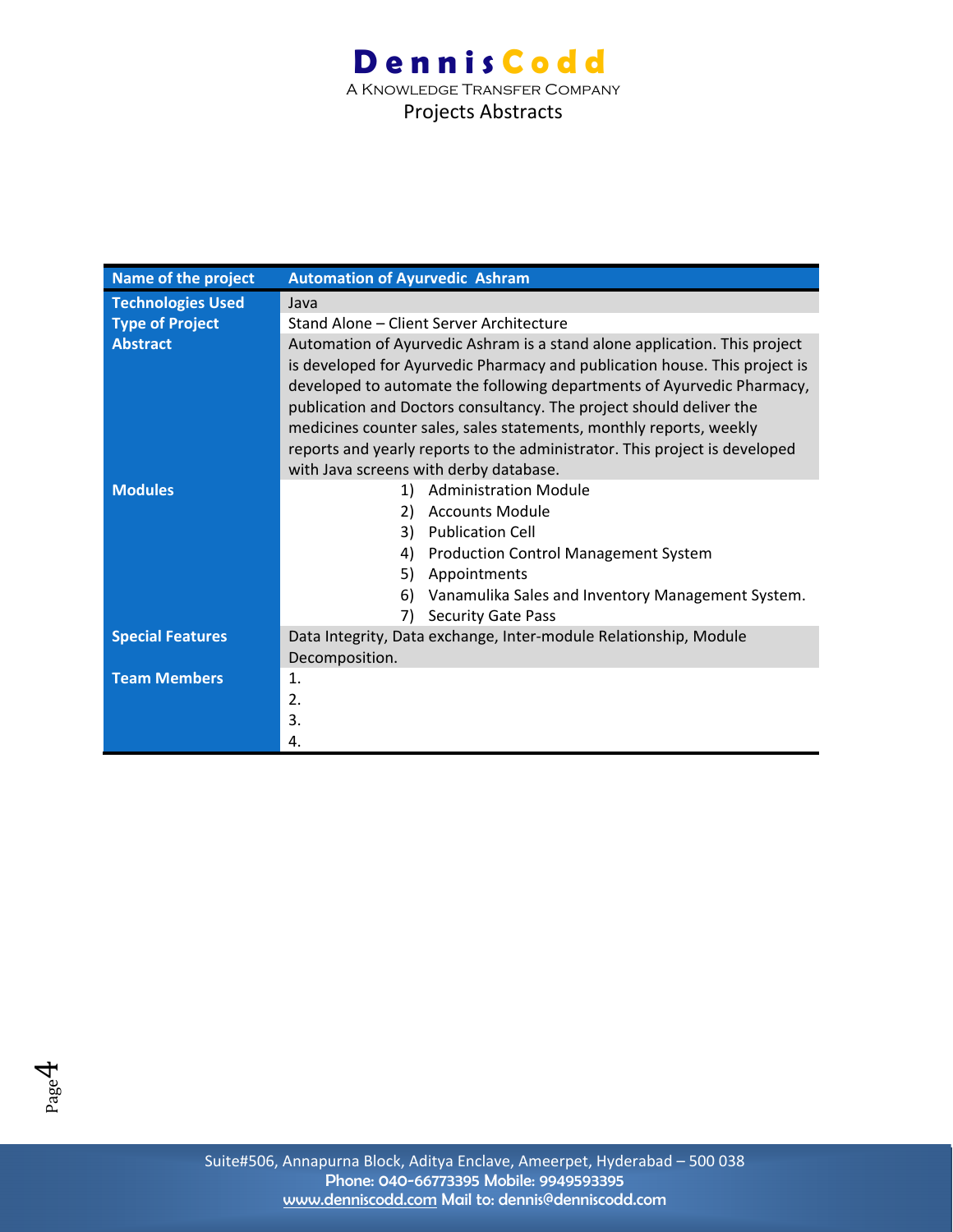| Name of the project | Automation of Ayurvedic Ashram |
|---|---|
| Technologies Used | Java |
| Type of Project | Stand Alone – Client Server Architecture |
| Abstract | Automation of Ayurvedic Ashram is a stand alone application. This project is developed for Ayurvedic Pharmacy and publication house. This project is developed to automate the following departments of Ayurvedic Pharmacy, publication and Doctors consultancy. The project should deliver the medicines counter sales, sales statements, monthly reports, weekly reports and yearly reports to the administrator. This project is developed with Java screens with derby database. |
| Modules | 1) Administration Module<br>2) Accounts Module<br>3) Publication Cell<br>4) Production Control Management System<br>5) Appointments<br>6) Vanamulika Sales and Inventory Management System.<br>7) Security Gate Pass |
| Special Features | Data Integrity, Data exchange, Inter-module Relationship, Module Decomposition. |
| Team Members | 1.<br>2.<br>3.<br>4. |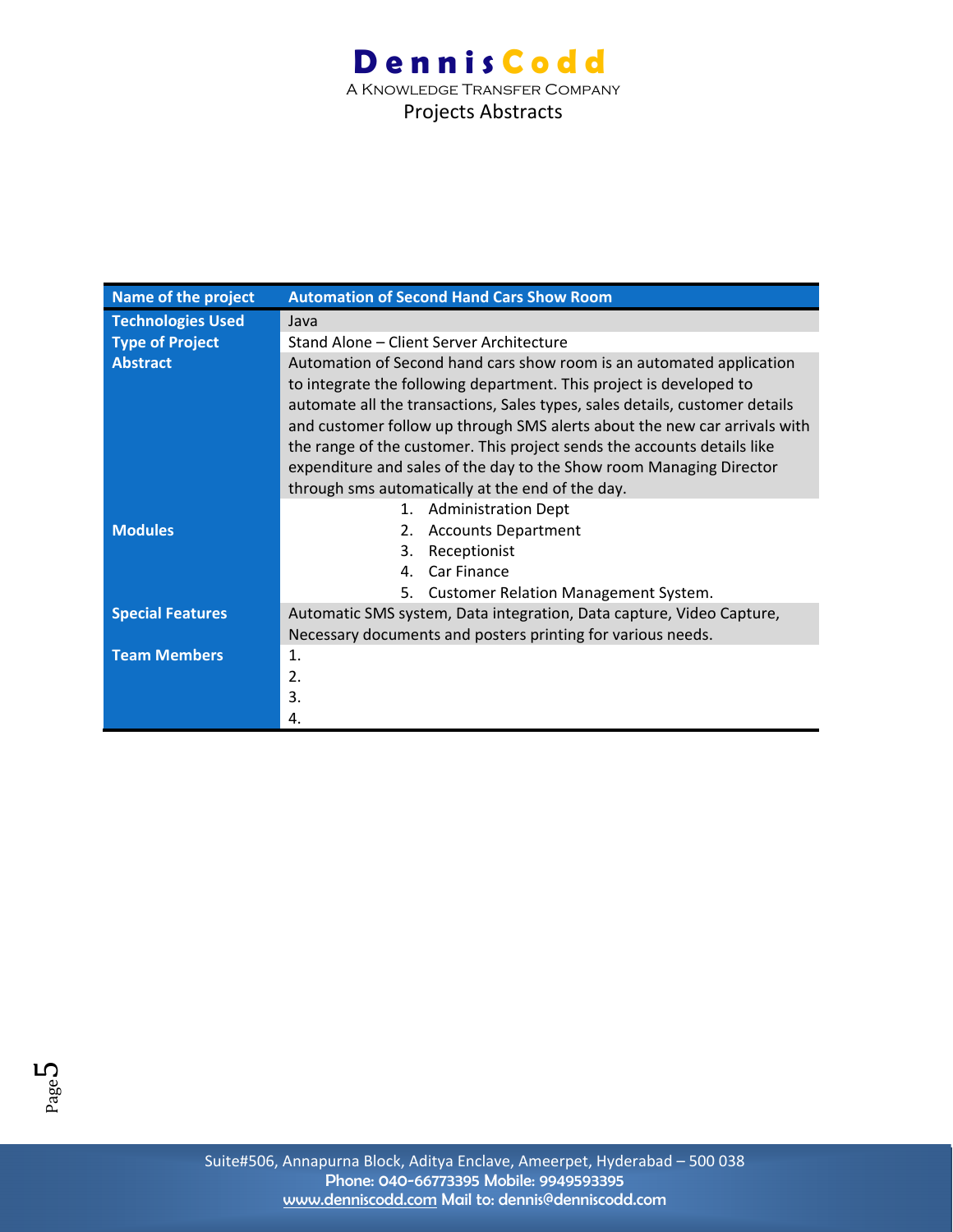| Name of the project | Automation of Second Hand Cars Show Room |
| --- | --- |
| Technologies Used | Java |
| Type of Project | Stand Alone – Client Server Architecture |
| Abstract | Automation of Second hand cars show room is an automated application to integrate the following department. This project is developed to automate all the transactions, Sales types, sales details, customer details and customer follow up through SMS alerts about the new car arrivals with the range of the customer. This project sends the accounts details like expenditure and sales of the day to the Show room Managing Director through sms automatically at the end of the day. |
| Modules | 1. Administration Dept<br>2. Accounts Department<br>3. Receptionist<br>4. Car Finance<br>5. Customer Relation Management System. |
| Special Features | Automatic SMS system, Data integration, Data capture, Video Capture, Necessary documents and posters printing for various needs. |
| Team Members | 1.<br>2.<br>3.<br>4. |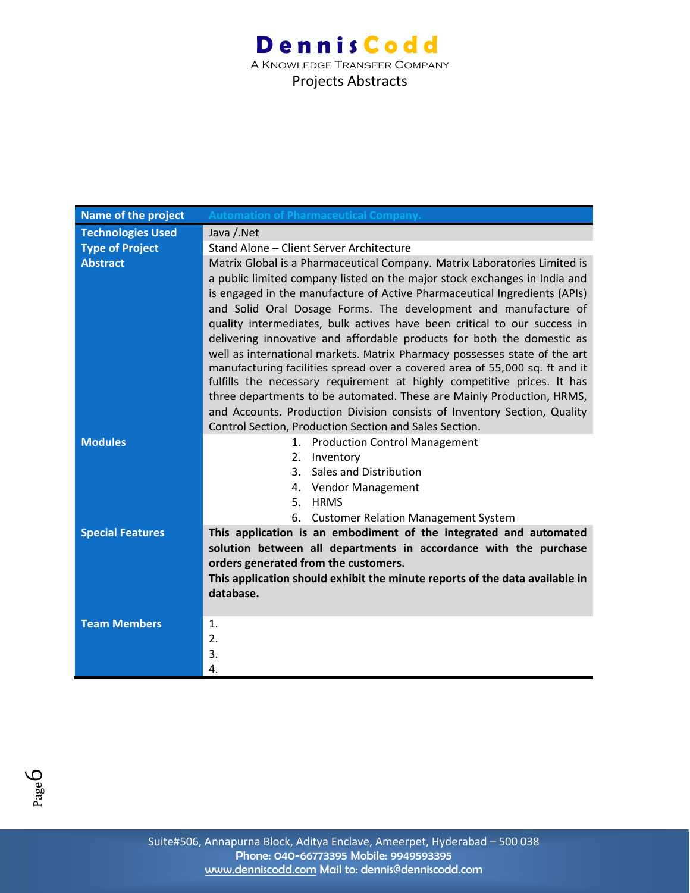| Name of the project | Automation of Pharmaceutical Company. |
|---|---|
| Technologies Used | Java /.Net |
| Type of Project | Stand Alone – Client Server Architecture |
| Abstract | Matrix Global is a Pharmaceutical Company. Matrix Laboratories Limited is a public limited company listed on the major stock exchanges in India and is engaged in the manufacture of Active Pharmaceutical Ingredients (APIs) and Solid Oral Dosage Forms. The development and manufacture of quality intermediates, bulk actives have been critical to our success in delivering innovative and affordable products for both the domestic as well as international markets. Matrix Pharmacy possesses state of the art manufacturing facilities spread over a covered area of 55,000 sq. ft and it fulfills the necessary requirement at highly competitive prices. It has three departments to be automated. These are Mainly Production, HRMS, and Accounts. Production Division consists of Inventory Section, Quality Control Section, Production Section and Sales Section. |
| Modules | 1. Production Control Management<br>2. Inventory<br>3. Sales and Distribution<br>4. Vendor Management<br>5. HRMS<br>6. Customer Relation Management System |
| Special Features | **This application is an embodiment of the integrated and automated solution between all departments in accordance with the purchase orders generated from the customers.**<br>**This application should exhibit the minute reports of the data available in database.** |
| Team Members | 1.<br>2.<br>3.<br>4. |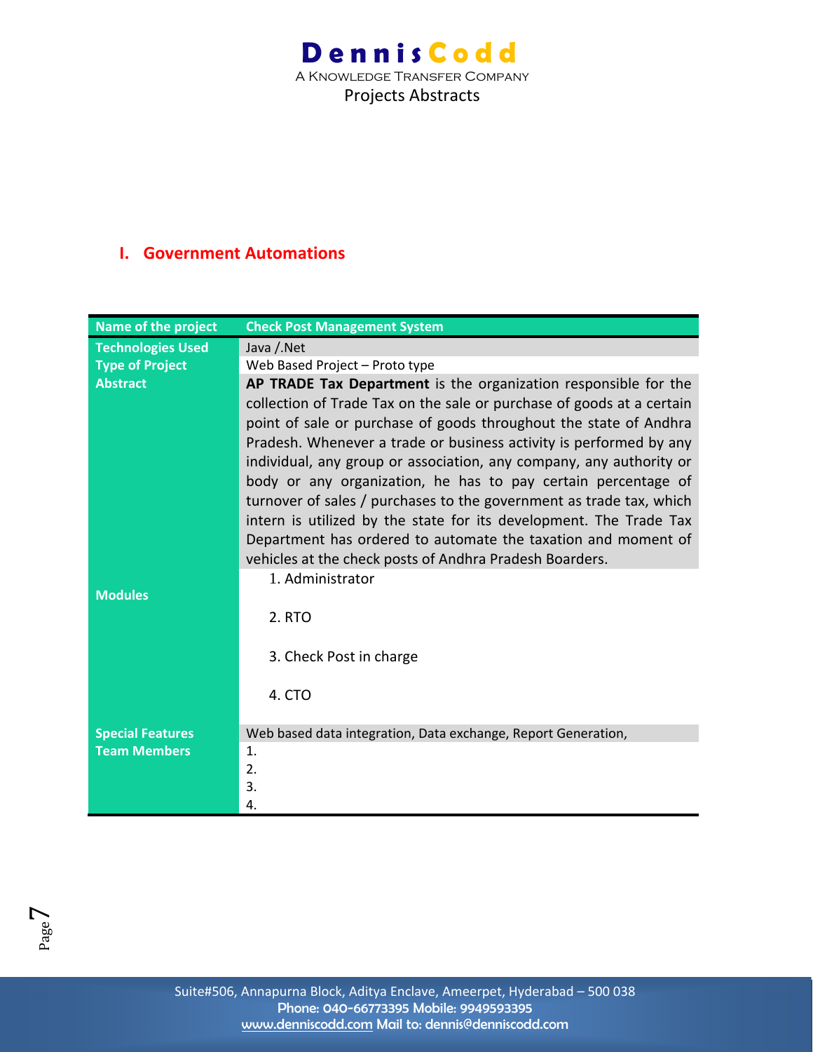## I. Government Automations

| Name of the project | Check Post Management System |
|---|---|
| Technologies Used | Java /.Net |
| Type of Project | Web Based Project – Proto type |
| Abstract | **AP TRADE Tax Department** is the organization responsible for the collection of Trade Tax on the sale or purchase of goods at a certain point of sale or purchase of goods throughout the state of Andhra Pradesh. Whenever a trade or business activity is performed by any individual, any group or association, any company, any authority or body or any organization, he has to pay certain percentage of turnover of sales / purchases to the government as trade tax, which intern is utilized by the state for its development. The Trade Tax Department has ordered to automate the taxation and moment of vehicles at the check posts of Andhra Pradesh Boarders. |
| Modules | 1. Administrator<br>2. RTO<br>3. Check Post in charge<br>4. CTO |
| Special Features | Web based data integration, Data exchange, Report Generation, |
| Team Members | 1.<br>2.<br>3.<br>4. |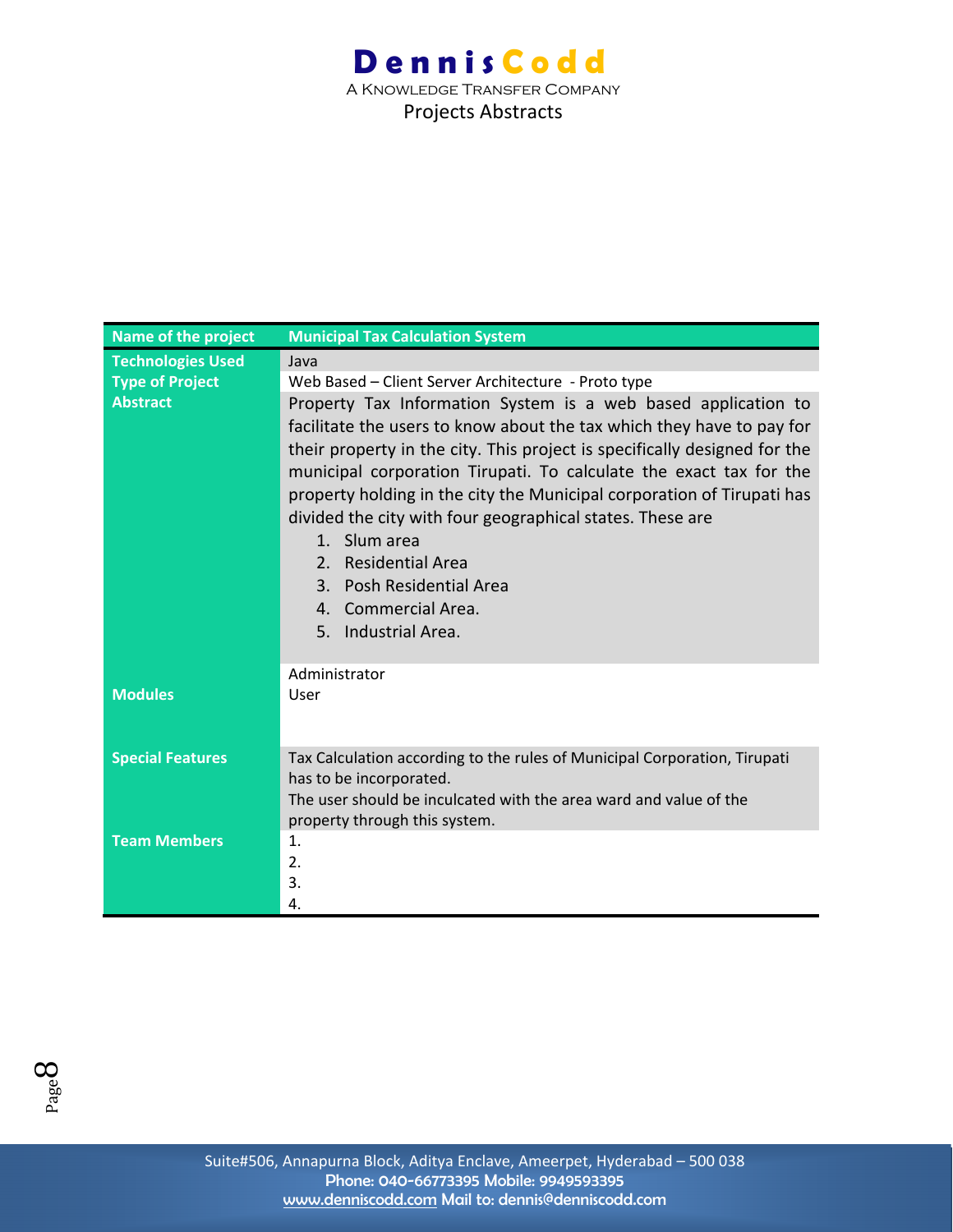| Name of the project | Municipal Tax Calculation System |
| --- | --- |
| Technologies Used | Java |
| Type of Project | Web Based – Client Server Architecture - Proto type |
| Abstract | Property Tax Information System is a web based application to facilitate the users to know about the tax which they have to pay for their property in the city. This project is specifically designed for the municipal corporation Tirupati. To calculate the exact tax for the property holding in the city the Municipal corporation of Tirupati has divided the city with four geographical states. These are<br>1. Slum area<br>2. Residential Area<br>3. Posh Residential Area<br>4. Commercial Area.<br>5. Industrial Area. |
| Modules | Administrator<br>User |
| Special Features | Tax Calculation according to the rules of Municipal Corporation, Tirupati has to be incorporated.<br>The user should be inculcated with the area ward and value of the property through this system. |
| Team Members | 1.<br>2.<br>3.<br>4. |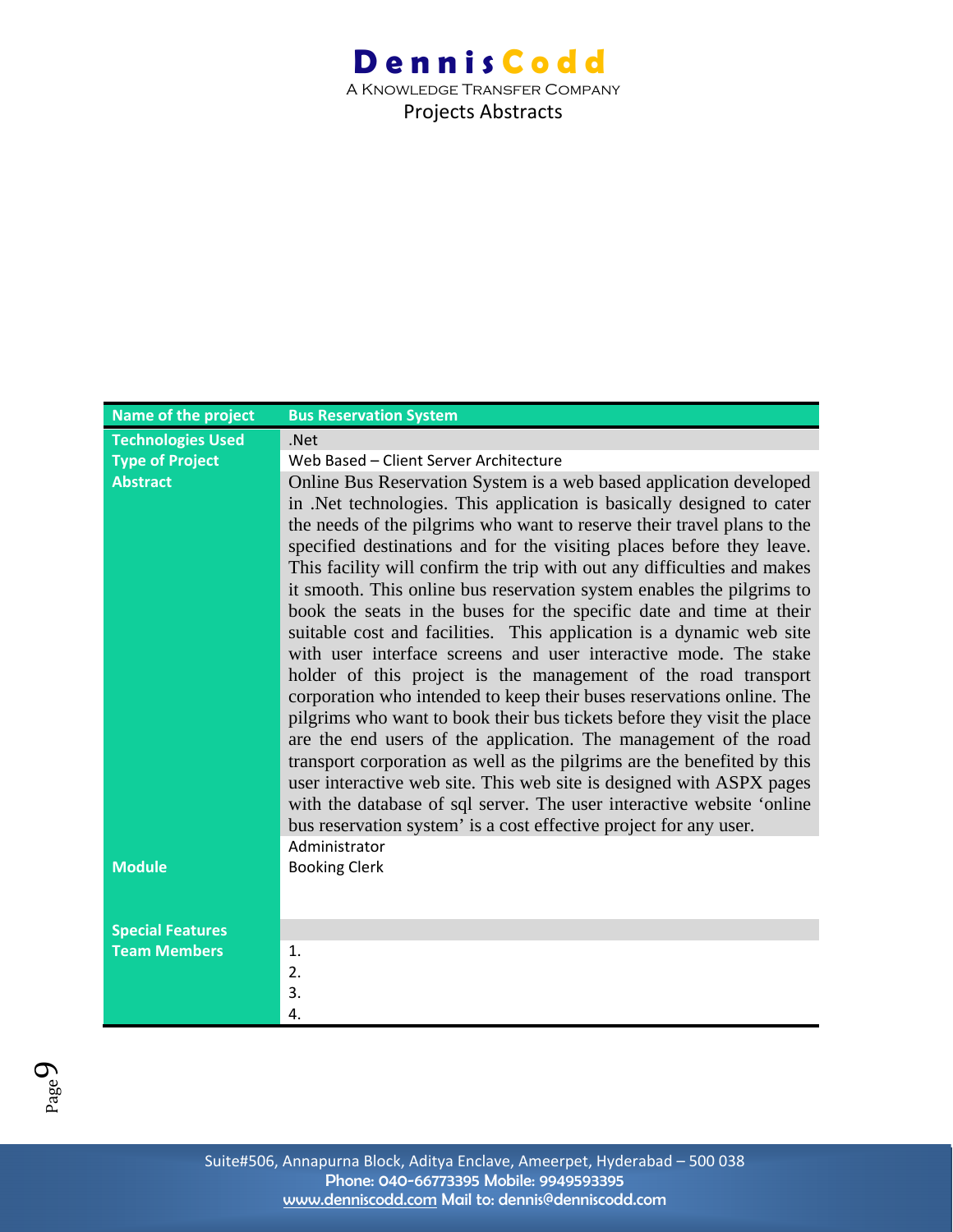| Name of the project | Bus Reservation System |
|---|---|
| Technologies Used | .Net |
| Type of Project | Web Based – Client Server Architecture |
| Abstract | Online Bus Reservation System is a web based application developed in .Net technologies. This application is basically designed to cater the needs of the pilgrims who want to reserve their travel plans to the specified destinations and for the visiting places before they leave. This facility will confirm the trip with out any difficulties and makes it smooth. This online bus reservation system enables the pilgrims to book the seats in the buses for the specific date and time at their suitable cost and facilities. This application is a dynamic web site with user interface screens and user interactive mode. The stake holder of this project is the management of the road transport corporation who intended to keep their buses reservations online. The pilgrims who want to book their bus tickets before they visit the place are the end users of the application. The management of the road transport corporation as well as the pilgrims are the benefited by this user interactive web site. This web site is designed with ASPX pages with the database of sql server. The user interactive website 'online bus reservation system' is a cost effective project for any user. |
| Module | Administrator<br>Booking Clerk |
| Special Features | |
| Team Members | 1.<br>2.<br>3.<br>4. |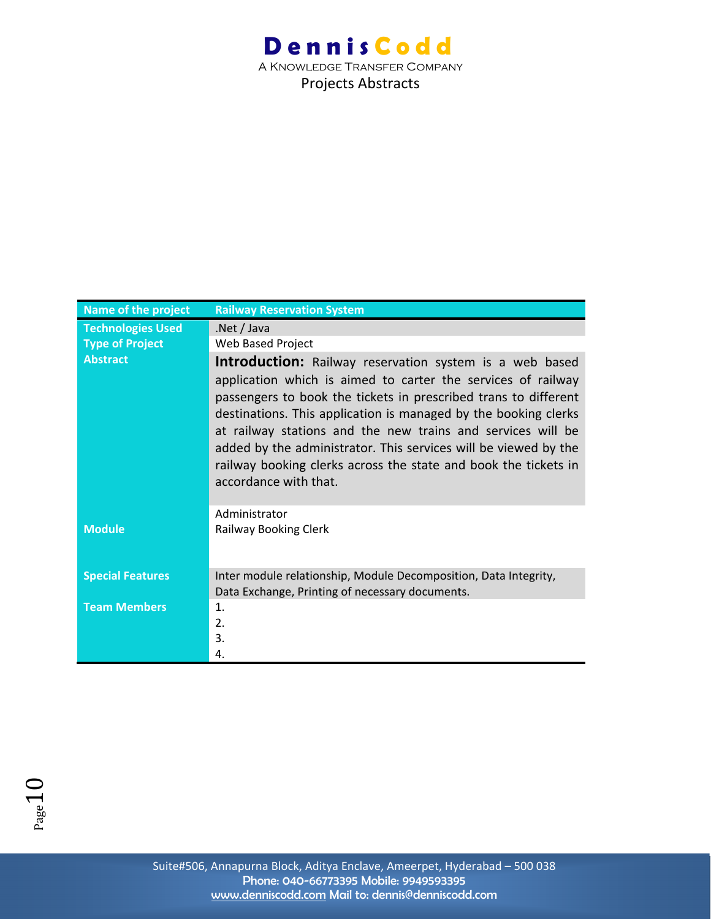| Name of the project | Railway Reservation System |
|---|---|
| Technologies Used | .Net / Java |
| Type of Project | Web Based Project |
| Abstract | **Introduction:** Railway reservation system is a web based application which is aimed to carter the services of railway passengers to book the tickets in prescribed trans to different destinations. This application is managed by the booking clerks at railway stations and the new trains and services will be added by the administrator. This services will be viewed by the railway booking clerks across the state and book the tickets in accordance with that. |
| Module | Administrator<br>Railway Booking Clerk |
| Special Features | Inter module relationship, Module Decomposition, Data Integrity, Data Exchange, Printing of necessary documents. |
| Team Members | 1.<br>2.<br>3.<br>4. |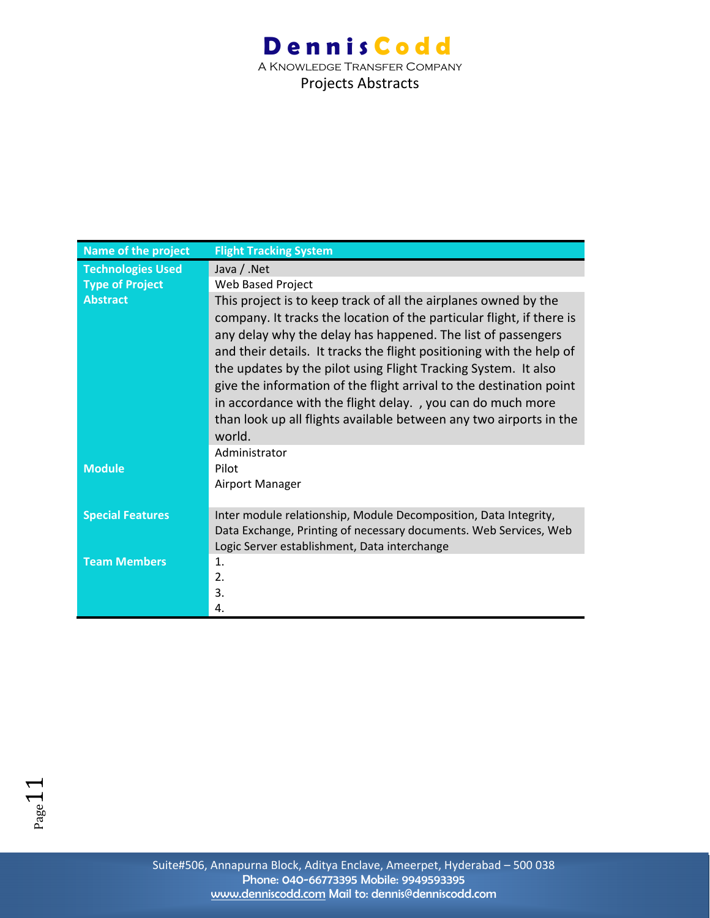| Name of the project | Flight Tracking System |
| --- | --- |
| Technologies Used | Java / .Net |
| Type of Project | Web Based Project |
| Abstract | This project is to keep track of all the airplanes owned by the company. It tracks the location of the particular flight, if there is any delay why the delay has happened. The list of passengers and their details. It tracks the flight positioning with the help of the updates by the pilot using Flight Tracking System. It also give the information of the flight arrival to the destination point in accordance with the flight delay. , you can do much more than look up all flights available between any two airports in the world. |
| Module | Administrator<br>Pilot<br>Airport Manager |
| Special Features | Inter module relationship, Module Decomposition, Data Integrity, Data Exchange, Printing of necessary documents. Web Services, Web Logic Server establishment, Data interchange |
| Team Members | 1.<br>2.<br>3.<br>4. |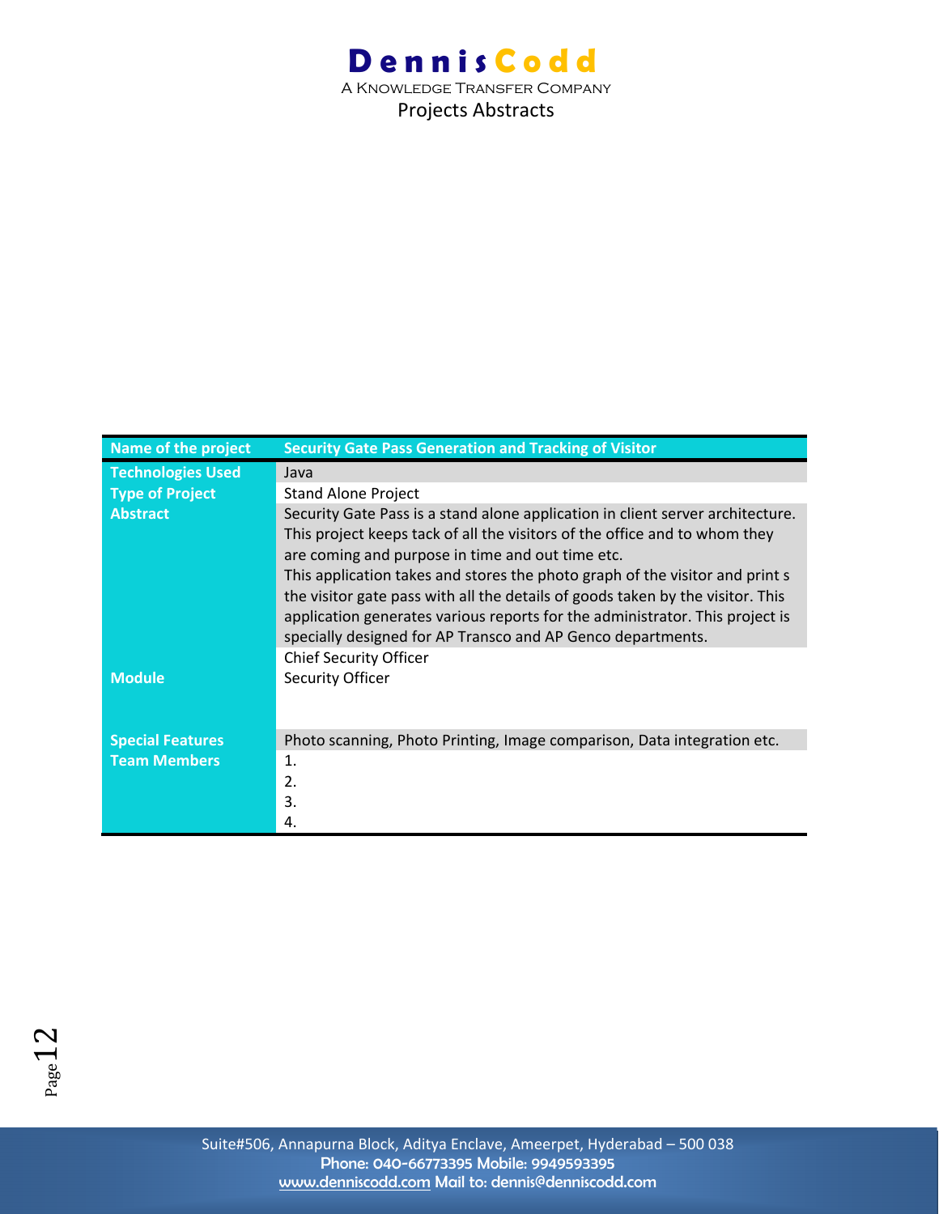| Name of the project | Security Gate Pass Generation and Tracking of Visitor |
|---|---|
| Technologies Used | Java |
| Type of Project | Stand Alone Project |
| Abstract | Security Gate Pass is a stand alone application in client server architecture. This project keeps tack of all the visitors of the office and to whom they are coming and purpose in time and out time etc.<br>This application takes and stores the photo graph of the visitor and print s the visitor gate pass with all the details of goods taken by the visitor. This application generates various reports for the administrator. This project is specially designed for AP Transco and AP Genco departments. |
| Module | Chief Security Officer<br>Security Officer |
| Special Features | Photo scanning, Photo Printing, Image comparison, Data integration etc. |
| Team Members | 1.<br>2.<br>3.<br>4. |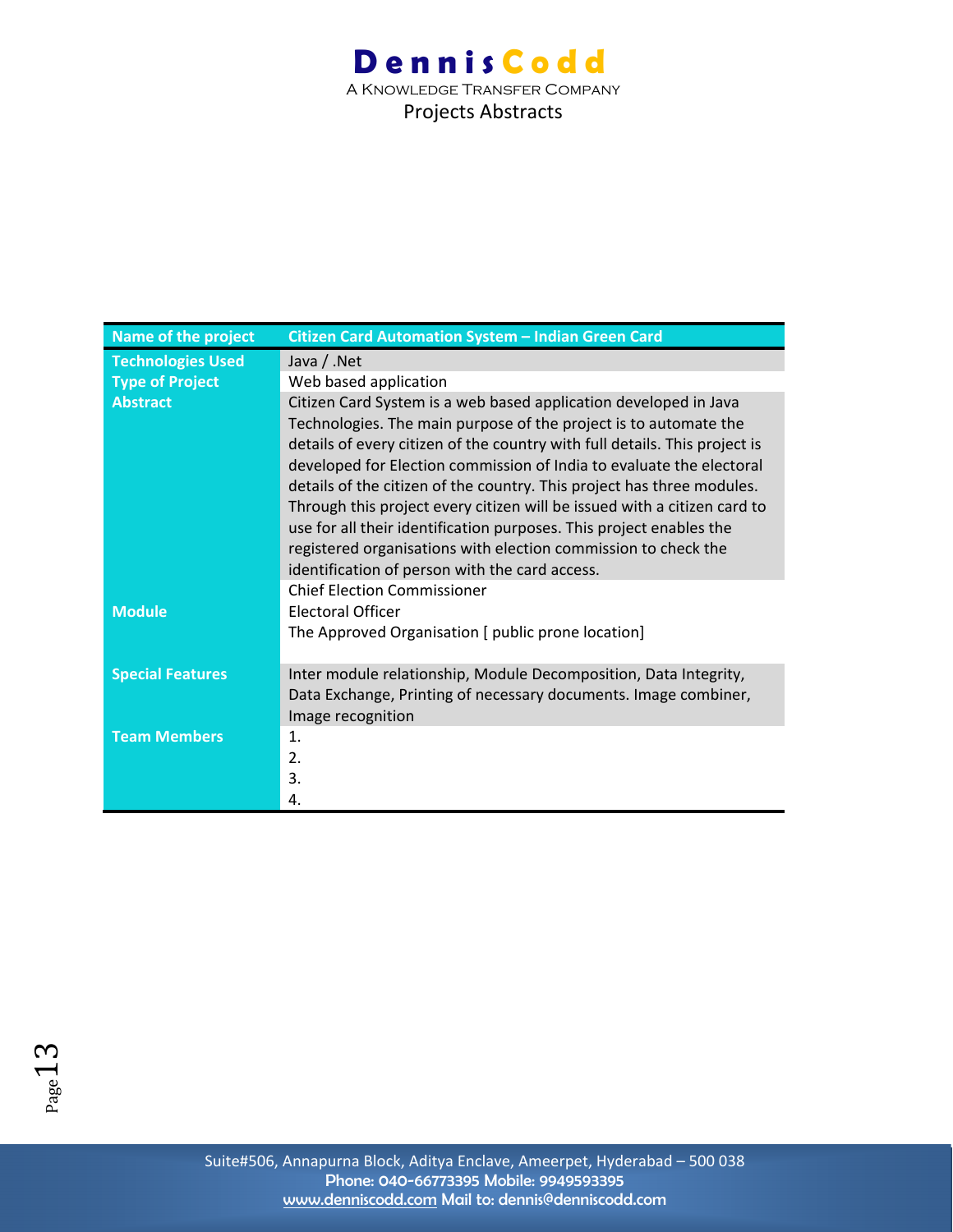| Name of the project | Citizen Card Automation System – Indian Green Card |
|---|---|
| Technologies Used | Java / .Net |
| Type of Project | Web based application |
| Abstract | Citizen Card System is a web based application developed in Java Technologies. The main purpose of the project is to automate the details of every citizen of the country with full details. This project is developed for Election commission of India to evaluate the electoral details of the citizen of the country. This project has three modules. Through this project every citizen will be issued with a citizen card to use for all their identification purposes. This project enables the registered organisations with election commission to check the identification of person with the card access. |
| Module | Chief Election Commissioner<br>Electoral Officer<br>The Approved Organisation [ public prone location] |
| Special Features | Inter module relationship, Module Decomposition, Data Integrity, Data Exchange, Printing of necessary documents. Image combiner, Image recognition |
| Team Members | 1.<br>2.<br>3.<br>4. |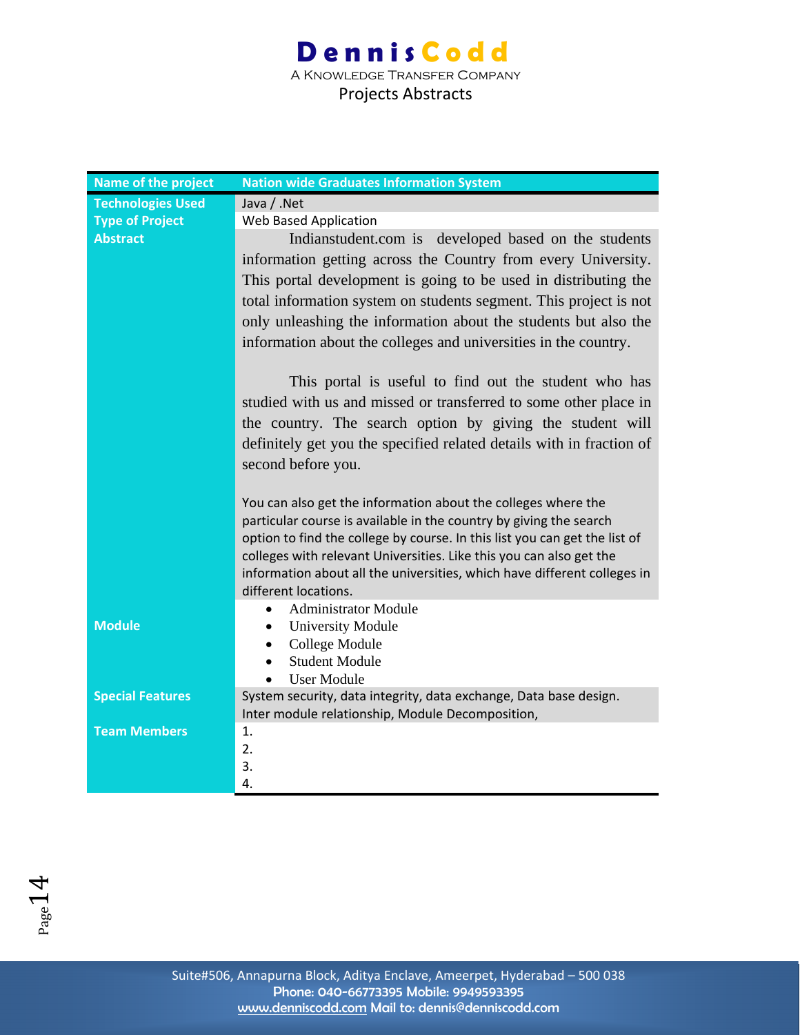| Name of the project | Nation wide Graduates Information System |
|---|---|
| Technologies Used | Java / .Net |
| Type of Project | Web Based Application |
| Abstract | Indianstudent.com is developed based on the students information getting across the Country from every University. This portal development is going to be used in distributing the total information system on students segment. This project is not only unleashing the information about the students but also the information about the colleges and universities in the country.<br><br>This portal is useful to find out the student who has studied with us and missed or transferred to some other place in the country. The search option by giving the student will definitely get you the specified related details with in fraction of second before you.<br><br>You can also get the information about the colleges where the particular course is available in the country by giving the search option to find the college by course. In this list you can get the list of colleges with relevant Universities. Like this you can also get the information about all the universities, which have different colleges in different locations. |
| Module | • Administrator Module<br>• University Module<br>• College Module<br>• Student Module<br>• User Module |
| Special Features | System security, data integrity, data exchange, Data base design. Inter module relationship, Module Decomposition, |
| Team Members | 1.<br>2.<br>3.<br>4. |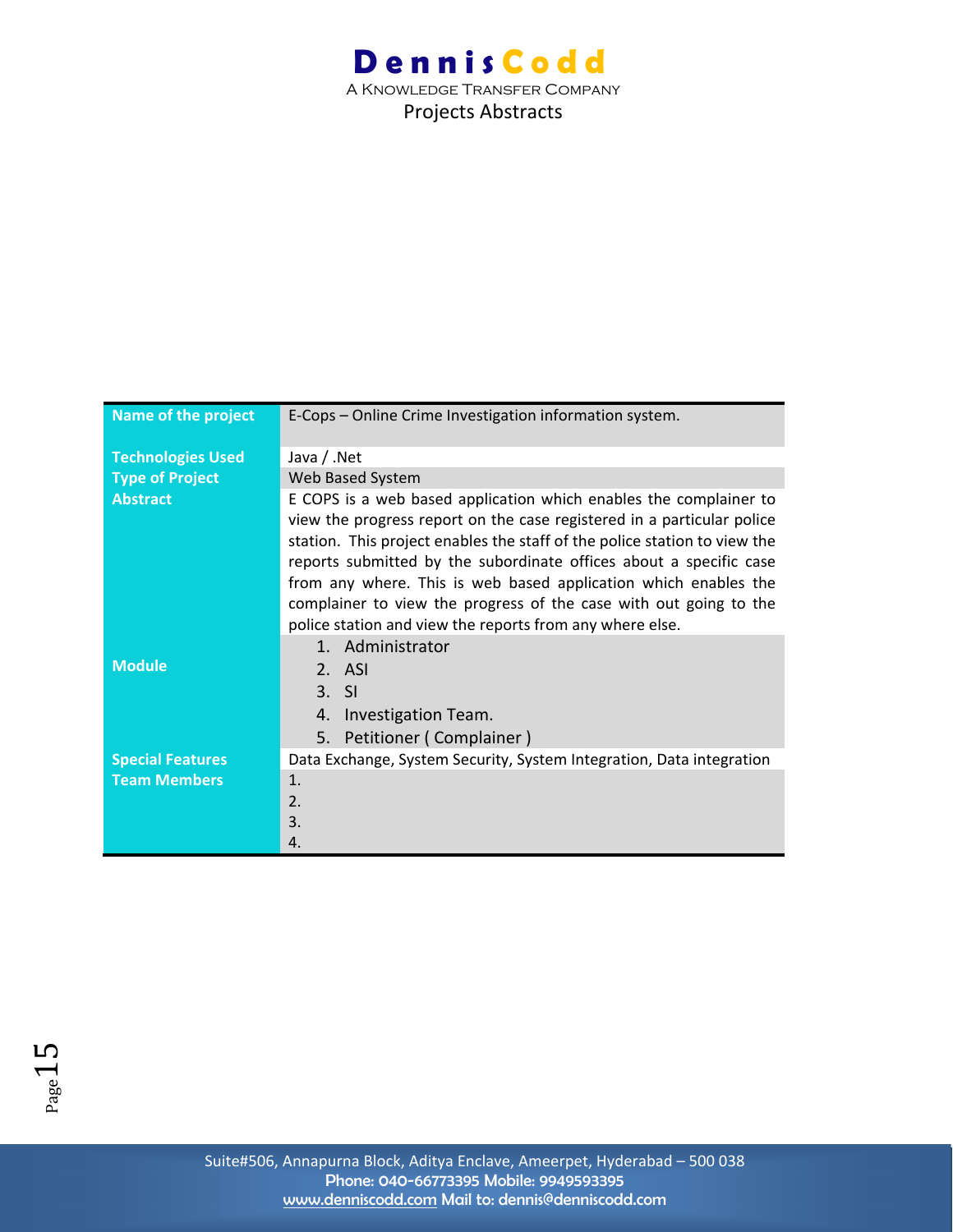| | |
|---|---|
| **Name of the project** | E-Cops – Online Crime Investigation information system. |
| **Technologies Used** | Java / .Net |
| **Type of Project** | Web Based System |
| **Abstract** | E COPS is a web based application which enables the complainer to view the progress report on the case registered in a particular police station. This project enables the staff of the police station to view the reports submitted by the subordinate offices about a specific case from any where. This is web based application which enables the complainer to view the progress of the case with out going to the police station and view the reports from any where else. |
| **Module** | 1. Administrator<br>2. ASI<br>3. SI<br>4. Investigation Team.<br>5. Petitioner ( Complainer ) |
| **Special Features** | Data Exchange, System Security, System Integration, Data integration |
| **Team Members** | 1.<br>2.<br>3.<br>4. |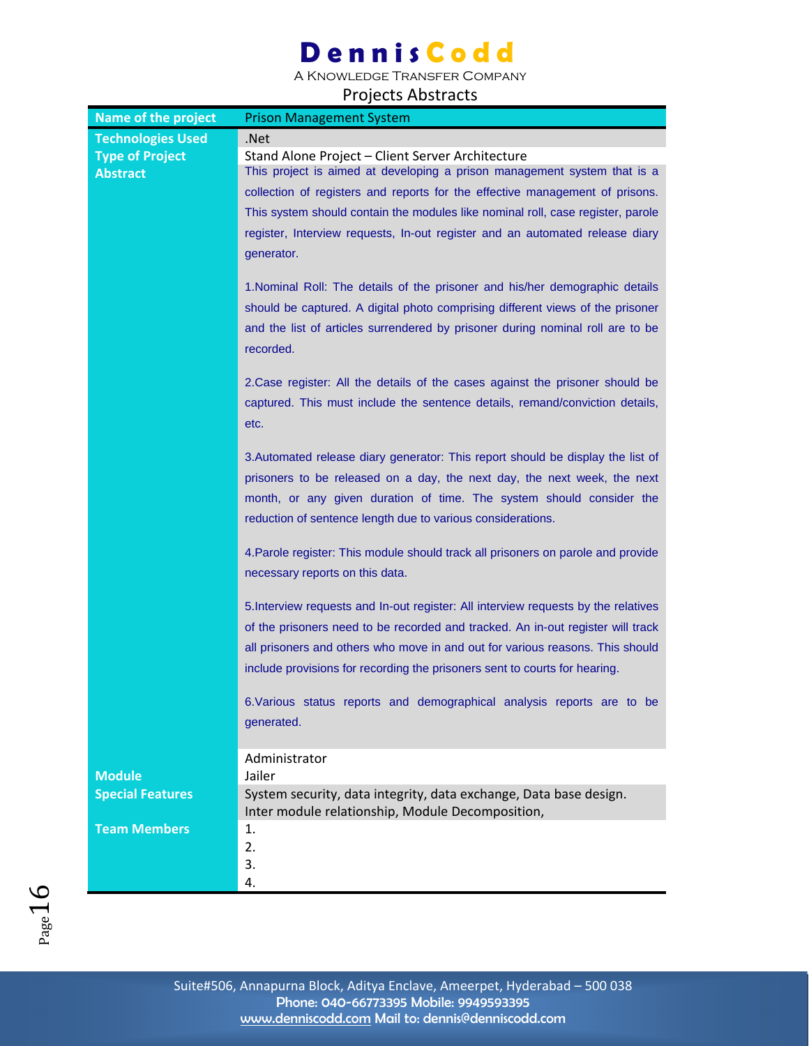# DennisCodd

A Knowledge Transfer Company

## Projects Abstracts

| Name of the project | Prison Management System |
|---|---|
| Technologies Used | .Net |
| Type of Project | Stand Alone Project – Client Server Architecture |
| Abstract | This project is aimed at developing a prison management system that is a collection of registers and reports for the effective management of prisons. This system should contain the modules like nominal roll, case register, parole register, Interview requests, In-out register and an automated release diary generator.<br><br>1.Nominal Roll: The details of the prisoner and his/her demographic details should be captured. A digital photo comprising different views of the prisoner and the list of articles surrendered by prisoner during nominal roll are to be recorded.<br><br>2.Case register: All the details of the cases against the prisoner should be captured. This must include the sentence details, remand/conviction details, etc.<br><br>3.Automated release diary generator: This report should be display the list of prisoners to be released on a day, the next day, the next week, the next month, or any given duration of time. The system should consider the reduction of sentence length due to various considerations.<br><br>4.Parole register: This module should track all prisoners on parole and provide necessary reports on this data.<br><br>5.Interview requests and In-out register: All interview requests by the relatives of the prisoners need to be recorded and tracked. An in-out register will track all prisoners and others who move in and out for various reasons. This should include provisions for recording the prisoners sent to courts for hearing.<br><br>6.Various status reports and demographical analysis reports are to be generated. |
| Module | Administrator<br>Jailer |
| Special Features | System security, data integrity, data exchange, Data base design.<br>Inter module relationship, Module Decomposition, |
| Team Members | 1.<br>2.<br>3.<br>4. |

Suite#506, Annapurna Block, Aditya Enclave, Ameerpet, Hyderabad – 500 038
Phone: 040-66773395 Mobile: 9949593395
www.denniscodd.com Mail to: dennis@denniscodd.com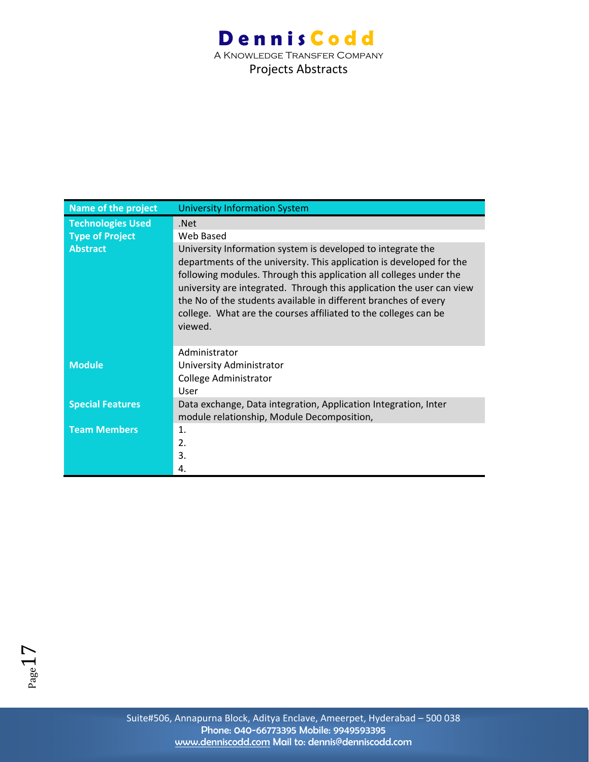| Name of the project | University Information System |
|---|---|
| Technologies Used | .Net |
| Type of Project | Web Based |
| Abstract | University Information system is developed to integrate the departments of the university. This application is developed for the following modules. Through this application all colleges under the university are integrated. Through this application the user can view the No of the students available in different branches of every college. What are the courses affiliated to the colleges can be viewed. |
| Module | Administrator<br>University Administrator<br>College Administrator<br>User |
| Special Features | Data exchange, Data integration, Application Integration, Inter module relationship, Module Decomposition, |
| Team Members | 1.<br>2.<br>3.<br>4. |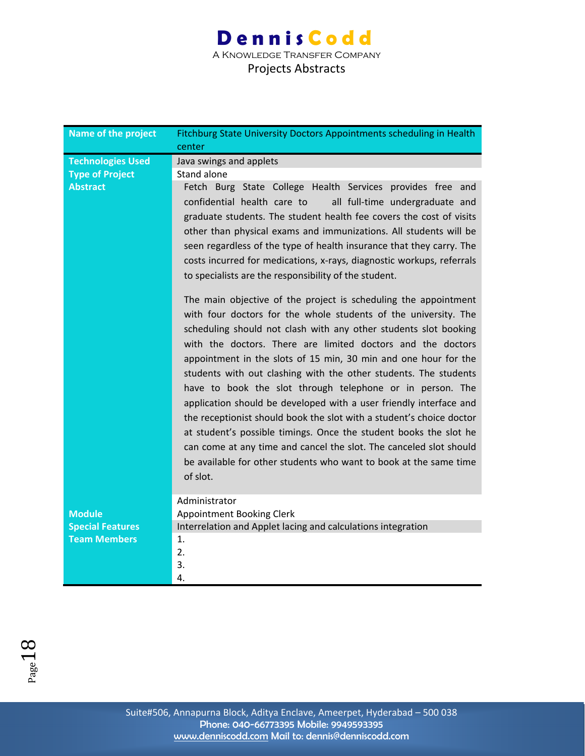| Name of the project | Fitchburg State University Doctors Appointments scheduling in Health center |
|---|---|
| Technologies Used | Java swings and applets |
| Type of Project | Stand alone |
| Abstract | Fetch Burg State College Health Services provides free and confidential health care to all full-time undergraduate and graduate students. The student health fee covers the cost of visits other than physical exams and immunizations. All students will be seen regardless of the type of health insurance that they carry. The costs incurred for medications, x-rays, diagnostic workups, referrals to specialists are the responsibility of the student.<br><br>The main objective of the project is scheduling the appointment with four doctors for the whole students of the university. The scheduling should not clash with any other students slot booking with the doctors. There are limited doctors and the doctors appointment in the slots of 15 min, 30 min and one hour for the students with out clashing with the other students. The students have to book the slot through telephone or in person. The application should be developed with a user friendly interface and the receptionist should book the slot with a student's choice doctor at student's possible timings. Once the student books the slot he can come at any time and cancel the slot. The canceled slot should be available for other students who want to book at the same time of slot. |
| Module | Administrator<br>Appointment Booking Clerk |
| Special Features | Interrelation and Applet lacing and calculations integration |
| Team Members | 1.<br>2.<br>3.<br>4. |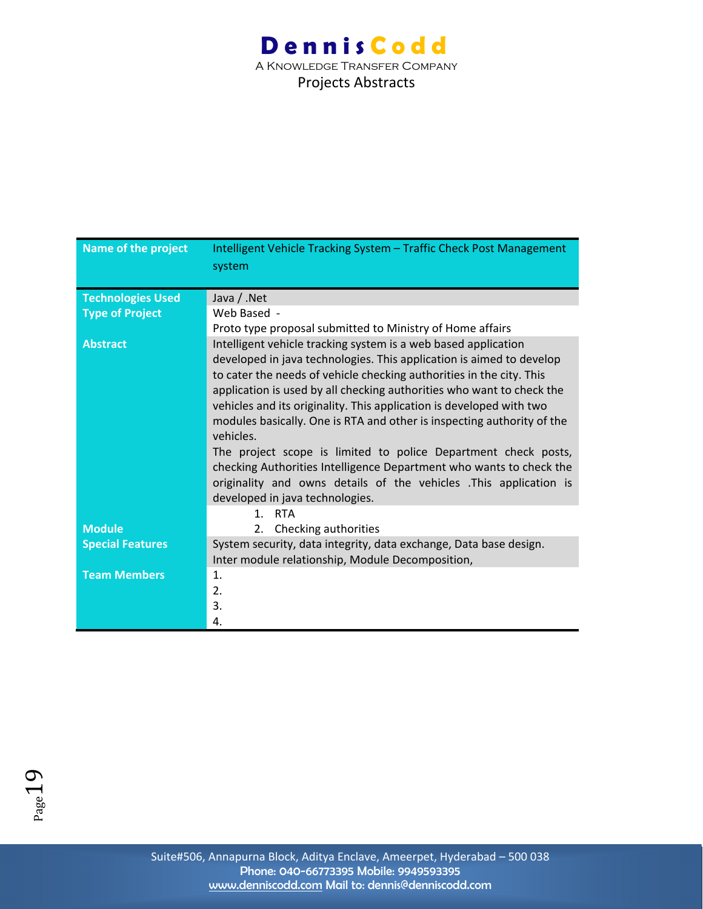| Name of the project | Intelligent Vehicle Tracking System – Traffic Check Post Management system |
|---|---|
| Technologies Used | Java / .Net |
| Type of Project | Web Based - <br>Proto type proposal submitted to Ministry of Home affairs |
| Abstract | Intelligent vehicle tracking system is a web based application developed in java technologies. This application is aimed to develop to cater the needs of vehicle checking authorities in the city. This application is used by all checking authorities who want to check the vehicles and its originality. This application is developed with two modules basically. One is RTA and other is inspecting authority of the vehicles.<br>The project scope is limited to police Department check posts, checking Authorities Intelligence Department who wants to check the originality and owns details of the vehicles .This application is developed in java technologies. |
| Module | 1. RTA<br>2. Checking authorities |
| Special Features | System security, data integrity, data exchange, Data base design. Inter module relationship, Module Decomposition, |
| Team Members | 1.<br>2.<br>3.<br>4. |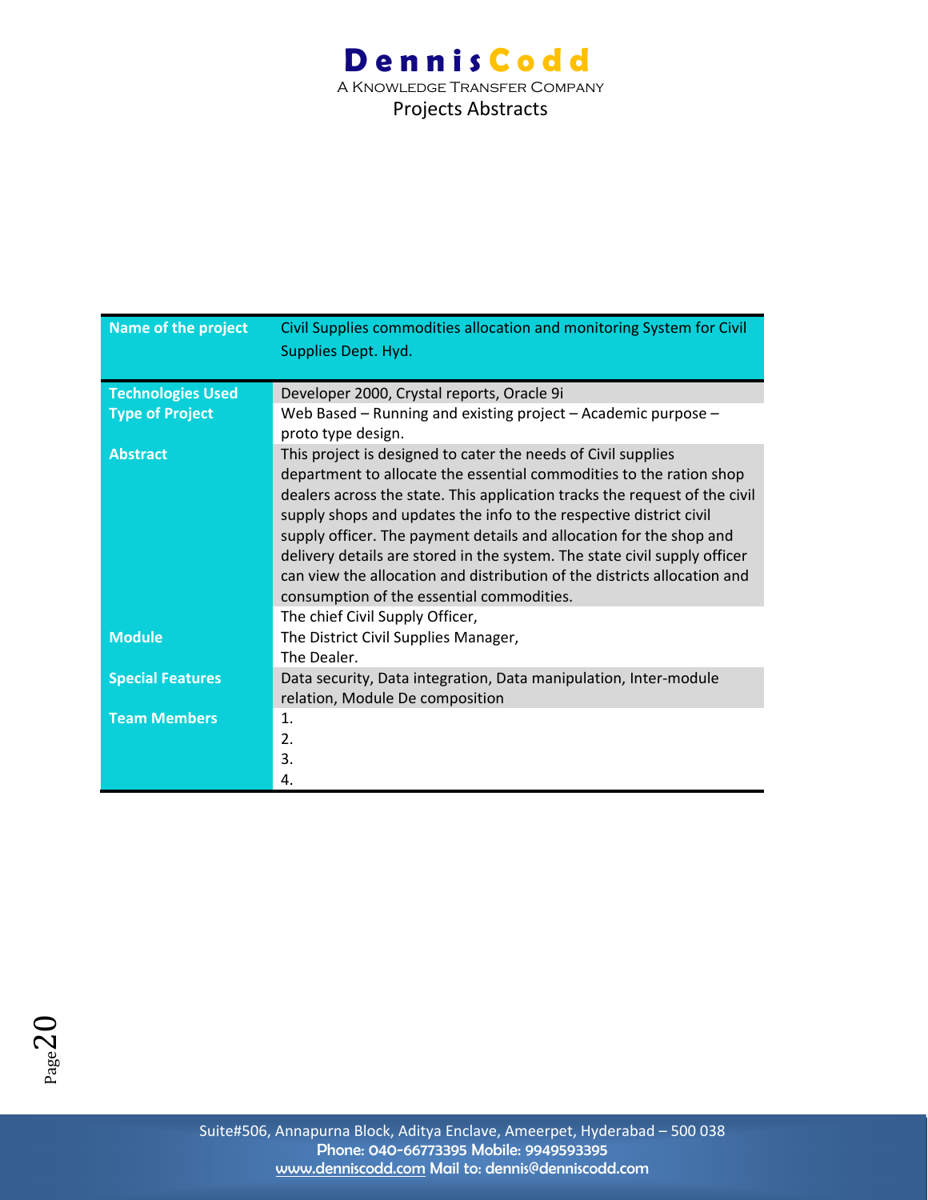| Name of the project | Civil Supplies commodities allocation and monitoring System for Civil Supplies Dept. Hyd. |
|---|---|
| Technologies Used | Developer 2000, Crystal reports, Oracle 9i |
| Type of Project | Web Based – Running and existing project – Academic purpose – proto type design. |
| Abstract | This project is designed to cater the needs of Civil supplies department to allocate the essential commodities to the ration shop dealers across the state. This application tracks the request of the civil supply shops and updates the info to the respective district civil supply officer. The payment details and allocation for the shop and delivery details are stored in the system. The state civil supply officer can view the allocation and distribution of the districts allocation and consumption of the essential commodities. |
| Module | The chief Civil Supply Officer,<br>The District Civil Supplies Manager,<br>The Dealer. |
| Special Features | Data security, Data integration, Data manipulation, Inter-module relation, Module De composition |
| Team Members | 1.<br>2.<br>3.<br>4. |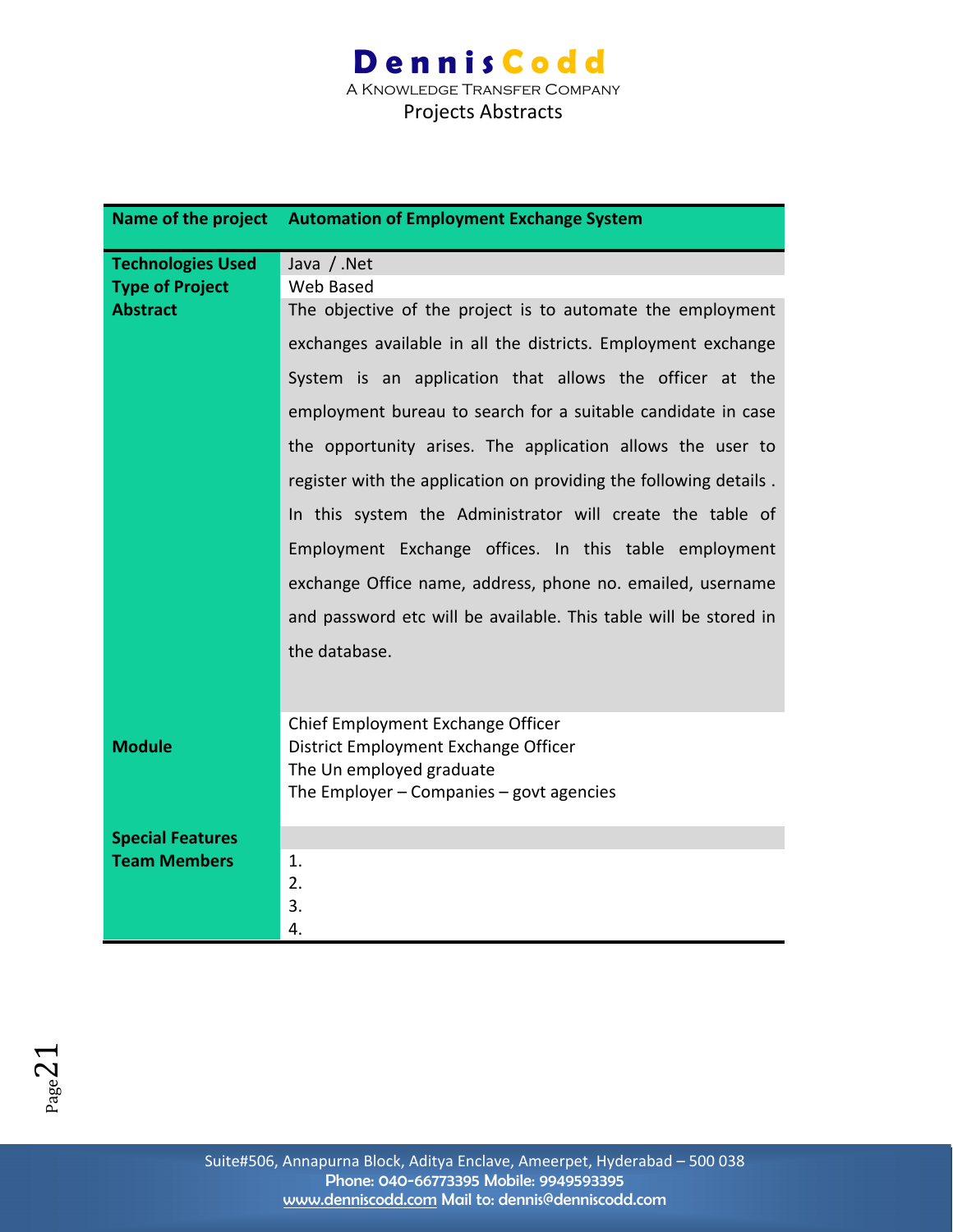| Name of the project | Automation of Employment Exchange System |
|---|---|
| Technologies Used | Java / .Net |
| Type of Project | Web Based |
| Abstract | The objective of the project is to automate the employment exchanges available in all the districts. Employment exchange System is an application that allows the officer at the employment bureau to search for a suitable candidate in case the opportunity arises. The application allows the user to register with the application on providing the following details . In this system the Administrator will create the table of Employment Exchange offices. In this table employment exchange Office name, address, phone no. emailed, username and password etc will be available. This table will be stored in the database. |
| Module | Chief Employment Exchange Officer<br>District Employment Exchange Officer<br>The Un employed graduate<br>The Employer – Companies – govt agencies |
| Special Features | |
| Team Members | 1.<br>2.<br>3.<br>4. |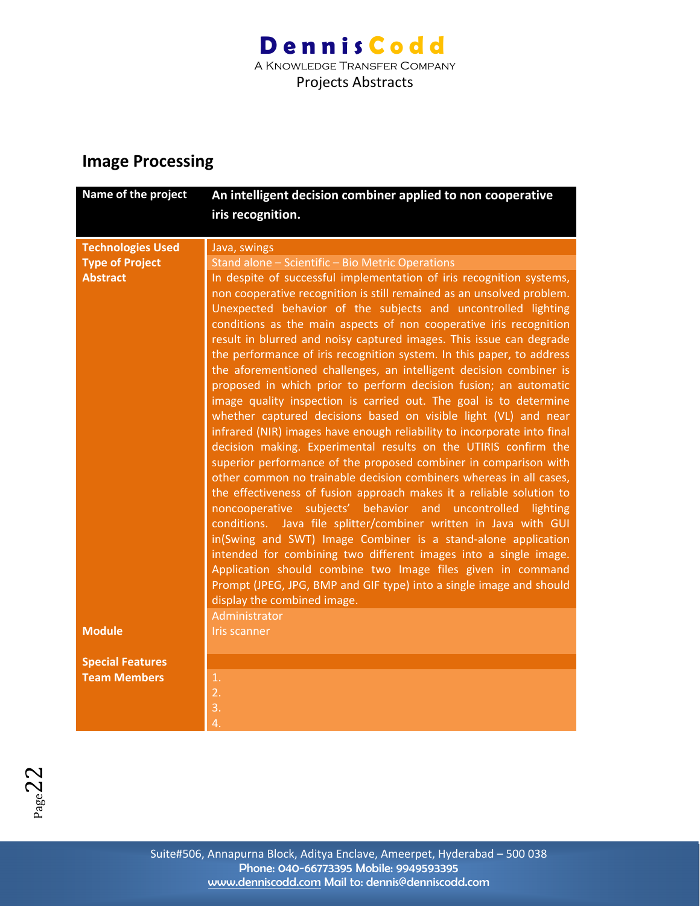## Image Processing

| Name of the project | An intelligent decision combiner applied to non cooperative iris recognition. |
|---|---|
| Technologies Used | Java, swings |
| Type of Project | Stand alone – Scientific – Bio Metric Operations |
| Abstract | In despite of successful implementation of iris recognition systems, non cooperative recognition is still remained as an unsolved problem. Unexpected behavior of the subjects and uncontrolled lighting conditions as the main aspects of non cooperative iris recognition result in blurred and noisy captured images. This issue can degrade the performance of iris recognition system. In this paper, to address the aforementioned challenges, an intelligent decision combiner is proposed in which prior to perform decision fusion; an automatic image quality inspection is carried out. The goal is to determine whether captured decisions based on visible light (VL) and near infrared (NIR) images have enough reliability to incorporate into final decision making. Experimental results on the UTIRIS confirm the superior performance of the proposed combiner in comparison with other common no trainable decision combiners whereas in all cases, the effectiveness of fusion approach makes it a reliable solution to noncooperative subjects' behavior and uncontrolled lighting conditions. Java file splitter/combiner written in Java with GUI in(Swing and SWT) Image Combiner is a stand-alone application intended for combining two different images into a single image. Application should combine two Image files given in command Prompt (JPEG, JPG, BMP and GIF type) into a single image and should display the combined image. |
| Module | Administrator<br>Iris scanner |
| Special Features | |
| Team Members | 1.<br>2.<br>3.<br>4. |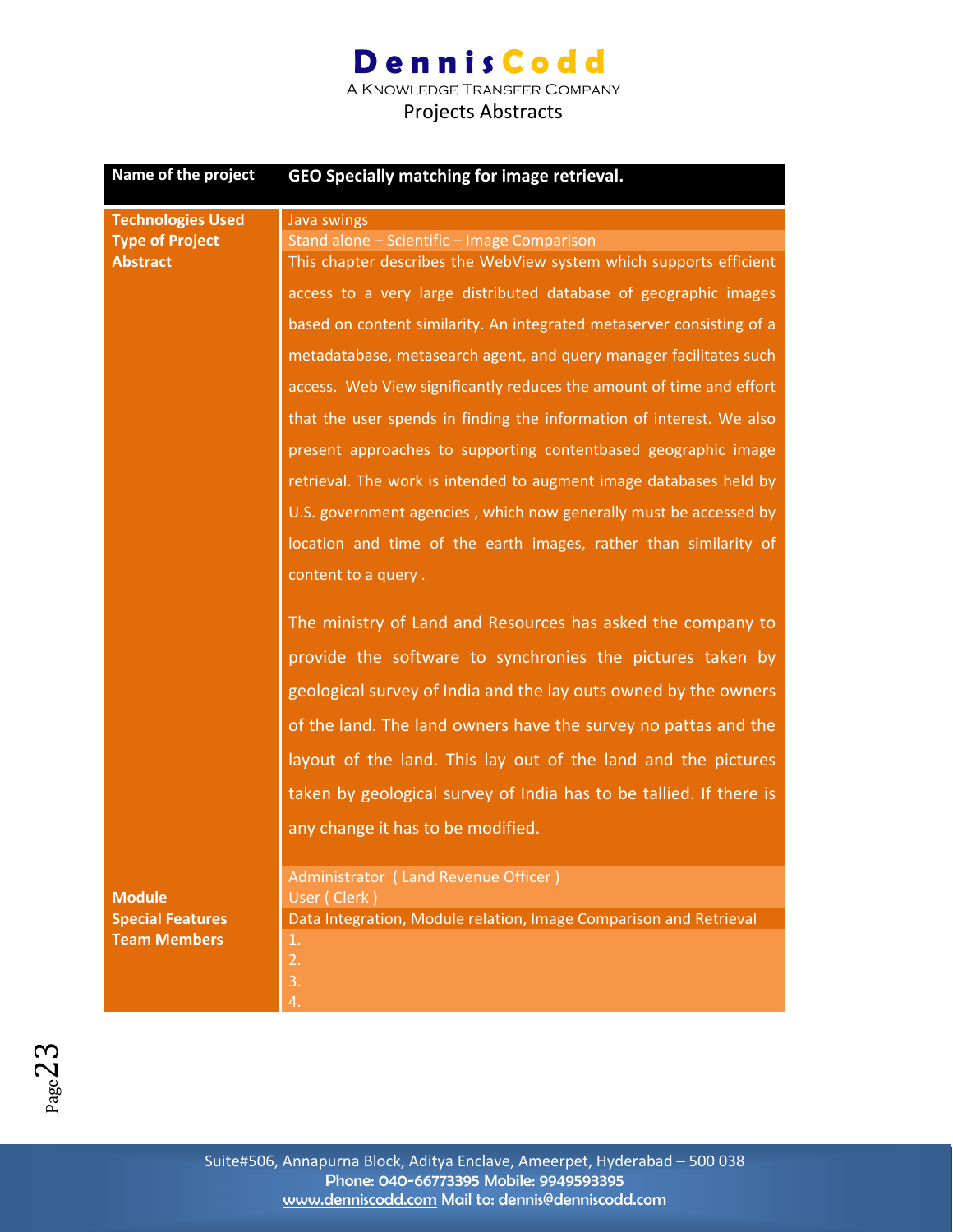| Name of the project | GEO Specially matching for image retrieval. |
|---|---|
| Technologies Used | Java swings |
| Type of Project | Stand alone – Scientific – Image Comparison |
| Abstract | This chapter describes the WebView system which supports efficient access to a very large distributed database of geographic images based on content similarity. An integrated metaserver consisting of a metadatabase, metasearch agent, and query manager facilitates such access. Web View significantly reduces the amount of time and effort that the user spends in finding the information of interest. We also present approaches to supporting contentbased geographic image retrieval. The work is intended to augment image databases held by U.S. government agencies , which now generally must be accessed by location and time of the earth images, rather than similarity of content to a query .<br><br>The ministry of Land and Resources has asked the company to provide the software to synchronies the pictures taken by geological survey of India and the lay outs owned by the owners of the land. The land owners have the survey no pattas and the layout of the land. This lay out of the land and the pictures taken by geological survey of India has to be tallied. If there is any change it has to be modified. |
| Module | Administrator ( Land Revenue Officer )<br>User ( Clerk ) |
| Special Features | Data Integration, Module relation, Image Comparison and Retrieval |
| Team Members | 1.<br>2.<br>3.<br>4. |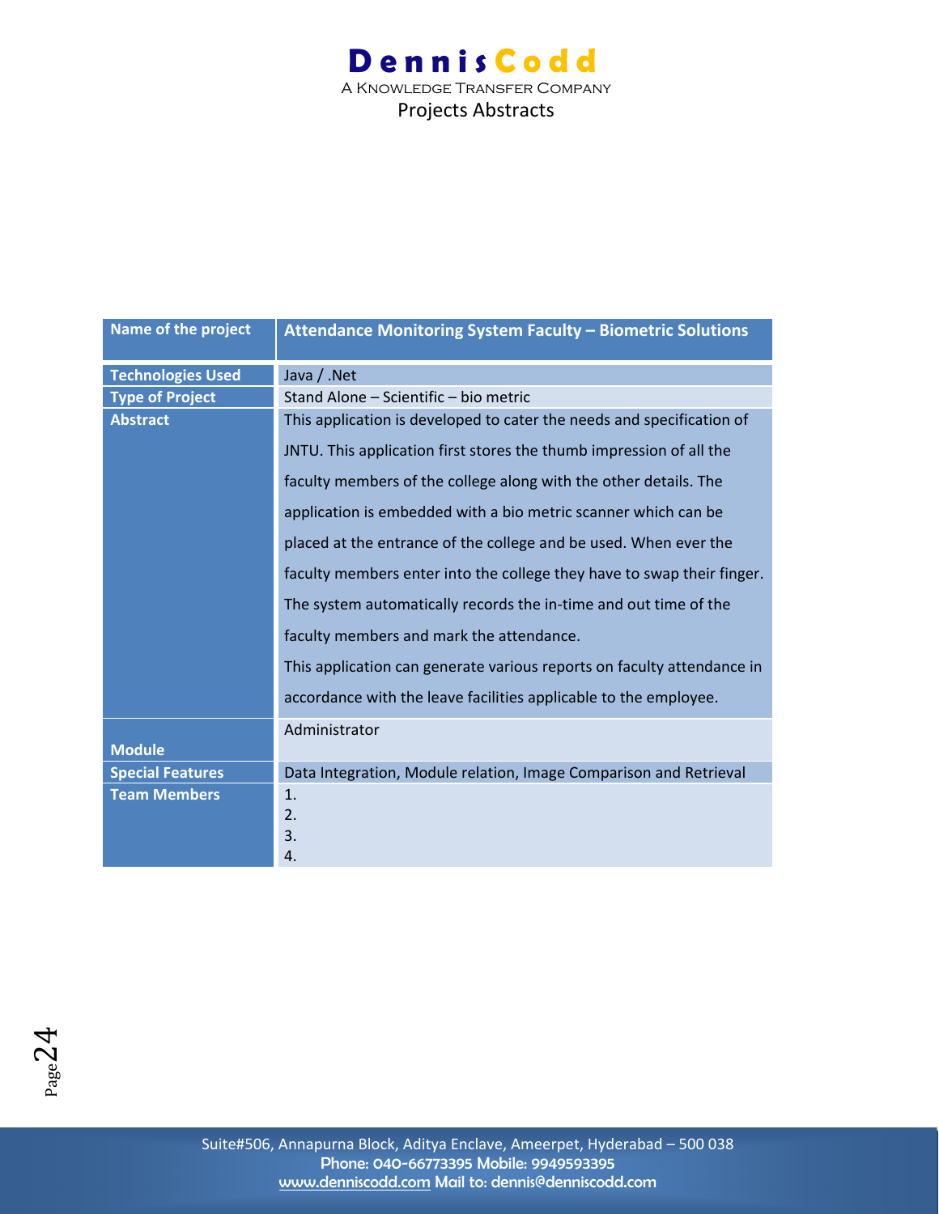| Name of the project | Attendance Monitoring System Faculty – Biometric Solutions |
|---|---|
| Technologies Used | Java / .Net |
| Type of Project | Stand Alone – Scientific – bio metric |
| Abstract | This application is developed to cater the needs and specification of JNTU. This application first stores the thumb impression of all the faculty members of the college along with the other details. The application is embedded with a bio metric scanner which can be placed at the entrance of the college and be used. When ever the faculty members enter into the college they have to swap their finger. The system automatically records the in-time and out time of the faculty members and mark the attendance.<br>This application can generate various reports on faculty attendance in accordance with the leave facilities applicable to the employee. |
| Module | Administrator |
| Special Features | Data Integration, Module relation, Image Comparison and Retrieval |
| Team Members | 1.<br>2.<br>3.<br>4. |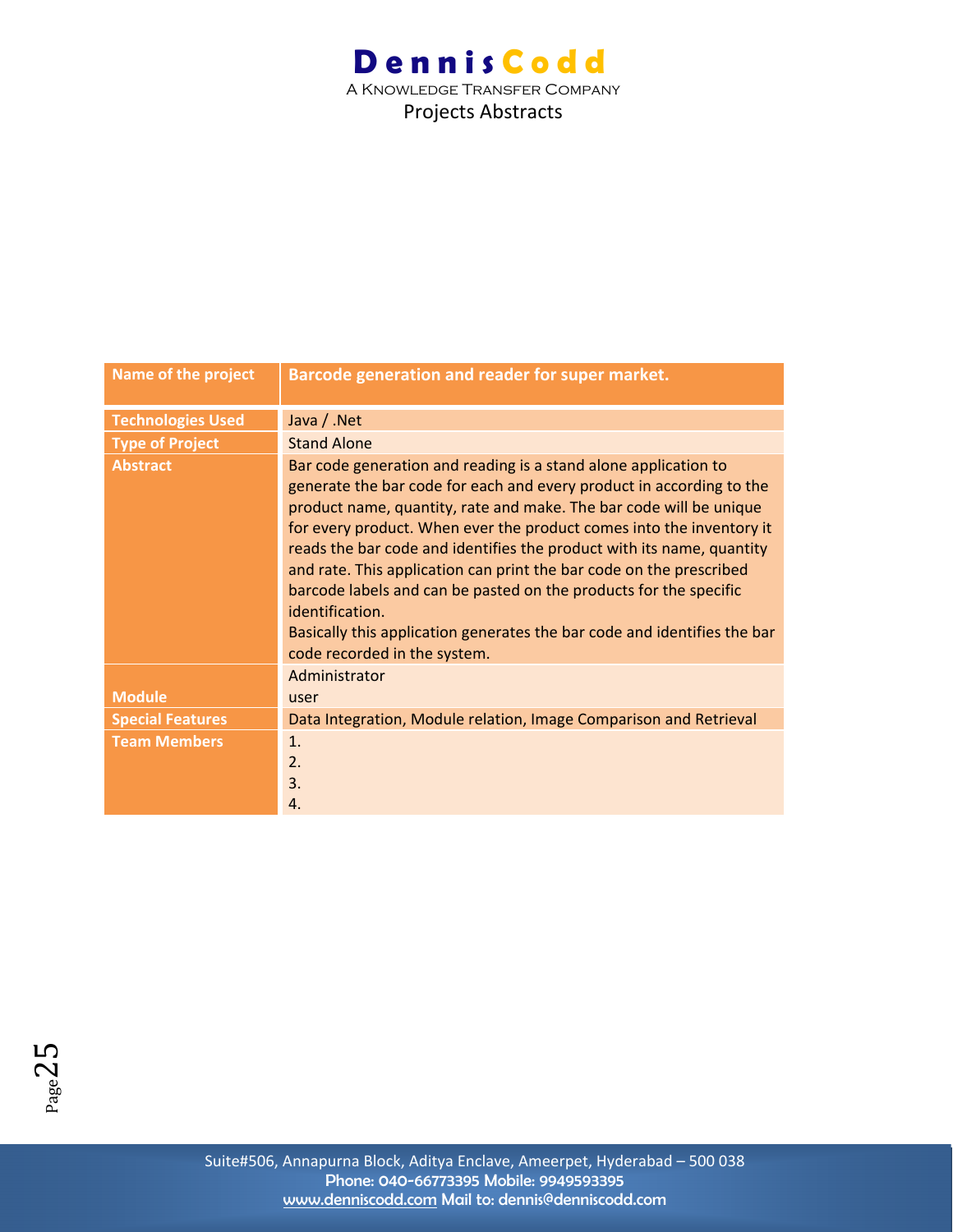| Name of the project | Barcode generation and reader for super market. |
|---|---|
| Technologies Used | Java / .Net |
| Type of Project | Stand Alone |
| Abstract | Bar code generation and reading is a stand alone application to generate the bar code for each and every product in according to the product name, quantity, rate and make. The bar code will be unique for every product. When ever the product comes into the inventory it reads the bar code and identifies the product with its name, quantity and rate. This application can print the bar code on the prescribed barcode labels and can be pasted on the products for the specific identification.<br>Basically this application generates the bar code and identifies the bar code recorded in the system. |
| Module | Administrator<br>user |
| Special Features | Data Integration, Module relation, Image Comparison and Retrieval |
| Team Members | 1.<br>2.<br>3.<br>4. |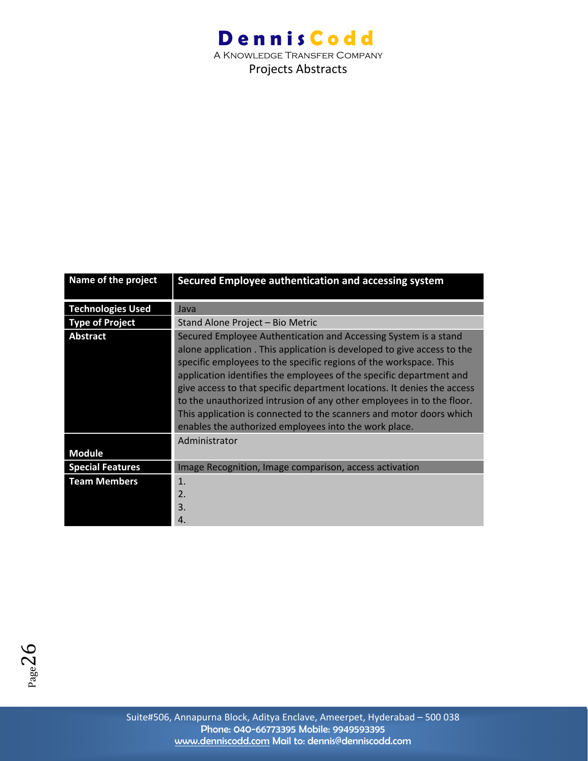| Name of the project | Secured Employee authentication and accessing system |
|---|---|
| Technologies Used | Java |
| Type of Project | Stand Alone Project – Bio Metric |
| Abstract | Secured Employee Authentication and Accessing System is a stand alone application . This application is developed to give access to the specific employees to the specific regions of the workspace. This application identifies the employees of the specific department and give access to that specific department locations. It denies the access to the unauthorized intrusion of any other employees in to the floor. This application is connected to the scanners and motor doors which enables the authorized employees into the work place. |
| Module | Administrator |
| Special Features | Image Recognition, Image comparison, access activation |
| Team Members | 1.<br>2.<br>3.<br>4. |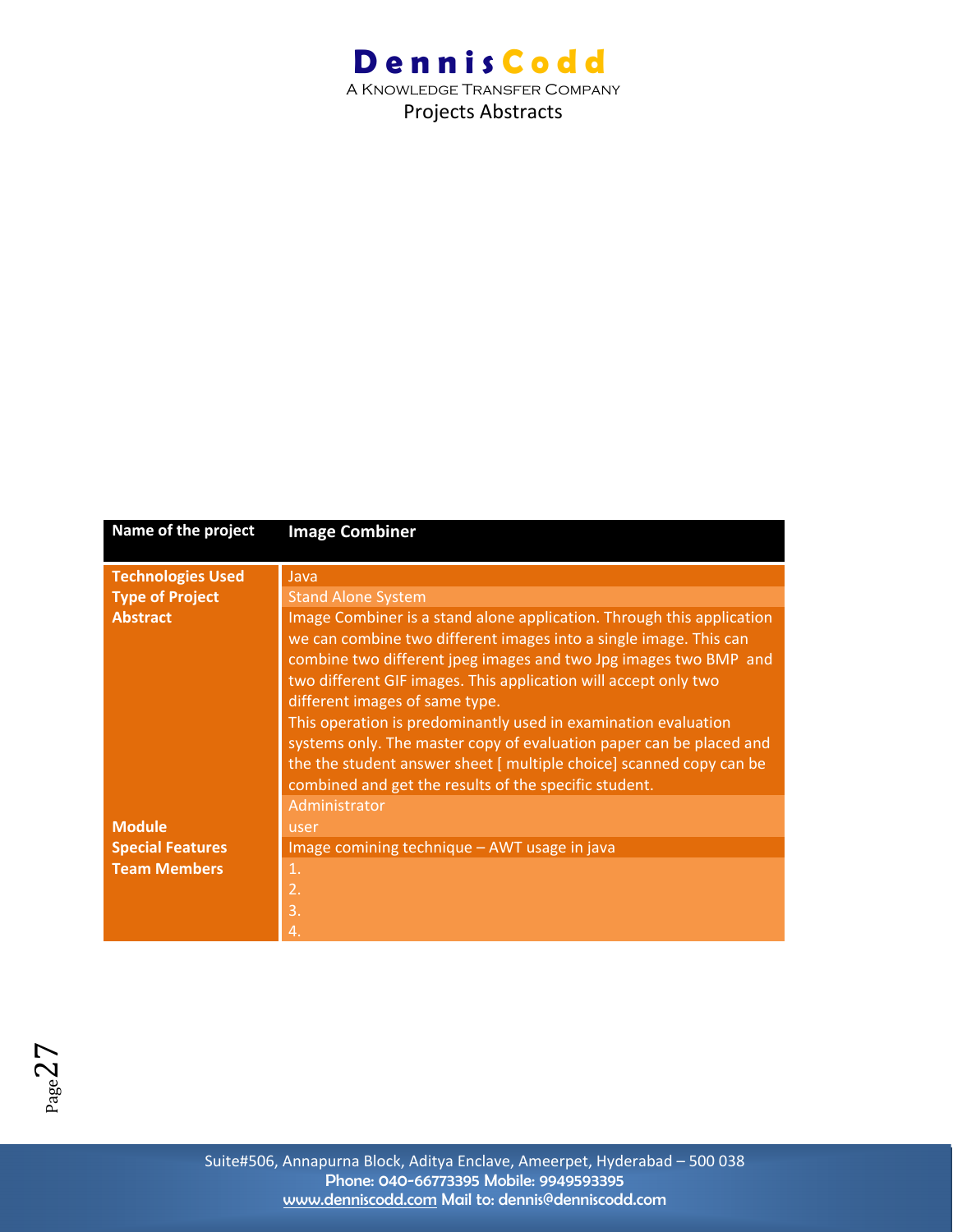| Name of the project | Image Combiner |
|---|---|
| Technologies Used | Java |
| Type of Project | Stand Alone System |
| Abstract | Image Combiner is a stand alone application. Through this application we can combine two different images into a single image. This can combine two different jpeg images and two Jpg images two BMP and two different GIF images. This application will accept only two different images of same type.<br>This operation is predominantly used in examination evaluation systems only. The master copy of evaluation paper can be placed and the the student answer sheet [ multiple choice] scanned copy can be combined and get the results of the specific student. |
| | Administrator |
| Module | user |
| Special Features | Image comining technique – AWT usage in java |
| Team Members | 1.<br>2.<br>3.<br>4. |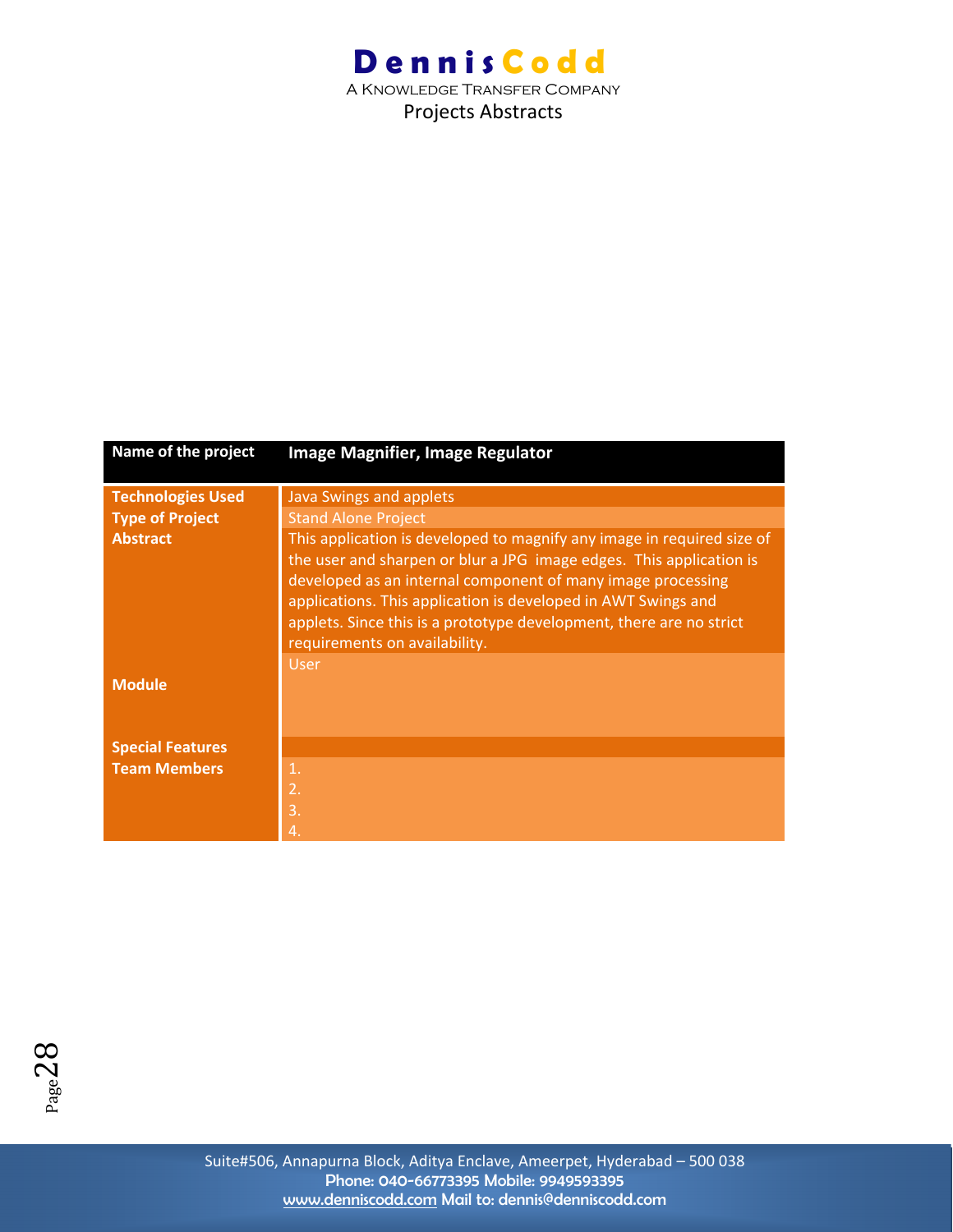| Name of the project | Image Magnifier, Image Regulator |
|---|---|
| Technologies Used | Java Swings and applets |
| Type of Project | Stand Alone Project |
| Abstract | This application is developed to magnify any image in required size of the user and sharpen or blur a JPG image edges. This application is developed as an internal component of many image processing applications. This application is developed in AWT Swings and applets. Since this is a prototype development, there are no strict requirements on availability. |
| Module | User |
| Special Features | |
| Team Members | 1.<br>2.<br>3.<br>4. |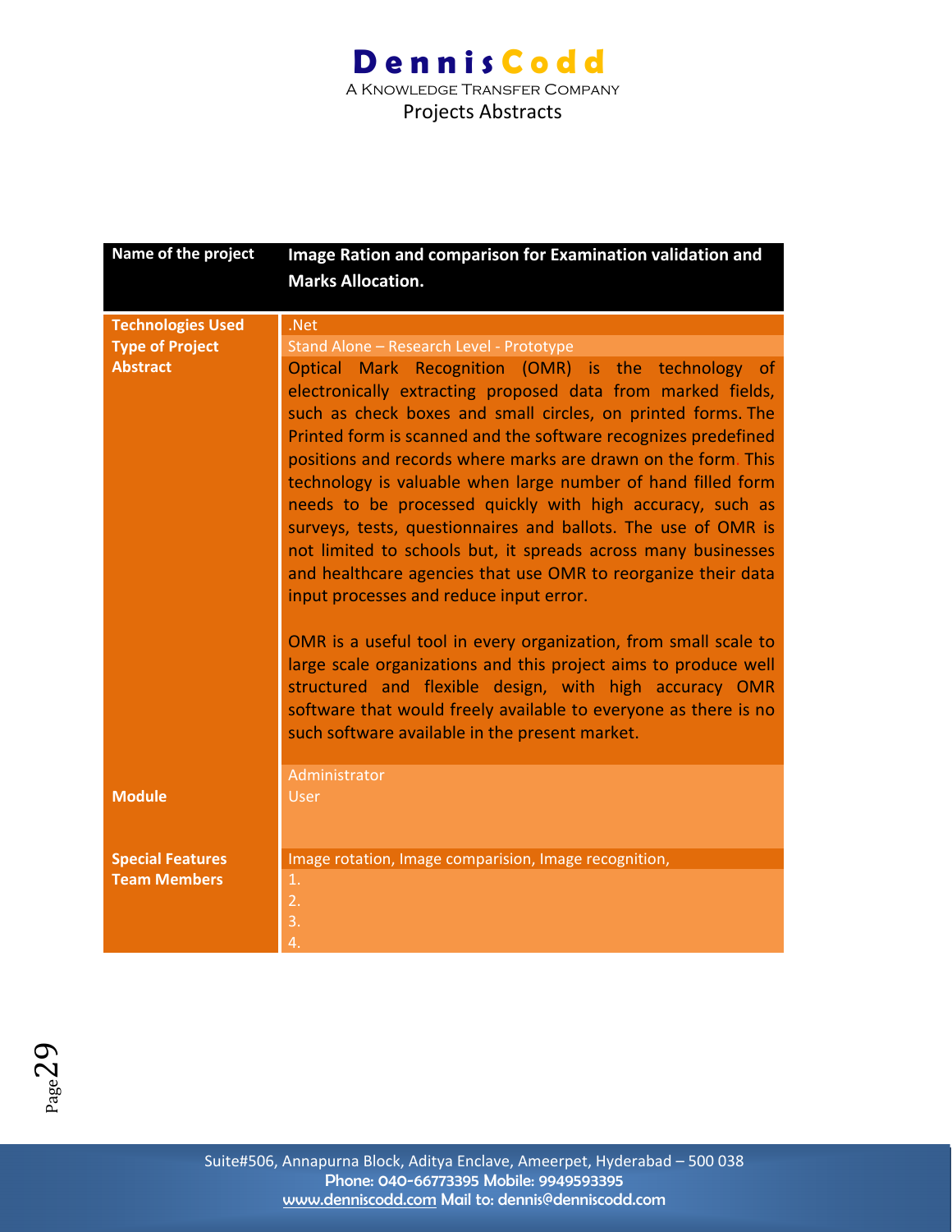| Name of the project | Image Ration and comparison for Examination validation and Marks Allocation. |
|---|---|
| Technologies Used | .Net |
| Type of Project | Stand Alone – Research Level - Prototype |
| Abstract | Optical Mark Recognition (OMR) is the technology of electronically extracting proposed data from marked fields, such as check boxes and small circles, on printed forms. The Printed form is scanned and the software recognizes predefined positions and records where marks are drawn on the form. This technology is valuable when large number of hand filled form needs to be processed quickly with high accuracy, such as surveys, tests, questionnaires and ballots. The use of OMR is not limited to schools but, it spreads across many businesses and healthcare agencies that use OMR to reorganize their data input processes and reduce input error.<br><br>OMR is a useful tool in every organization, from small scale to large scale organizations and this project aims to produce well structured and flexible design, with high accuracy OMR software that would freely available to everyone as there is no such software available in the present market. |
| Module | Administrator<br>User |
| Special Features | Image rotation, Image comparision, Image recognition, |
| Team Members | 1.<br>2.<br>3.<br>4. |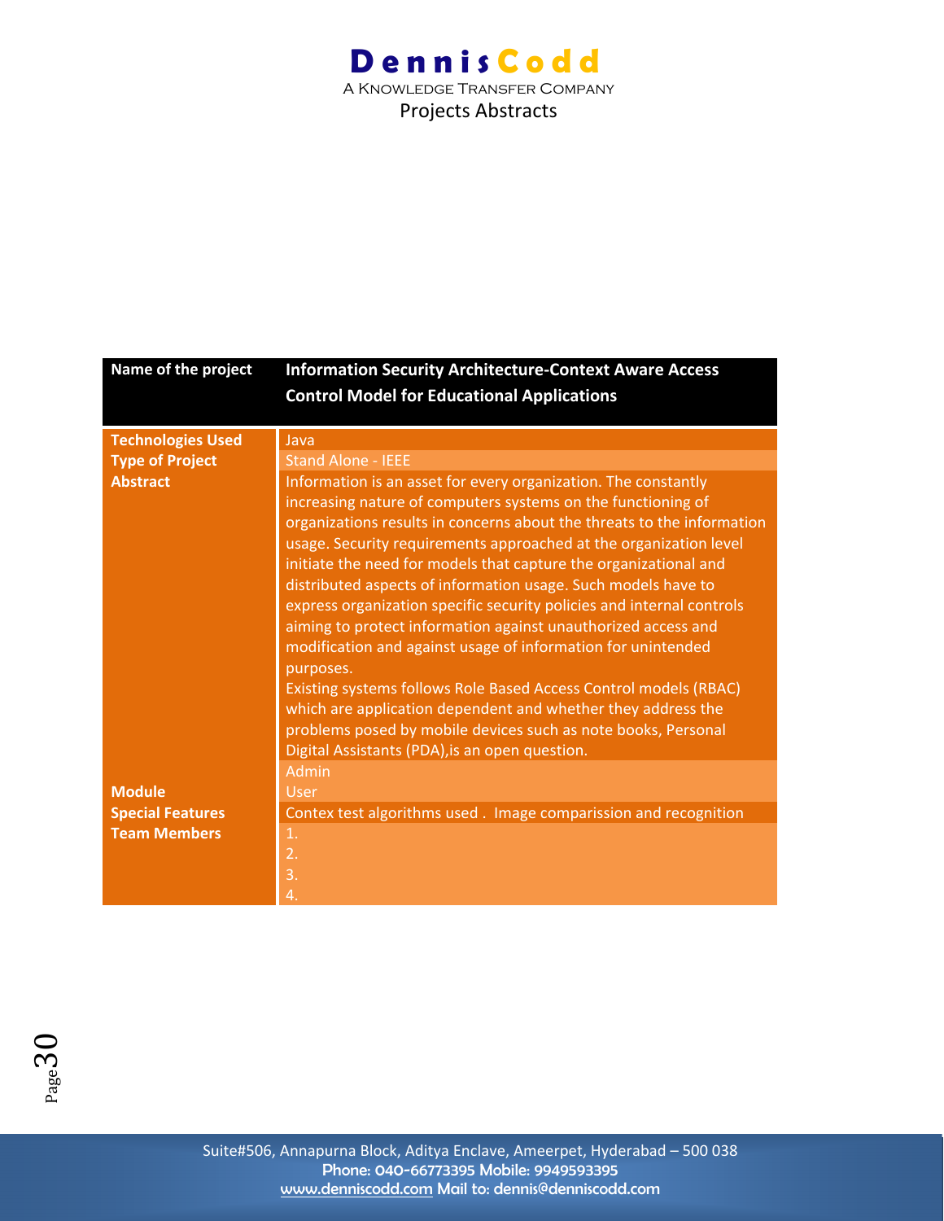| Name of the project | Information Security Architecture-Context Aware Access Control Model for Educational Applications |
|---|---|
| Technologies Used | Java |
| Type of Project | Stand Alone - IEEE |
| Abstract | Information is an asset for every organization. The constantly increasing nature of computers systems on the functioning of organizations results in concerns about the threats to the information usage. Security requirements approached at the organization level initiate the need for models that capture the organizational and distributed aspects of information usage. Such models have to express organization specific security policies and internal controls aiming to protect information against unauthorized access and modification and against usage of information for unintended purposes.<br>Existing systems follows Role Based Access Control models (RBAC) which are application dependent and whether they address the problems posed by mobile devices such as note books, Personal Digital Assistants (PDA),is an open question. |
| Module | Admin<br>User |
| Special Features | Contex test algorithms used . Image comparission and recognition |
| Team Members | 1.<br>2.<br>3.<br>4. |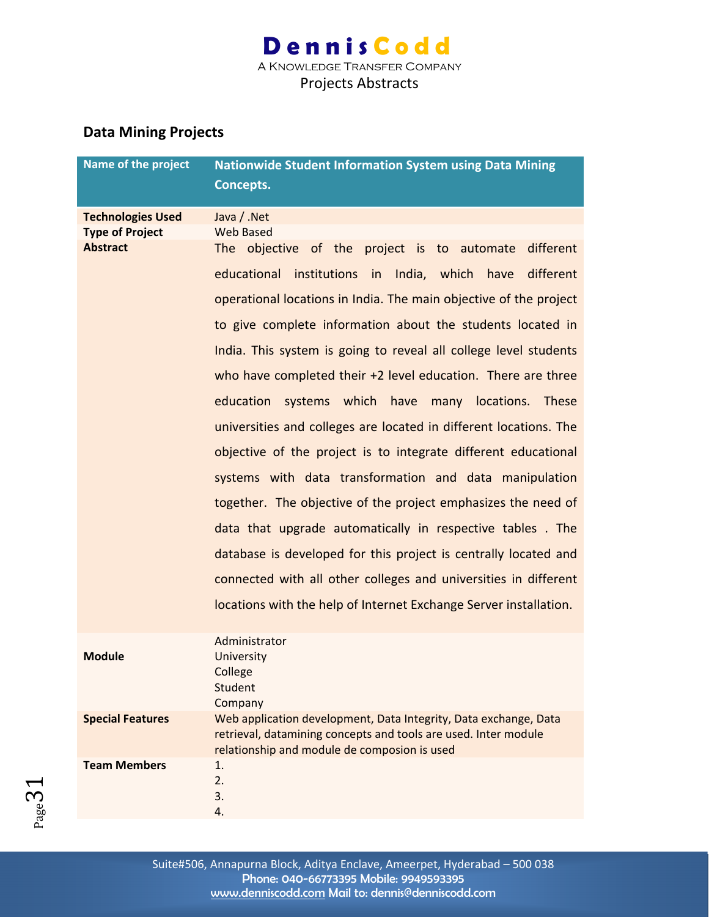## Data Mining Projects

| Name of the project | Nationwide Student Information System using Data Mining Concepts. |
|---|---|
| **Technologies Used** | Java / .Net |
| **Type of Project** | Web Based |
| **Abstract** | The objective of the project is to automate different educational institutions in India, which have different operational locations in India. The main objective of the project to give complete information about the students located in India. This system is going to reveal all college level students who have completed their +2 level education. There are three education systems which have many locations. These universities and colleges are located in different locations. The objective of the project is to integrate different educational systems with data transformation and data manipulation together. The objective of the project emphasizes the need of data that upgrade automatically in respective tables . The database is developed for this project is centrally located and connected with all other colleges and universities in different locations with the help of Internet Exchange Server installation. |
| **Module** | Administrator<br>University<br>College<br>Student<br>Company |
| **Special Features** | Web application development, Data Integrity, Data exchange, Data retrieval, datamining concepts and tools are used. Inter module relationship and module de composion is used |
| **Team Members** | 1.<br>2.<br>3.<br>4. |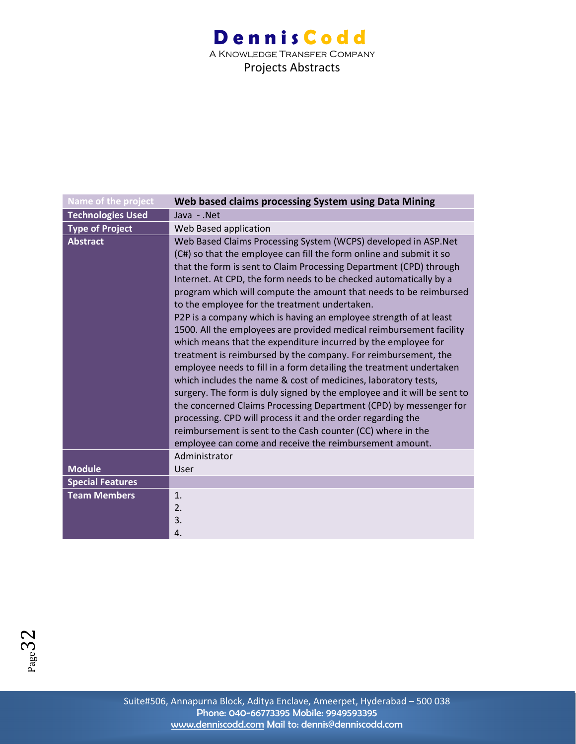| Name of the project | Web based claims processing System using Data Mining |
|---|---|
| Technologies Used | Java - .Net |
| Type of Project | Web Based application |
| Abstract | Web Based Claims Processing System (WCPS) developed in ASP.Net (C#) so that the employee can fill the form online and submit it so that the form is sent to Claim Processing Department (CPD) through Internet. At CPD, the form needs to be checked automatically by a program which will compute the amount that needs to be reimbursed to the employee for the treatment undertaken.<br>P2P is a company which is having an employee strength of at least 1500. All the employees are provided medical reimbursement facility which means that the expenditure incurred by the employee for treatment is reimbursed by the company. For reimbursement, the employee needs to fill in a form detailing the treatment undertaken which includes the name & cost of medicines, laboratory tests, surgery. The form is duly signed by the employee and it will be sent to the concerned Claims Processing Department (CPD) by messenger for processing. CPD will process it and the order regarding the reimbursement is sent to the Cash counter (CC) where in the employee can come and receive the reimbursement amount. |
| Module | Administrator<br>User |
| Special Features | |
| Team Members | 1.<br>2.<br>3.<br>4. |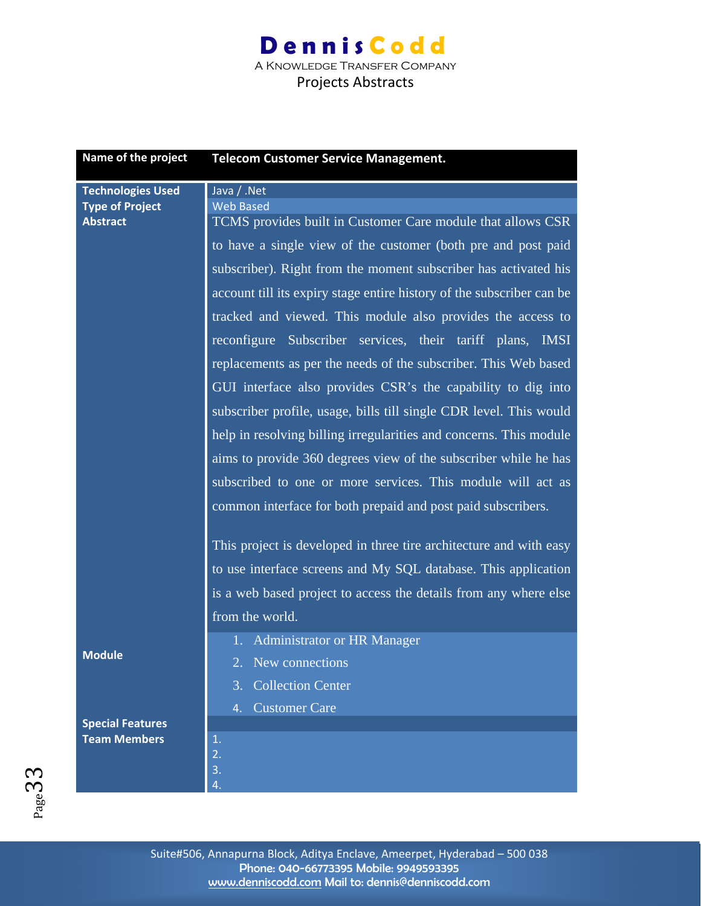| Name of the project | Telecom Customer Service Management. |
|---|---|
| Technologies Used | Java / .Net |
| Type of Project | Web Based |
| Abstract | TCMS provides built in Customer Care module that allows CSR to have a single view of the customer (both pre and post paid subscriber). Right from the moment subscriber has activated his account till its expiry stage entire history of the subscriber can be tracked and viewed. This module also provides the access to reconfigure Subscriber services, their tariff plans, IMSI replacements as per the needs of the subscriber. This Web based GUI interface also provides CSR's the capability to dig into subscriber profile, usage, bills till single CDR level. This would help in resolving billing irregularities and concerns. This module aims to provide 360 degrees view of the subscriber while he has subscribed to one or more services. This module will act as common interface for both prepaid and post paid subscribers.<br><br>This project is developed in three tire architecture and with easy to use interface screens and My SQL database. This application is a web based project to access the details from any where else from the world. |
| Module | 1. Administrator or HR Manager<br>2. New connections<br>3. Collection Center<br>4. Customer Care |
| Special Features | |
| Team Members | 1.<br>2.<br>3.<br>4. |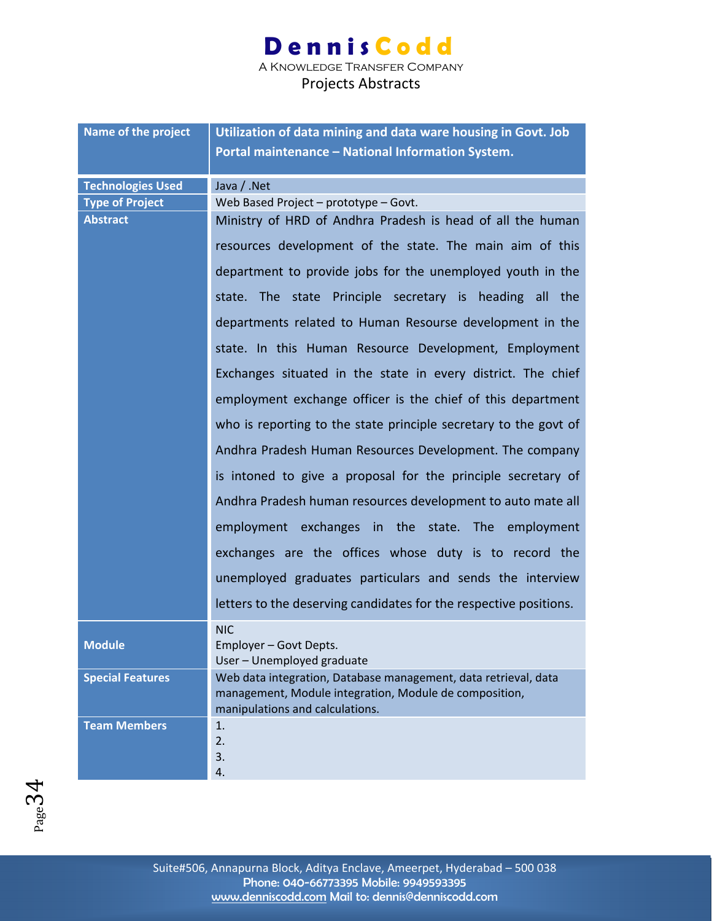| Name of the project | Utilization of data mining and data ware housing in Govt. Job Portal maintenance – National Information System. |
|---|---|
| Technologies Used | Java / .Net |
| Type of Project | Web Based Project – prototype – Govt. |
| Abstract | Ministry of HRD of Andhra Pradesh is head of all the human resources development of the state. The main aim of this department to provide jobs for the unemployed youth in the state. The state Principle secretary is heading all the departments related to Human Resourse development in the state. In this Human Resource Development, Employment Exchanges situated in the state in every district. The chief employment exchange officer is the chief of this department who is reporting to the state principle secretary to the govt of Andhra Pradesh Human Resources Development. The company is intoned to give a proposal for the principle secretary of Andhra Pradesh human resources development to auto mate all employment exchanges in the state. The employment exchanges are the offices whose duty is to record the unemployed graduates particulars and sends the interview letters to the deserving candidates for the respective positions. |
| Module | NIC<br>Employer – Govt Depts.<br>User – Unemployed graduate |
| Special Features | Web data integration, Database management, data retrieval, data management, Module integration, Module de composition, manipulations and calculations. |
| Team Members | 1.<br>2.<br>3.<br>4. |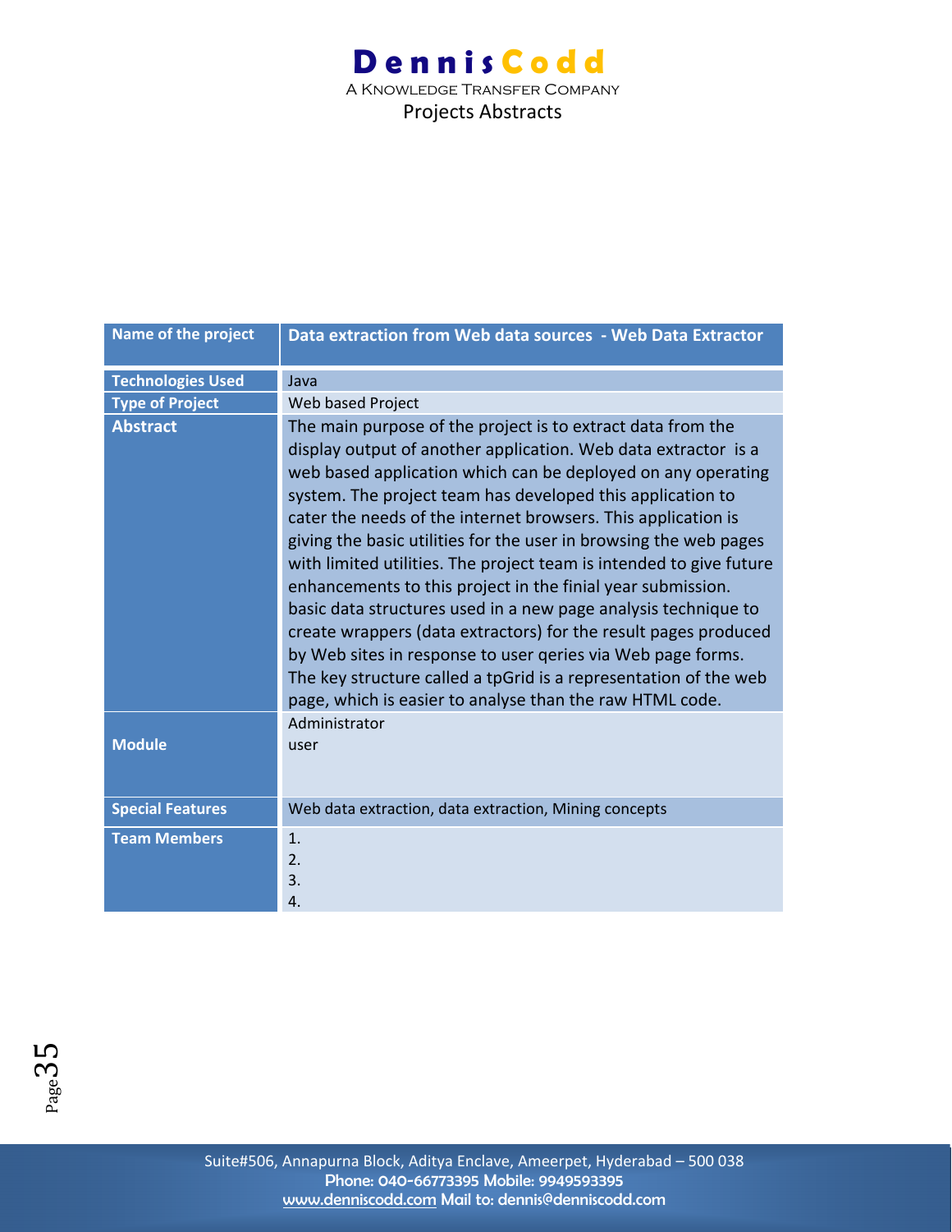| Name of the project | Data extraction from Web data sources - Web Data Extractor |
|---|---|
| Technologies Used | Java |
| Type of Project | Web based Project |
| Abstract | The main purpose of the project is to extract data from the display output of another application. Web data extractor is a web based application which can be deployed on any operating system. The project team has developed this application to cater the needs of the internet browsers. This application is giving the basic utilities for the user in browsing the web pages with limited utilities. The project team is intended to give future enhancements to this project in the finial year submission. basic data structures used in a new page analysis technique to create wrappers (data extractors) for the result pages produced by Web sites in response to user qeries via Web page forms. The key structure called a tpGrid is a representation of the web page, which is easier to analyse than the raw HTML code. |
| Module | Administrator<br>user |
| Special Features | Web data extraction, data extraction, Mining concepts |
| Team Members | 1.<br>2.<br>3.<br>4. |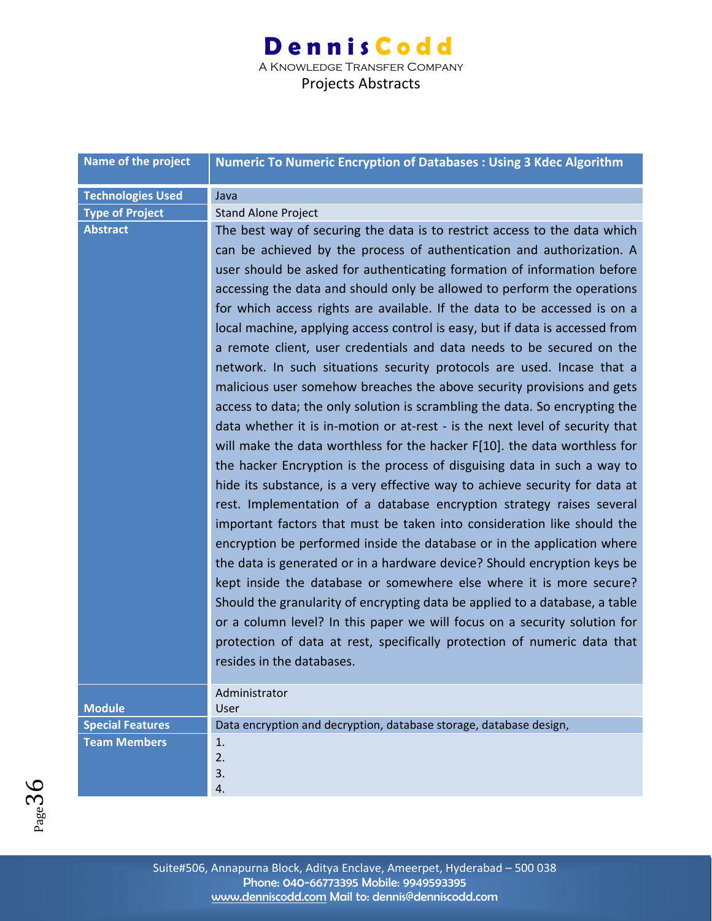| Name of the project | Numeric To Numeric Encryption of Databases : Using 3 Kdec Algorithm |
|---|---|
| Technologies Used | Java |
| Type of Project | Stand Alone Project |
| Abstract | The best way of securing the data is to restrict access to the data which can be achieved by the process of authentication and authorization. A user should be asked for authenticating formation of information before accessing the data and should only be allowed to perform the operations for which access rights are available. If the data to be accessed is on a local machine, applying access control is easy, but if data is accessed from a remote client, user credentials and data needs to be secured on the network. In such situations security protocols are used. Incase that a malicious user somehow breaches the above security provisions and gets access to data; the only solution is scrambling the data. So encrypting the data whether it is in-motion or at-rest - is the next level of security that will make the data worthless for the hacker F[10]. the data worthless for the hacker Encryption is the process of disguising data in such a way to hide its substance, is a very effective way to achieve security for data at rest. Implementation of a database encryption strategy raises several important factors that must be taken into consideration like should the encryption be performed inside the database or in the application where the data is generated or in a hardware device? Should encryption keys be kept inside the database or somewhere else where it is more secure? Should the granularity of encrypting data be applied to a database, a table or a column level? In this paper we will focus on a security solution for protection of data at rest, specifically protection of numeric data that resides in the databases. |
| Module | Administrator<br>User |
| Special Features | Data encryption and decryption, database storage, database design, |
| Team Members | 1.<br>2.<br>3.<br>4. |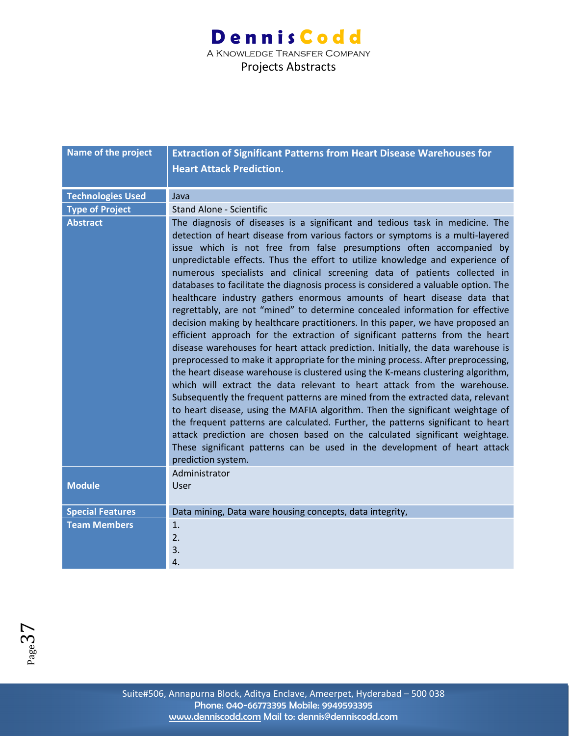| Name of the project | Extraction of Significant Patterns from Heart Disease Warehouses for Heart Attack Prediction. |
|---|---|
| Technologies Used | Java |
| Type of Project | Stand Alone - Scientific |
| Abstract | The diagnosis of diseases is a significant and tedious task in medicine. The detection of heart disease from various factors or symptoms is a multi-layered issue which is not free from false presumptions often accompanied by unpredictable effects. Thus the effort to utilize knowledge and experience of numerous specialists and clinical screening data of patients collected in databases to facilitate the diagnosis process is considered a valuable option. The healthcare industry gathers enormous amounts of heart disease data that regrettably, are not “mined” to determine concealed information for effective decision making by healthcare practitioners. In this paper, we have proposed an efficient approach for the extraction of significant patterns from the heart disease warehouses for heart attack prediction. Initially, the data warehouse is preprocessed to make it appropriate for the mining process. After preprocessing, the heart disease warehouse is clustered using the K-means clustering algorithm, which will extract the data relevant to heart attack from the warehouse. Subsequently the frequent patterns are mined from the extracted data, relevant to heart disease, using the MAFIA algorithm. Then the significant weightage of the frequent patterns are calculated. Further, the patterns significant to heart attack prediction are chosen based on the calculated significant weightage. These significant patterns can be used in the development of heart attack prediction system. |
| Module | Administrator<br>User |
| Special Features | Data mining, Data ware housing concepts, data integrity, |
| Team Members | 1.<br>2.<br>3.<br>4. |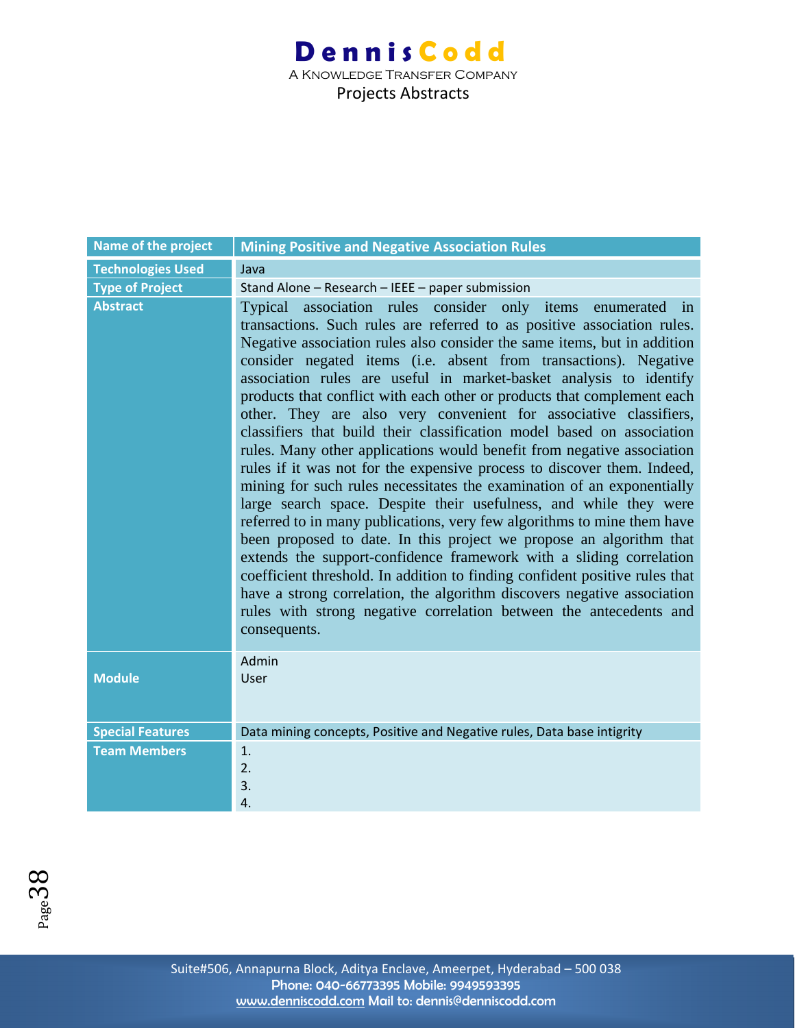| Name of the project | Mining Positive and Negative Association Rules |
| --- | --- |
| Technologies Used | Java |
| Type of Project | Stand Alone – Research – IEEE – paper submission |
| Abstract | Typical association rules consider only items enumerated in transactions. Such rules are referred to as positive association rules. Negative association rules also consider the same items, but in addition consider negated items (i.e. absent from transactions). Negative association rules are useful in market-basket analysis to identify products that conflict with each other or products that complement each other. They are also very convenient for associative classifiers, classifiers that build their classification model based on association rules. Many other applications would benefit from negative association rules if it was not for the expensive process to discover them. Indeed, mining for such rules necessitates the examination of an exponentially large search space. Despite their usefulness, and while they were referred to in many publications, very few algorithms to mine them have been proposed to date. In this project we propose an algorithm that extends the support-confidence framework with a sliding correlation coefficient threshold. In addition to finding confident positive rules that have a strong correlation, the algorithm discovers negative association rules with strong negative correlation between the antecedents and consequents. |
| Module | Admin<br>User |
| Special Features | Data mining concepts, Positive and Negative rules, Data base intigrity |
| Team Members | 1.<br>2.<br>3.<br>4. |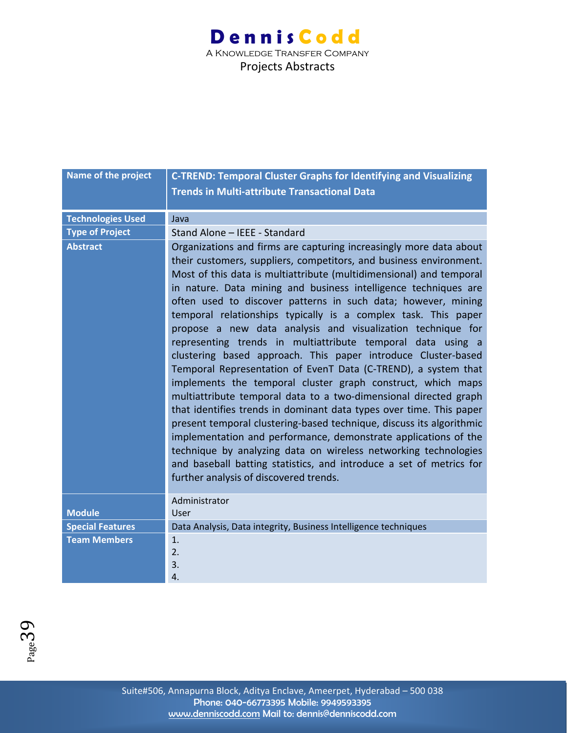| Name of the project | C-TREND: Temporal Cluster Graphs for Identifying and Visualizing Trends in Multi-attribute Transactional Data |
|---|---|
| Technologies Used | Java |
| Type of Project | Stand Alone – IEEE - Standard |
| Abstract | Organizations and firms are capturing increasingly more data about their customers, suppliers, competitors, and business environment. Most of this data is multiattribute (multidimensional) and temporal in nature. Data mining and business intelligence techniques are often used to discover patterns in such data; however, mining temporal relationships typically is a complex task. This paper propose a new data analysis and visualization technique for representing trends in multiattribute temporal data using a clustering based approach. This paper introduce Cluster-based Temporal Representation of EvenT Data (C-TREND), a system that implements the temporal cluster graph construct, which maps multiattribute temporal data to a two-dimensional directed graph that identifies trends in dominant data types over time. This paper present temporal clustering-based technique, discuss its algorithmic implementation and performance, demonstrate applications of the technique by analyzing data on wireless networking technologies and baseball batting statistics, and introduce a set of metrics for further analysis of discovered trends. |
| Module | Administrator<br>User |
| Special Features | Data Analysis, Data integrity, Business Intelligence techniques |
| Team Members | 1.<br>2.<br>3.<br>4. |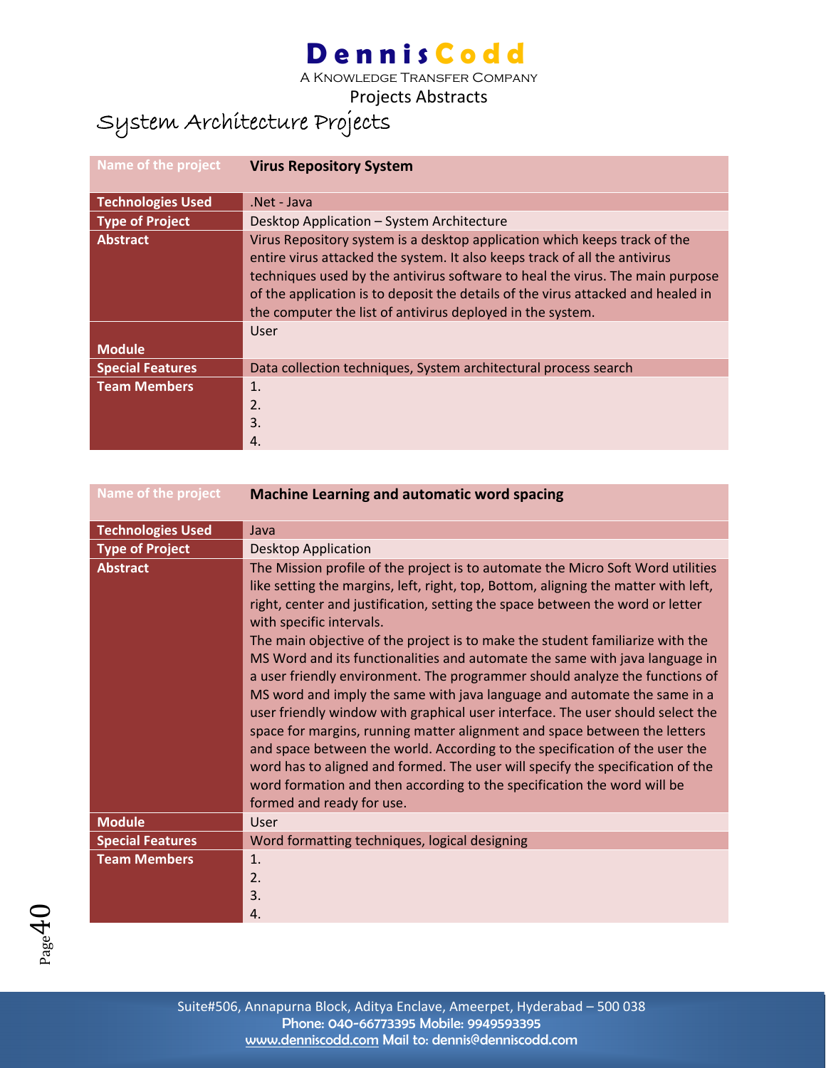# System Architecture Projects

| Name of the project | Virus Repository System |
| --- | --- |
| Technologies Used | .Net - Java |
| Type of Project | Desktop Application – System Architecture |
| Abstract | Virus Repository system is a desktop application which keeps track of the entire virus attacked the system. It also keeps track of all the antivirus techniques used by the antivirus software to heal the virus. The main purpose of the application is to deposit the details of the virus attacked and healed in the computer the list of antivirus deployed in the system. |
| Module | User |
| Special Features | Data collection techniques, System architectural process search |
| Team Members | 1.<br>2.<br>3.<br>4. |

| Name of the project | Machine Learning and automatic word spacing |
| --- | --- |
| Technologies Used | Java |
| Type of Project | Desktop Application |
| Abstract | The Mission profile of the project is to automate the Micro Soft Word utilities like setting the margins, left, right, top, Bottom, aligning the matter with left, right, center and justification, setting the space between the word or letter with specific intervals.<br>The main objective of the project is to make the student familiarize with the MS Word and its functionalities and automate the same with java language in a user friendly environment. The programmer should analyze the functions of MS word and imply the same with java language and automate the same in a user friendly window with graphical user interface. The user should select the space for margins, running matter alignment and space between the letters and space between the world. According to the specification of the user the word has to aligned and formed. The user will specify the specification of the word formation and then according to the specification the word will be formed and ready for use. |
| Module | User |
| Special Features | Word formatting techniques, logical designing |
| Team Members | 1.<br>2.<br>3.<br>4. |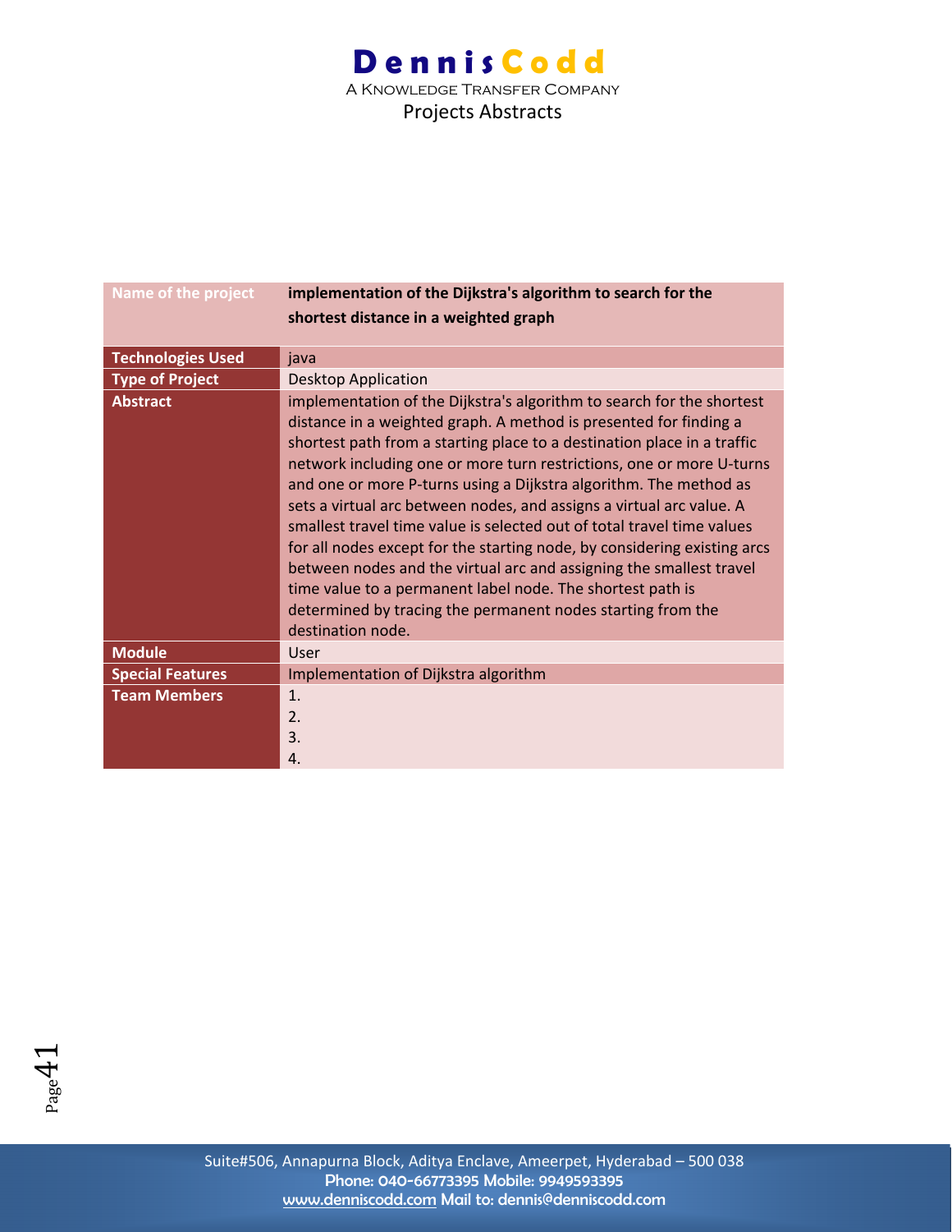| Name of the project | implementation of the Dijkstra's algorithm to search for the shortest distance in a weighted graph |
|---|---|
| Technologies Used | java |
| Type of Project | Desktop Application |
| Abstract | implementation of the Dijkstra's algorithm to search for the shortest distance in a weighted graph. A method is presented for finding a shortest path from a starting place to a destination place in a traffic network including one or more turn restrictions, one or more U-turns and one or more P-turns using a Dijkstra algorithm. The method as sets a virtual arc between nodes, and assigns a virtual arc value. A smallest travel time value is selected out of total travel time values for all nodes except for the starting node, by considering existing arcs between nodes and the virtual arc and assigning the smallest travel time value to a permanent label node. The shortest path is determined by tracing the permanent nodes starting from the destination node. |
| Module | User |
| Special Features | Implementation of Dijkstra algorithm |
| Team Members | 1.<br>2.<br>3.<br>4. |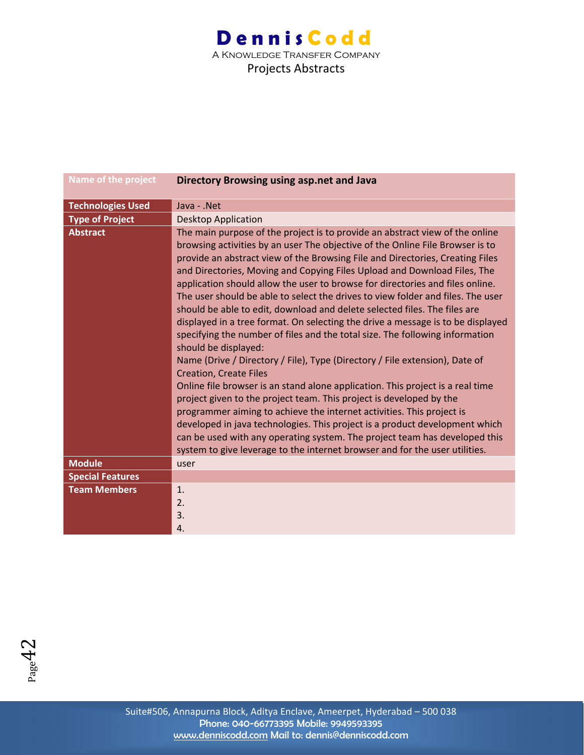| Name of the project | Directory Browsing using asp.net and Java |
|---|---|
| Technologies Used | Java - .Net |
| Type of Project | Desktop Application |
| Abstract | The main purpose of the project is to provide an abstract view of the online browsing activities by an user The objective of the Online File Browser is to provide an abstract view of the Browsing File and Directories, Creating Files and Directories, Moving and Copying Files Upload and Download Files, The application should allow the user to browse for directories and files online. The user should be able to select the drives to view folder and files. The user should be able to edit, download and delete selected files. The files are displayed in a tree format. On selecting the drive a message is to be displayed specifying the number of files and the total size. The following information should be displayed:<br>Name (Drive / Directory / File), Type (Directory / File extension), Date of Creation, Create Files<br>Online file browser is an stand alone application. This project is a real time project given to the project team. This project is developed by the programmer aiming to achieve the internet activities. This project is developed in java technologies. This project is a product development which can be used with any operating system. The project team has developed this system to give leverage to the internet browser and for the user utilities. |
| Module | user |
| Special Features | |
| Team Members | 1.<br>2.<br>3.<br>4. |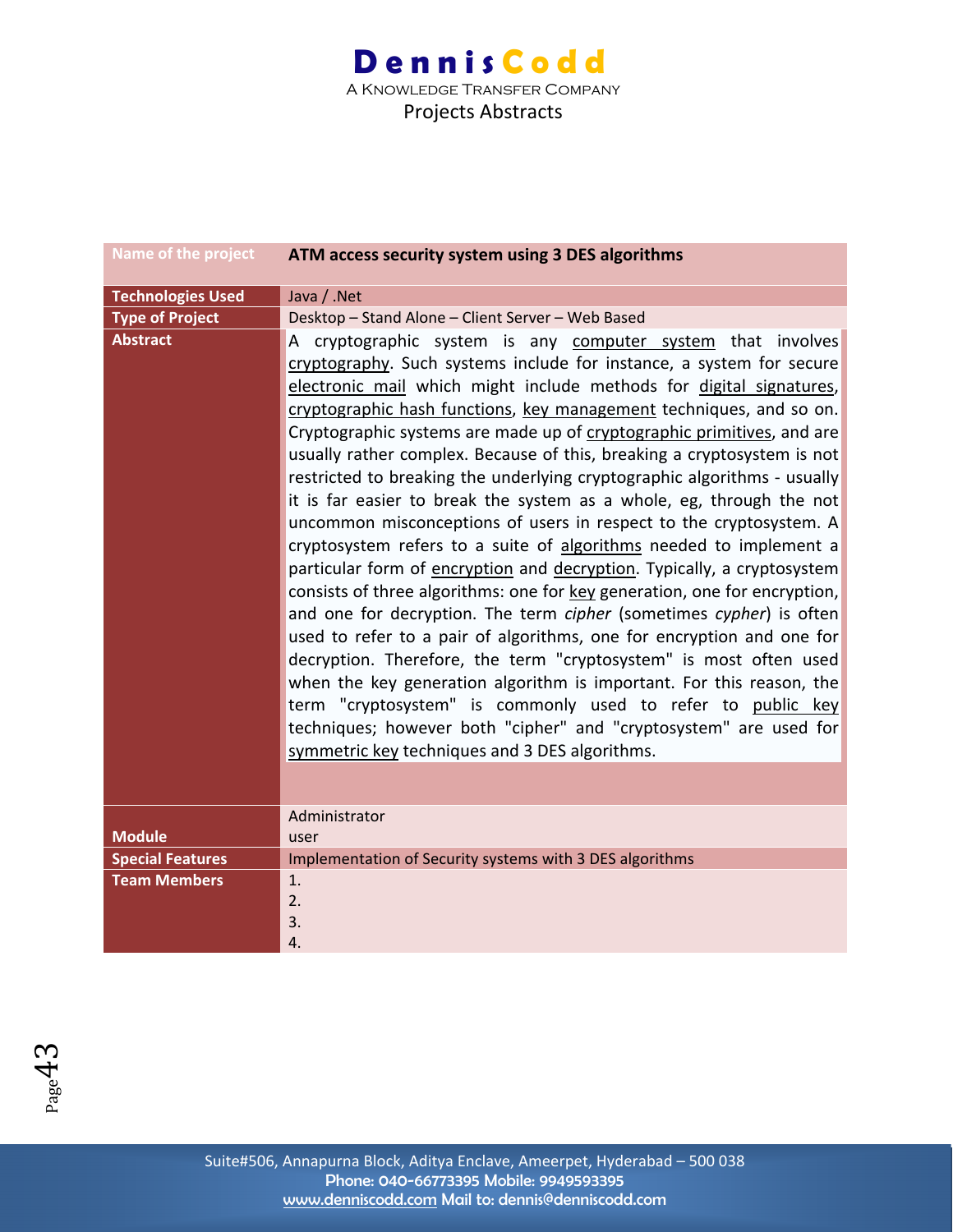| Name of the project | ATM access security system using 3 DES algorithms |
|---|---|
| Technologies Used | Java / .Net |
| Type of Project | Desktop – Stand Alone – Client Server – Web Based |
| Abstract | A cryptographic system is any computer system that involves cryptography. Such systems include for instance, a system for secure electronic mail which might include methods for digital signatures, cryptographic hash functions, key management techniques, and so on. Cryptographic systems are made up of cryptographic primitives, and are usually rather complex. Because of this, breaking a cryptosystem is not restricted to breaking the underlying cryptographic algorithms - usually it is far easier to break the system as a whole, eg, through the not uncommon misconceptions of users in respect to the cryptosystem. A cryptosystem refers to a suite of algorithms needed to implement a particular form of encryption and decryption. Typically, a cryptosystem consists of three algorithms: one for key generation, one for encryption, and one for decryption. The term *cipher* (sometimes *cypher*) is often used to refer to a pair of algorithms, one for encryption and one for decryption. Therefore, the term "cryptosystem" is most often used when the key generation algorithm is important. For this reason, the term "cryptosystem" is commonly used to refer to public key techniques; however both "cipher" and "cryptosystem" are used for symmetric key techniques and 3 DES algorithms. |
| Module | Administrator<br>user |
| Special Features | Implementation of Security systems with 3 DES algorithms |
| Team Members | 1.<br>2.<br>3.<br>4. |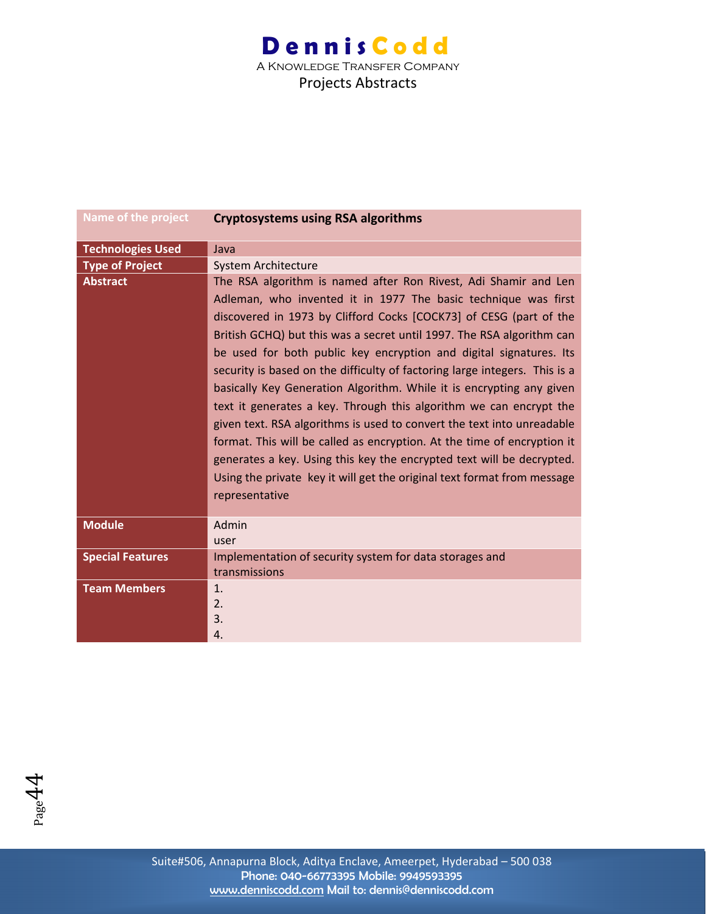| Name of the project | Cryptosystems using RSA algorithms |
|---|---|
| Technologies Used | Java |
| Type of Project | System Architecture |
| Abstract | The RSA algorithm is named after Ron Rivest, Adi Shamir and Len Adleman, who invented it in 1977 The basic technique was first discovered in 1973 by Clifford Cocks [COCK73] of CESG (part of the British GCHQ) but this was a secret until 1997. The RSA algorithm can be used for both public key encryption and digital signatures. Its security is based on the difficulty of factoring large integers. This is a basically Key Generation Algorithm. While it is encrypting any given text it generates a key. Through this algorithm we can encrypt the given text. RSA algorithms is used to convert the text into unreadable format. This will be called as encryption. At the time of encryption it generates a key. Using this key the encrypted text will be decrypted. Using the private key it will get the original text format from message representative |
| Module | Admin<br>user |
| Special Features | Implementation of security system for data storages and transmissions |
| Team Members | 1.<br>2.<br>3.<br>4. |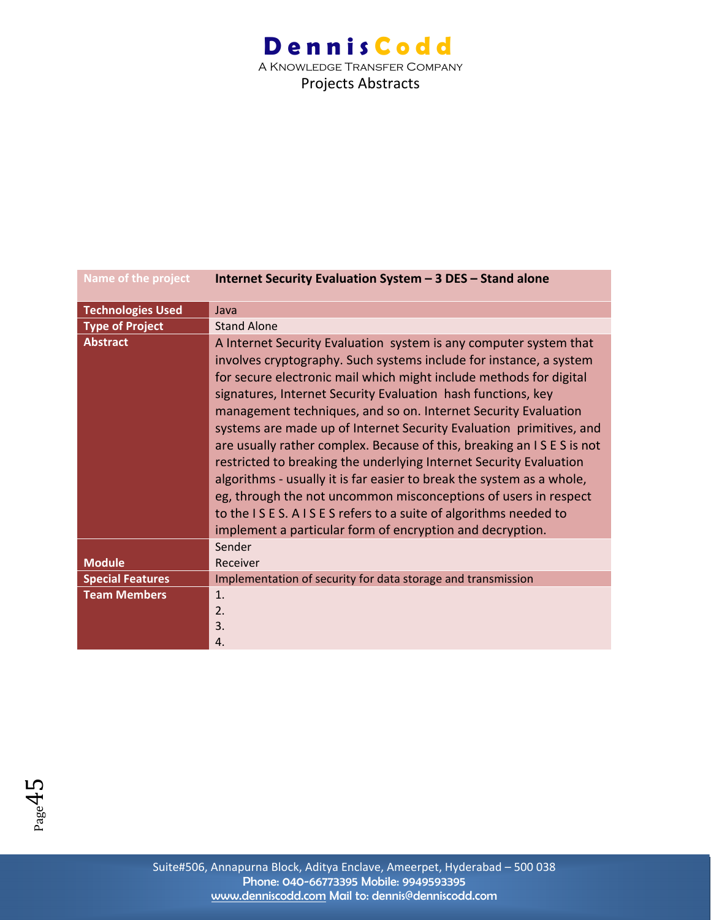| Name of the project | Internet Security Evaluation System – 3 DES – Stand alone |
|---|---|
| Technologies Used | Java |
| Type of Project | Stand Alone |
| Abstract | A Internet Security Evaluation system is any computer system that involves cryptography. Such systems include for instance, a system for secure electronic mail which might include methods for digital signatures, Internet Security Evaluation hash functions, key management techniques, and so on. Internet Security Evaluation systems are made up of Internet Security Evaluation primitives, and are usually rather complex. Because of this, breaking an I S E S is not restricted to breaking the underlying Internet Security Evaluation algorithms - usually it is far easier to break the system as a whole, eg, through the not uncommon misconceptions of users in respect to the I S E S. A I S E S refers to a suite of algorithms needed to implement a particular form of encryption and decryption. |
| Module | Sender<br>Receiver |
| Special Features | Implementation of security for data storage and transmission |
| Team Members | 1.<br>2.<br>3.<br>4. |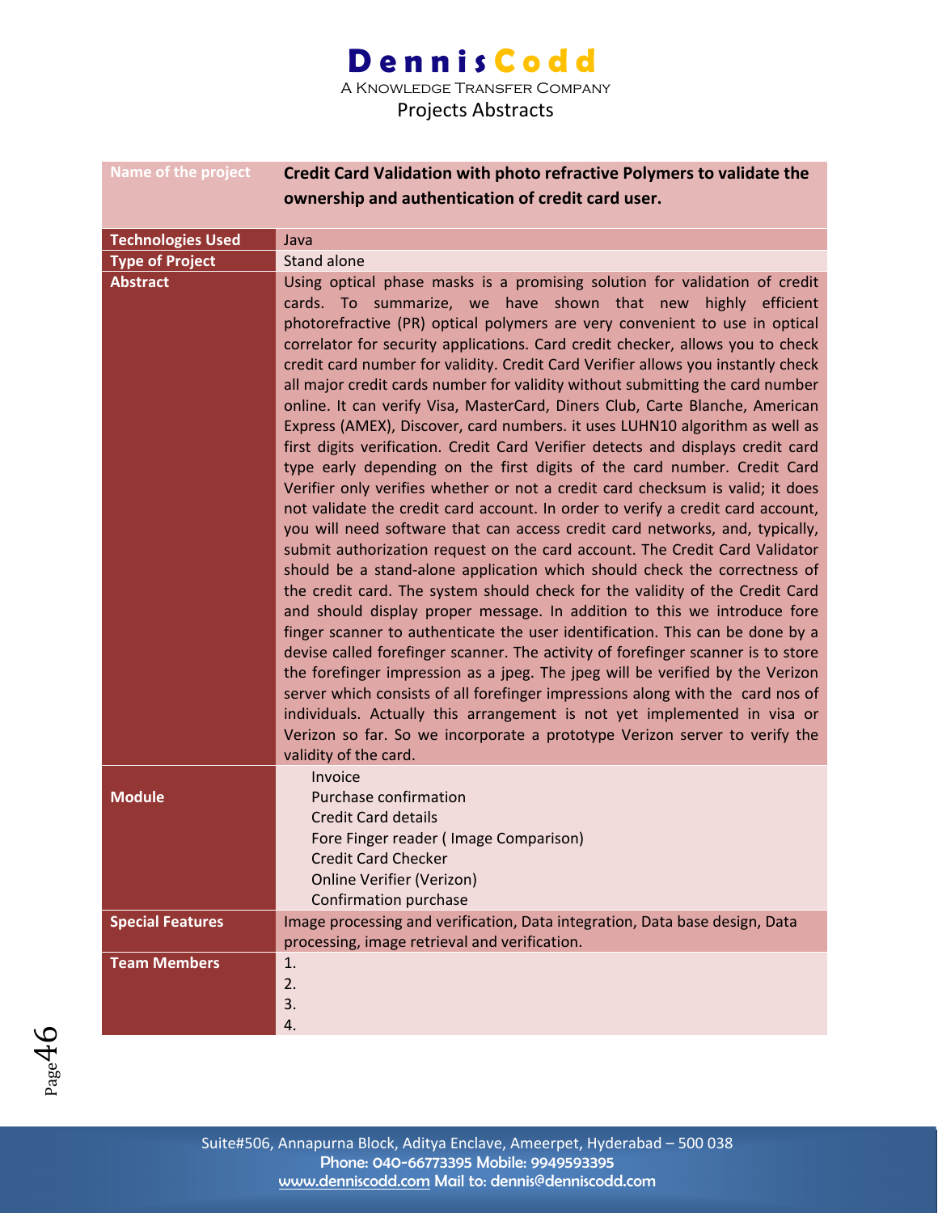| Name of the project | **Credit Card Validation with photo refractive Polymers to validate the ownership and authentication of credit card user.** |
|---|---|
| **Technologies Used** | Java |
| **Type of Project** | Stand alone |
| **Abstract** | Using optical phase masks is a promising solution for validation of credit cards. To summarize, we have shown that new highly efficient photorefractive (PR) optical polymers are very convenient to use in optical correlator for security applications. Card credit checker, allows you to check credit card number for validity. Credit Card Verifier allows you instantly check all major credit cards number for validity without submitting the card number online. It can verify Visa, MasterCard, Diners Club, Carte Blanche, American Express (AMEX), Discover, card numbers. it uses LUHN10 algorithm as well as first digits verification. Credit Card Verifier detects and displays credit card type early depending on the first digits of the card number. Credit Card Verifier only verifies whether or not a credit card checksum is valid; it does not validate the credit card account. In order to verify a credit card account, you will need software that can access credit card networks, and, typically, submit authorization request on the card account. The Credit Card Validator should be a stand-alone application which should check the correctness of the credit card. The system should check for the validity of the Credit Card and should display proper message. In addition to this we introduce fore finger scanner to authenticate the user identification. This can be done by a devise called forefinger scanner. The activity of forefinger scanner is to store the forefinger impression as a jpeg. The jpeg will be verified by the Verizon server which consists of all forefinger impressions along with the card nos of individuals. Actually this arrangement is not yet implemented in visa or Verizon so far. So we incorporate a prototype Verizon server to verify the validity of the card. |
| **Module** | Invoice<br>Purchase confirmation<br>Credit Card details<br>Fore Finger reader ( Image Comparison)<br>Credit Card Checker<br>Online Verifier (Verizon)<br>Confirmation purchase |
| **Special Features** | Image processing and verification, Data integration, Data base design, Data processing, image retrieval and verification. |
| **Team Members** | 1.<br>2.<br>3.<br>4. |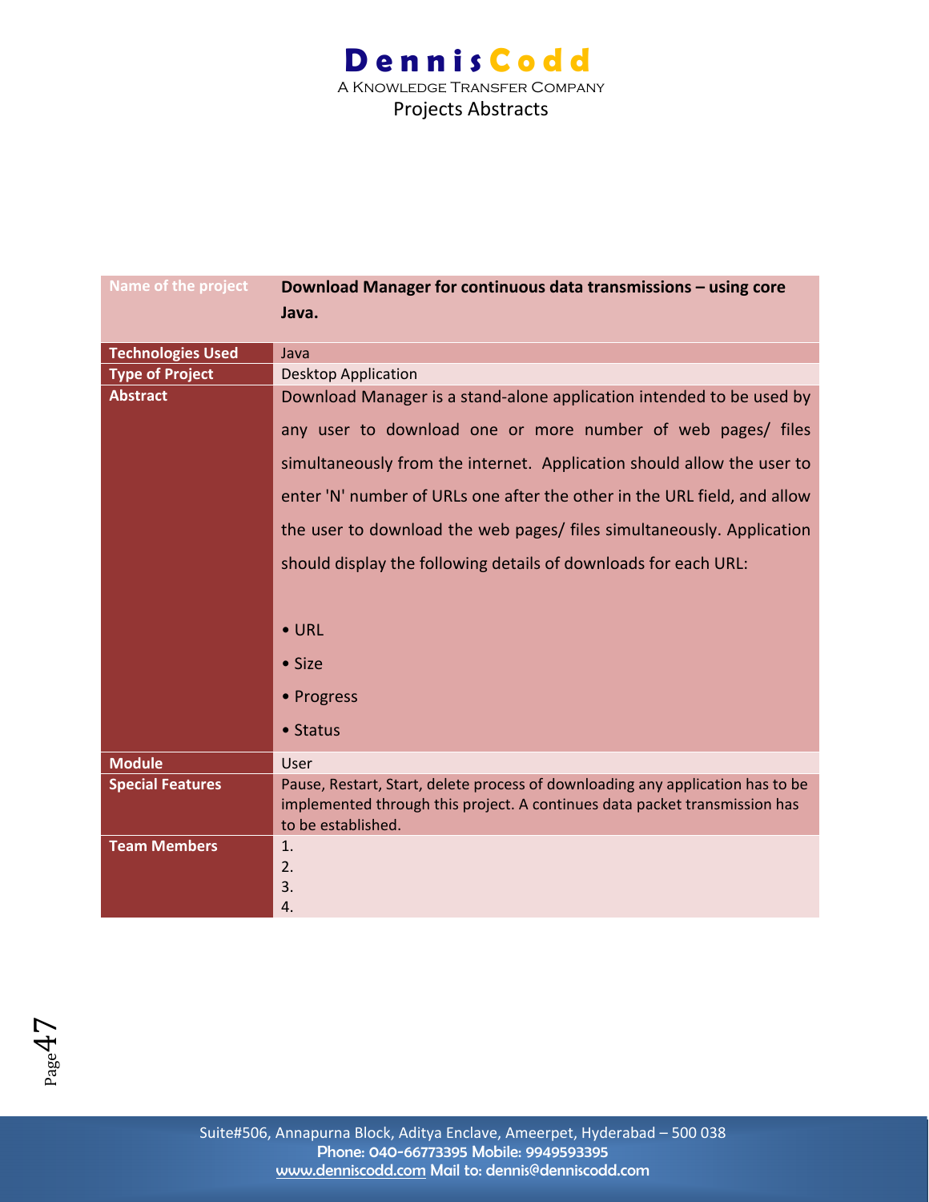| Name of the project | **Download Manager for continuous data transmissions – using core Java.** |
| --- | --- |
| **Technologies Used** | Java |
| **Type of Project** | Desktop Application |
| **Abstract** | Download Manager is a stand-alone application intended to be used by any user to download one or more number of web pages/ files simultaneously from the internet. Application should allow the user to enter 'N' number of URLs one after the other in the URL field, and allow the user to download the web pages/ files simultaneously. Application should display the following details of downloads for each URL:<br><br>• URL<br>• Size<br>• Progress<br>• Status |
| **Module** | User |
| **Special Features** | Pause, Restart, Start, delete process of downloading any application has to be implemented through this project. A continues data packet transmission has to be established. |
| **Team Members** | 1.<br>2.<br>3.<br>4. |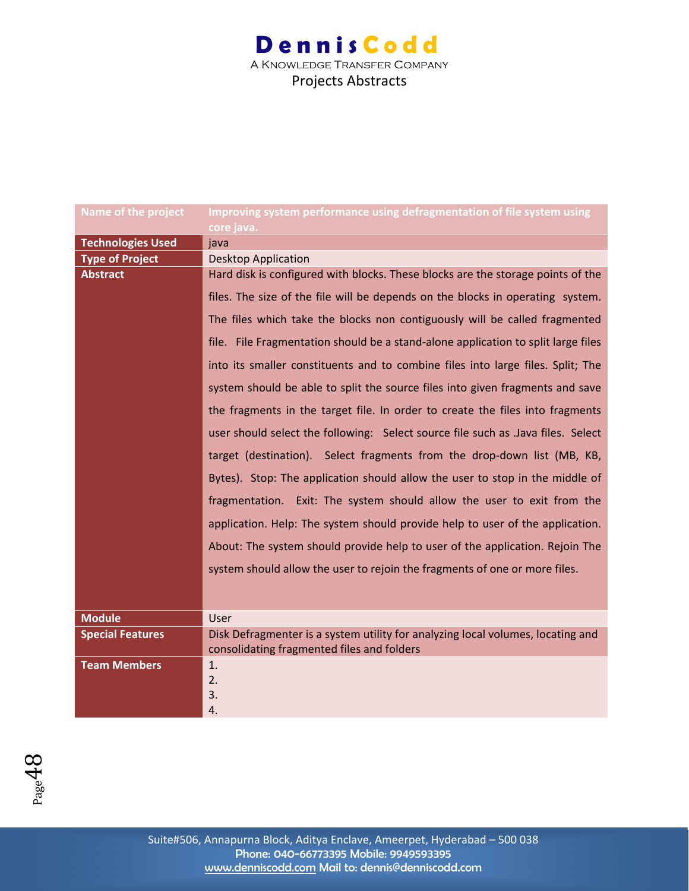| Name of the project | Improving system performance using defragmentation of file system using core java. |
|---|---|
| Technologies Used | java |
| Type of Project | Desktop Application |
| Abstract | Hard disk is configured with blocks. These blocks are the storage points of the files. The size of the file will be depends on the blocks in operating system. The files which take the blocks non contiguously will be called fragmented file. File Fragmentation should be a stand-alone application to split large files into its smaller constituents and to combine files into large files. Split; The system should be able to split the source files into given fragments and save the fragments in the target file. In order to create the files into fragments user should select the following: Select source file such as .Java files. Select target (destination). Select fragments from the drop-down list (MB, KB, Bytes). Stop: The application should allow the user to stop in the middle of fragmentation. Exit: The system should allow the user to exit from the application. Help: The system should provide help to user of the application. About: The system should provide help to user of the application. Rejoin The system should allow the user to rejoin the fragments of one or more files. |
| Module | User |
| Special Features | Disk Defragmenter is a system utility for analyzing local volumes, locating and consolidating fragmented files and folders |
| Team Members | 1.<br>2.<br>3.<br>4. |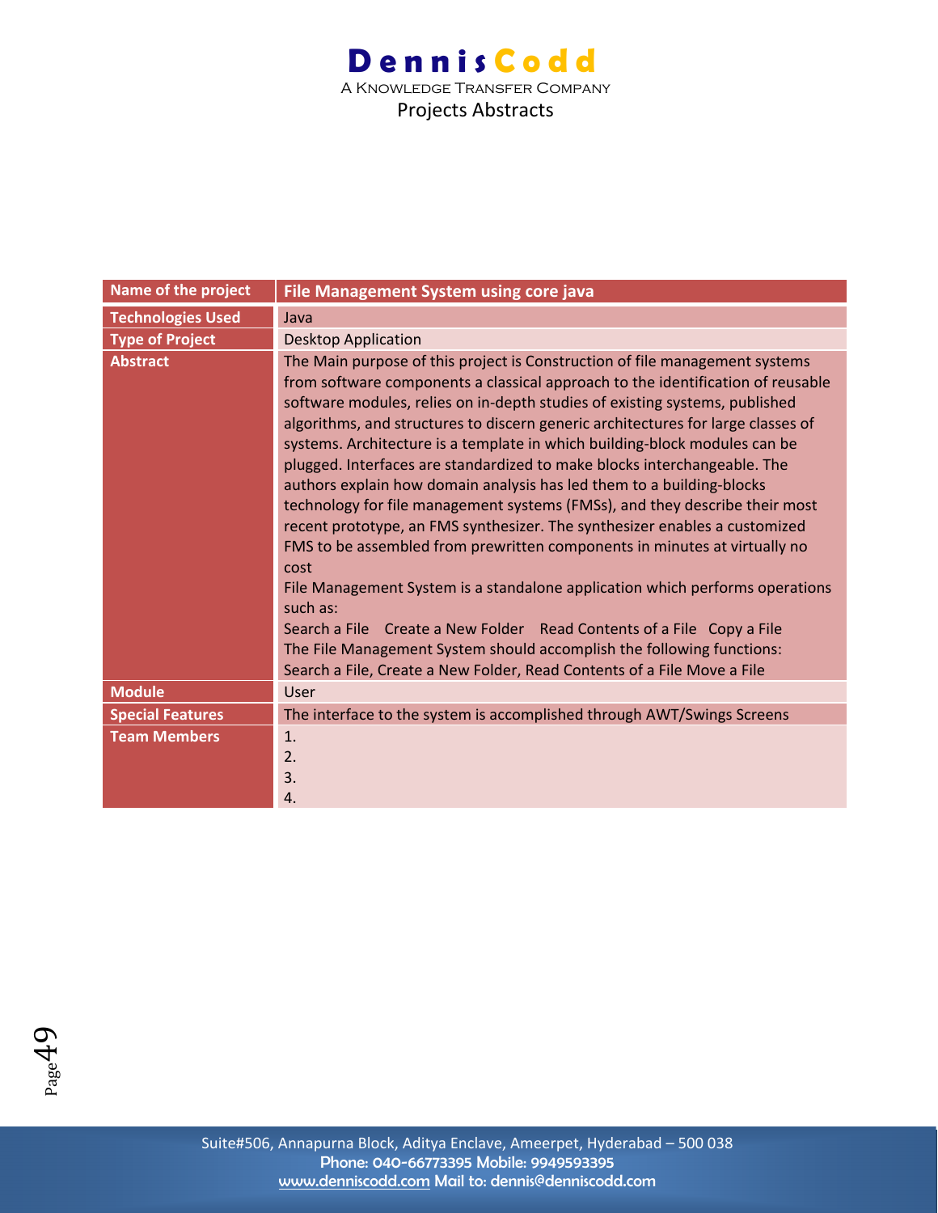| Name of the project | File Management System using core java |
|---|---|
| Technologies Used | Java |
| Type of Project | Desktop Application |
| Abstract | The Main purpose of this project is Construction of file management systems from software components a classical approach to the identification of reusable software modules, relies on in-depth studies of existing systems, published algorithms, and structures to discern generic architectures for large classes of systems. Architecture is a template in which building-block modules can be plugged. Interfaces are standardized to make blocks interchangeable. The authors explain how domain analysis has led them to a building-blocks technology for file management systems (FMSs), and they describe their most recent prototype, an FMS synthesizer. The synthesizer enables a customized FMS to be assembled from prewritten components in minutes at virtually no cost<br>File Management System is a standalone application which performs operations such as:<br>Search a File   Create a New Folder   Read Contents of a File   Copy a File<br>The File Management System should accomplish the following functions:<br>Search a File, Create a New Folder, Read Contents of a File Move a File |
| Module | User |
| Special Features | The interface to the system is accomplished through AWT/Swings Screens |
| Team Members | 1.<br>2.<br>3.<br>4. |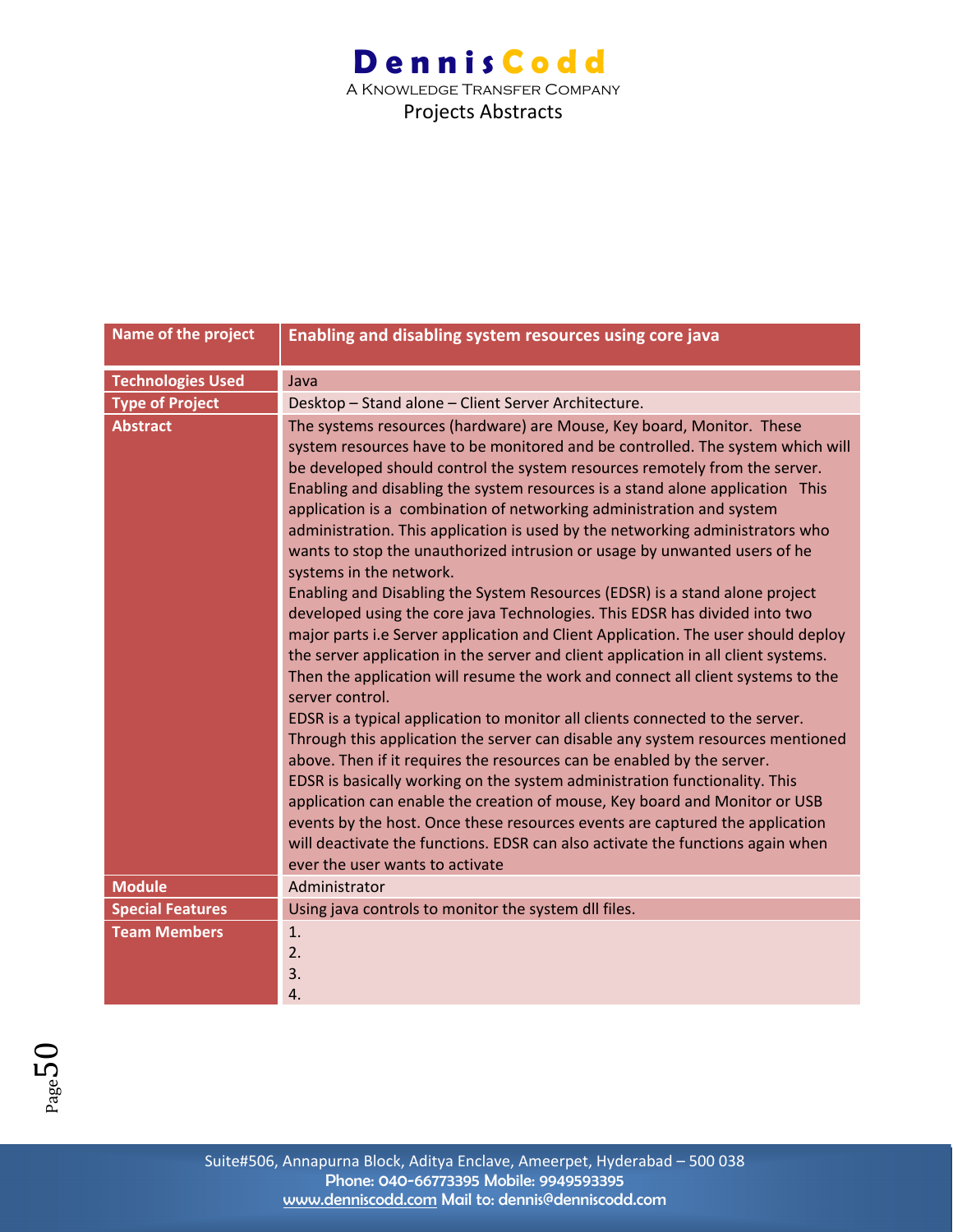| Name of the project | Enabling and disabling system resources using core java |
|---|---|
| Technologies Used | Java |
| Type of Project | Desktop – Stand alone – Client Server Architecture. |
| Abstract | The systems resources (hardware) are Mouse, Key board, Monitor. These system resources have to be monitored and be controlled. The system which will be developed should control the system resources remotely from the server. Enabling and disabling the system resources is a stand alone application This application is a combination of networking administration and system administration. This application is used by the networking administrators who wants to stop the unauthorized intrusion or usage by unwanted users of he systems in the network.<br>Enabling and Disabling the System Resources (EDSR) is a stand alone project developed using the core java Technologies. This EDSR has divided into two major parts i.e Server application and Client Application. The user should deploy the server application in the server and client application in all client systems. Then the application will resume the work and connect all client systems to the server control.<br>EDSR is a typical application to monitor all clients connected to the server. Through this application the server can disable any system resources mentioned above. Then if it requires the resources can be enabled by the server.<br>EDSR is basically working on the system administration functionality. This application can enable the creation of mouse, Key board and Monitor or USB events by the host. Once these resources events are captured the application will deactivate the functions. EDSR can also activate the functions again when ever the user wants to activate |
| Module | Administrator |
| Special Features | Using java controls to monitor the system dll files. |
| Team Members | 1.<br>2.<br>3.<br>4. |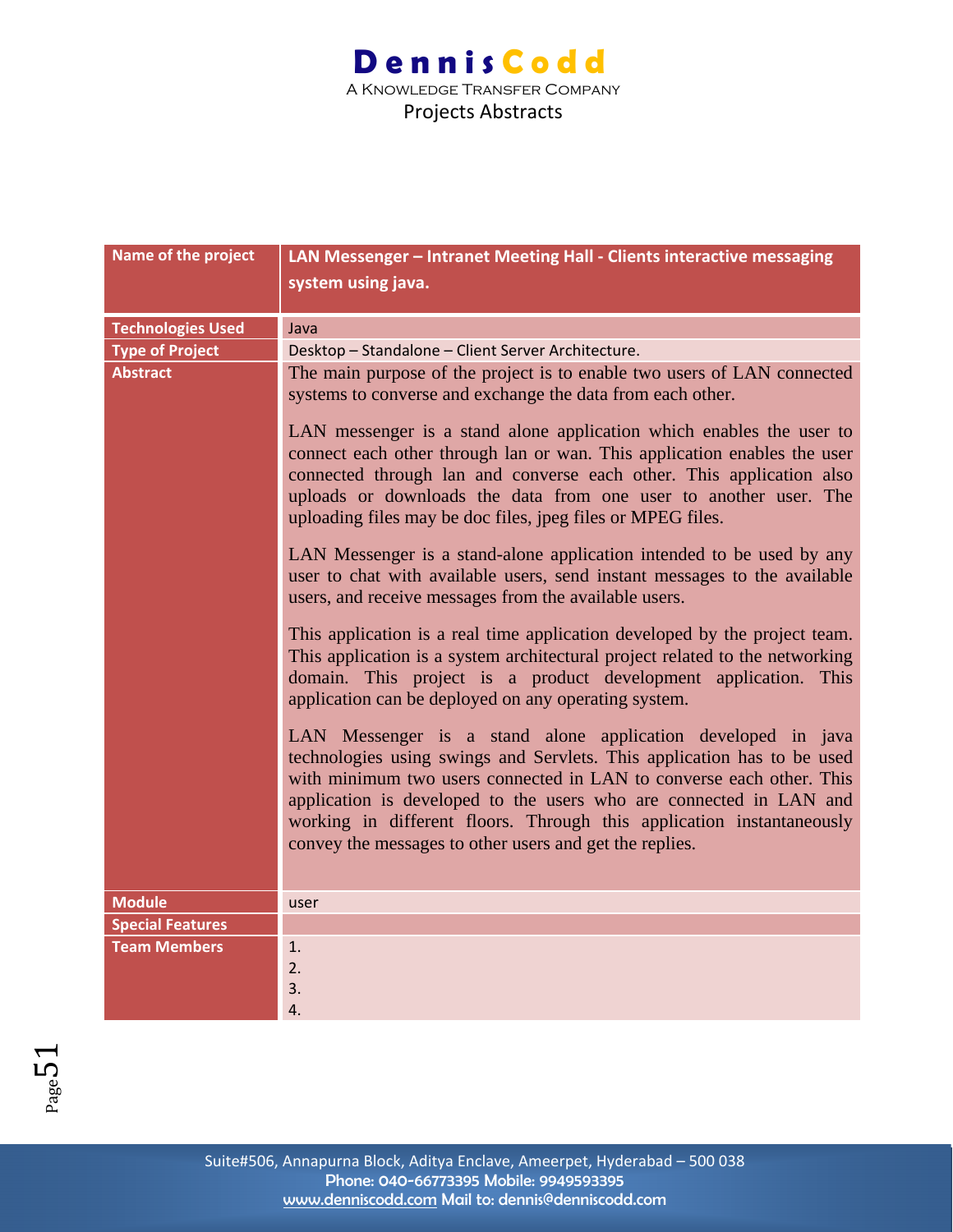| Name of the project | LAN Messenger – Intranet Meeting Hall - Clients interactive messaging system using java. |
|---|---|
| Technologies Used | Java |
| Type of Project | Desktop – Standalone – Client Server Architecture. |
| Abstract | The main purpose of the project is to enable two users of LAN connected systems to converse and exchange the data from each other.<br><br>LAN messenger is a stand alone application which enables the user to connect each other through lan or wan. This application enables the user connected through lan and converse each other. This application also uploads or downloads the data from one user to another user. The uploading files may be doc files, jpeg files or MPEG files.<br><br>LAN Messenger is a stand-alone application intended to be used by any user to chat with available users, send instant messages to the available users, and receive messages from the available users.<br><br>This application is a real time application developed by the project team. This application is a system architectural project related to the networking domain. This project is a product development application. This application can be deployed on any operating system.<br><br>LAN Messenger is a stand alone application developed in java technologies using swings and Servlets. This application has to be used with minimum two users connected in LAN to converse each other. This application is developed to the users who are connected in LAN and working in different floors. Through this application instantaneously convey the messages to other users and get the replies. |
| Module | user |
| Special Features | |
| Team Members | 1.<br>2.<br>3.<br>4. |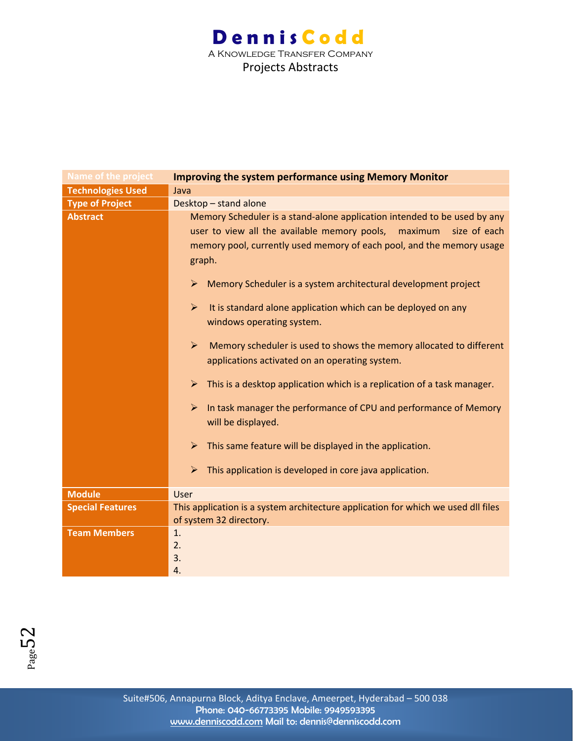| Name of the project | Improving the system performance using Memory Monitor |
|---|---|
| Technologies Used | Java |
| Type of Project | Desktop – stand alone |
| Abstract | Memory Scheduler is a stand-alone application intended to be used by any user to view all the available memory pools, maximum size of each memory pool, currently used memory of each pool, and the memory usage graph.<br><br>➢ Memory Scheduler is a system architectural development project<br>➢ It is standard alone application which can be deployed on any windows operating system.<br>➢ Memory scheduler is used to shows the memory allocated to different applications activated on an operating system.<br>➢ This is a desktop application which is a replication of a task manager.<br>➢ In task manager the performance of CPU and performance of Memory will be displayed.<br>➢ This same feature will be displayed in the application.<br>➢ This application is developed in core java application. |
| Module | User |
| Special Features | This application is a system architecture application for which we used dll files of system 32 directory. |
| Team Members | 1.<br>2.<br>3.<br>4. |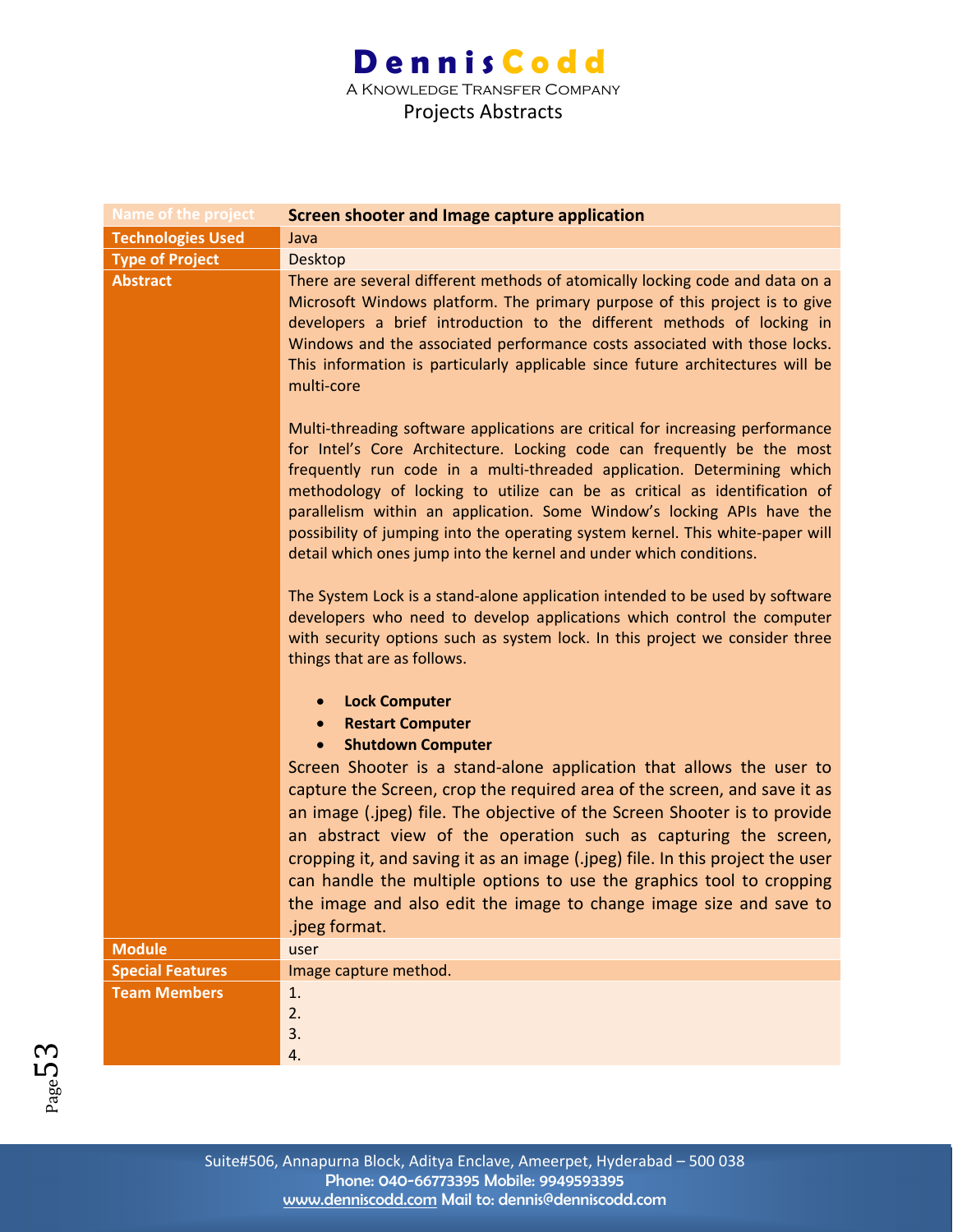| Name of the project | Screen shooter and Image capture application |
| --- | --- |
| Technologies Used | Java |
| Type of Project | Desktop |
| Abstract | There are several different methods of atomically locking code and data on a Microsoft Windows platform. The primary purpose of this project is to give developers a brief introduction to the different methods of locking in Windows and the associated performance costs associated with those locks. This information is particularly applicable since future architectures will be multi-core<br><br>Multi-threading software applications are critical for increasing performance for Intel's Core Architecture. Locking code can frequently be the most frequently run code in a multi-threaded application. Determining which methodology of locking to utilize can be as critical as identification of parallelism within an application. Some Window's locking APIs have the possibility of jumping into the operating system kernel. This white-paper will detail which ones jump into the kernel and under which conditions.<br><br>The System Lock is a stand-alone application intended to be used by software developers who need to develop applications which control the computer with security options such as system lock. In this project we consider three things that are as follows.<br><br>• **Lock Computer**<br>• **Restart Computer**<br>• **Shutdown Computer**<br>Screen Shooter is a stand-alone application that allows the user to capture the Screen, crop the required area of the screen, and save it as an image (.jpeg) file. The objective of the Screen Shooter is to provide an abstract view of the operation such as capturing the screen, cropping it, and saving it as an image (.jpeg) file. In this project the user can handle the multiple options to use the graphics tool to cropping the image and also edit the image to change image size and save to .jpeg format. |
| Module | user |
| Special Features | Image capture method. |
| Team Members | 1.<br>2.<br>3.<br>4. |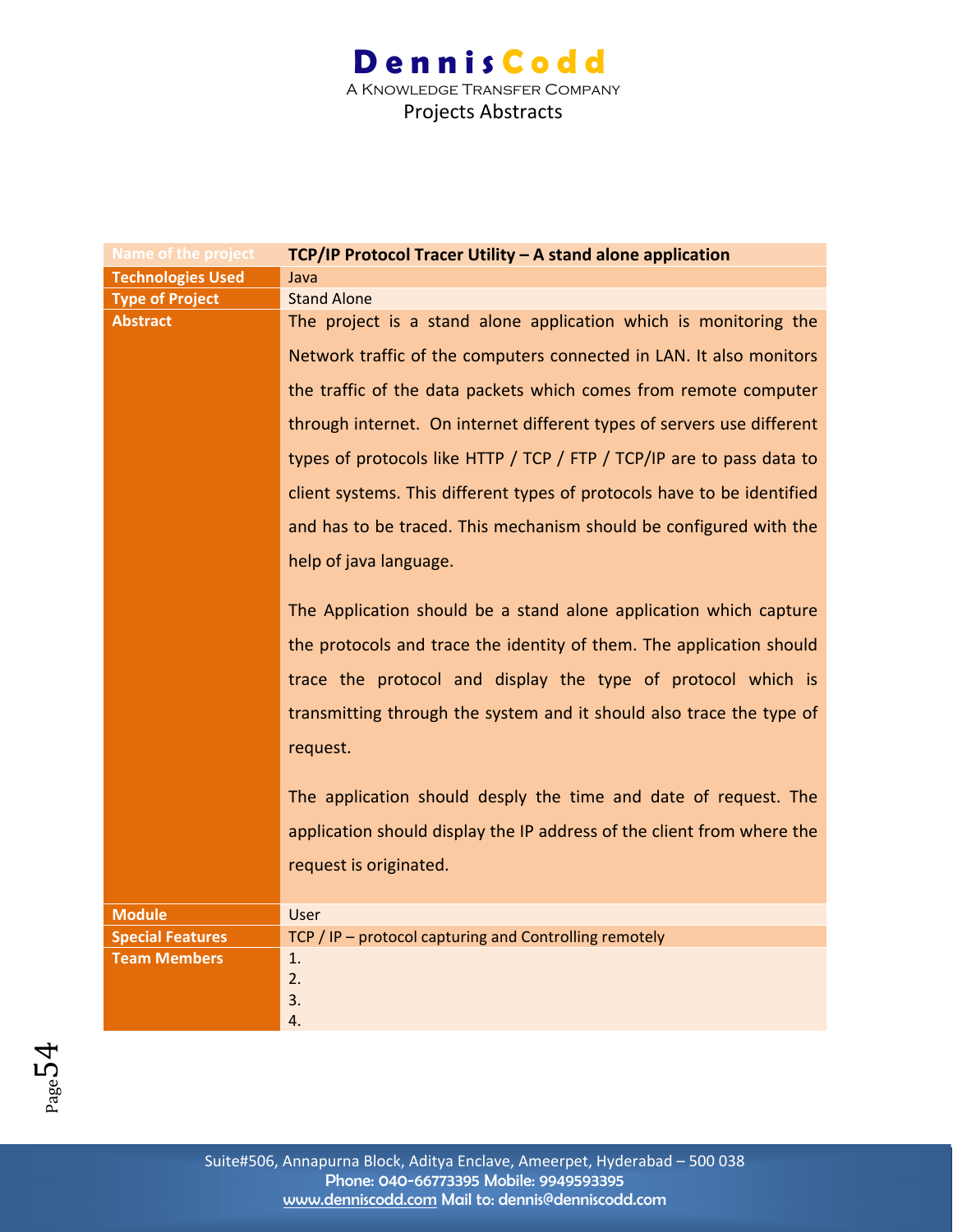| Name of the project | TCP/IP Protocol Tracer Utility – A stand alone application |
|---|---|
| Technologies Used | Java |
| Type of Project | Stand Alone |
| Abstract | The project is a stand alone application which is monitoring the Network traffic of the computers connected in LAN. It also monitors the traffic of the data packets which comes from remote computer through internet. On internet different types of servers use different types of protocols like HTTP / TCP / FTP / TCP/IP are to pass data to client systems. This different types of protocols have to be identified and has to be traced. This mechanism should be configured with the help of java language.<br><br>The Application should be a stand alone application which capture the protocols and trace the identity of them. The application should trace the protocol and display the type of protocol which is transmitting through the system and it should also trace the type of request.<br><br>The application should desply the time and date of request. The application should display the IP address of the client from where the request is originated. |
| Module | User |
| Special Features | TCP / IP – protocol capturing and Controlling remotely |
| Team Members | 1.<br>2.<br>3.<br>4. |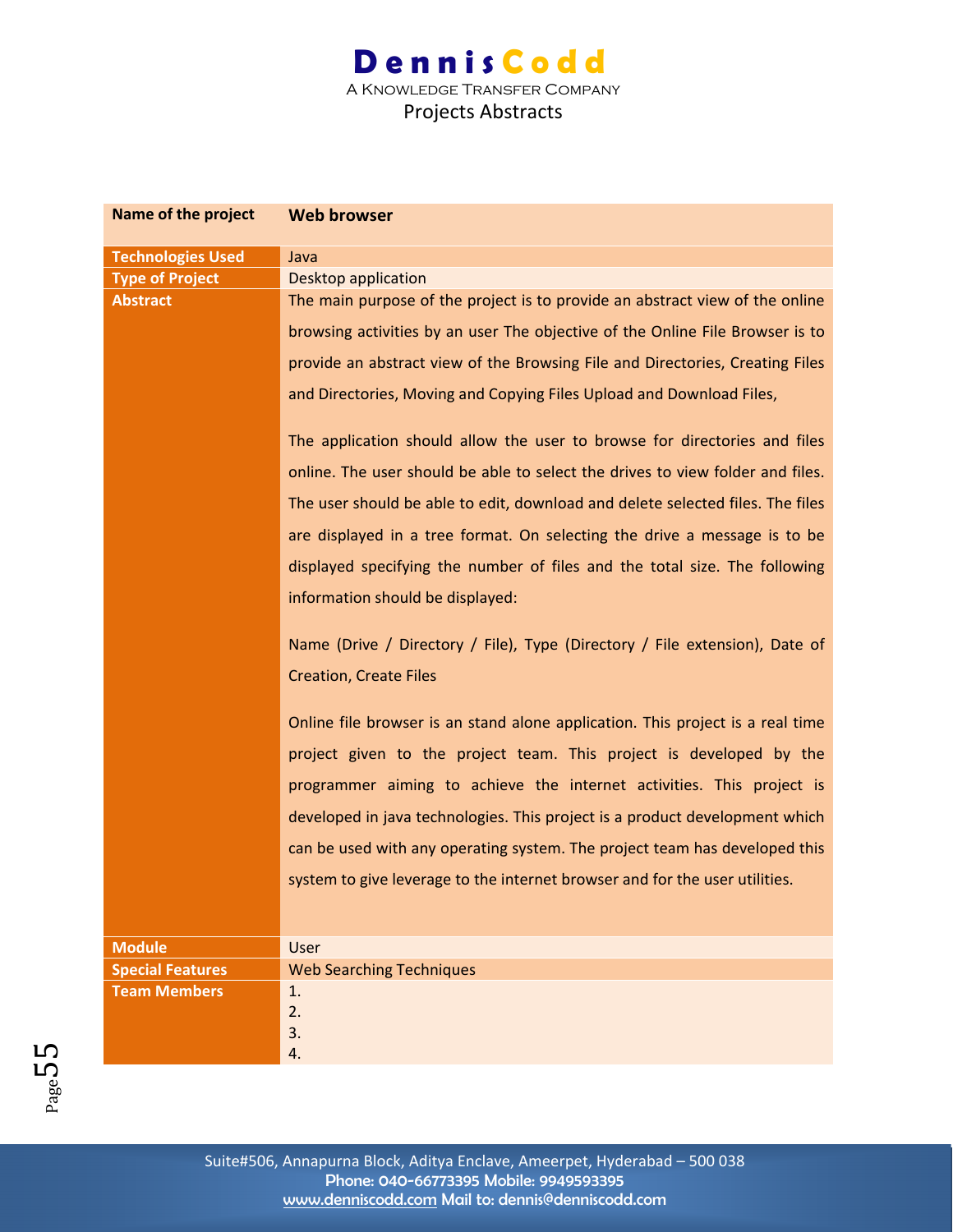| Name of the project | **Web browser** |
|---|---|
| **Technologies Used** | Java |
| **Type of Project** | Desktop application |
| **Abstract** | The main purpose of the project is to provide an abstract view of the online browsing activities by an user The objective of the Online File Browser is to provide an abstract view of the Browsing File and Directories, Creating Files and Directories, Moving and Copying Files Upload and Download Files,<br><br>The application should allow the user to browse for directories and files online. The user should be able to select the drives to view folder and files. The user should be able to edit, download and delete selected files. The files are displayed in a tree format. On selecting the drive a message is to be displayed specifying the number of files and the total size. The following information should be displayed:<br><br>Name (Drive / Directory / File), Type (Directory / File extension), Date of Creation, Create Files<br><br>Online file browser is an stand alone application. This project is a real time project given to the project team. This project is developed by the programmer aiming to achieve the internet activities. This project is developed in java technologies. This project is a product development which can be used with any operating system. The project team has developed this system to give leverage to the internet browser and for the user utilities. |
| **Module** | User |
| **Special Features** | Web Searching Techniques |
| **Team Members** | 1.<br>2.<br>3.<br>4. |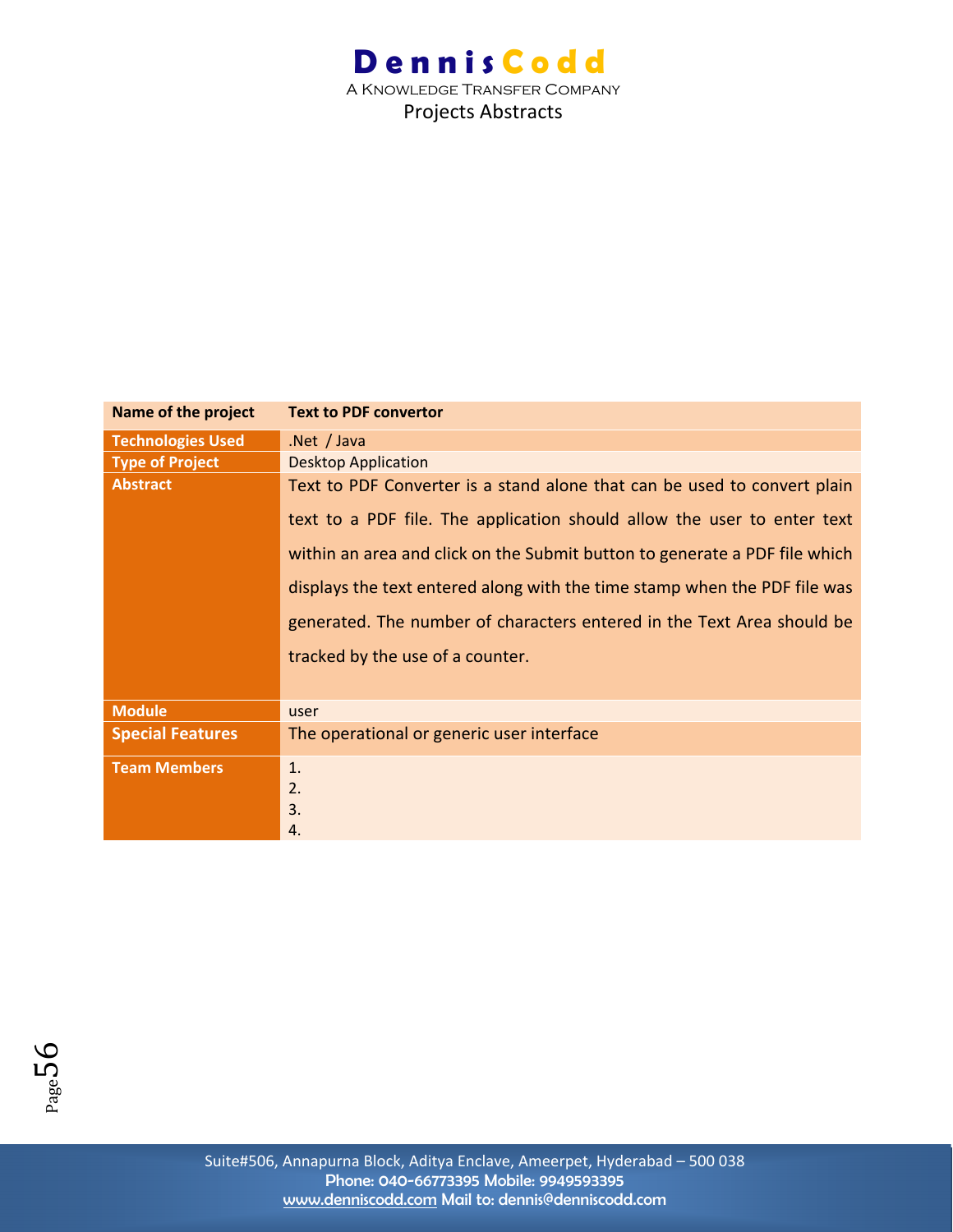| Name of the project | Text to PDF convertor |
| --- | --- |
| Technologies Used | .Net / Java |
| Type of Project | Desktop Application |
| Abstract | Text to PDF Converter is a stand alone that can be used to convert plain text to a PDF file. The application should allow the user to enter text within an area and click on the Submit button to generate a PDF file which displays the text entered along with the time stamp when the PDF file was generated. The number of characters entered in the Text Area should be tracked by the use of a counter. |
| Module | user |
| Special Features | The operational or generic user interface |
| Team Members | 1.<br>2.<br>3.<br>4. |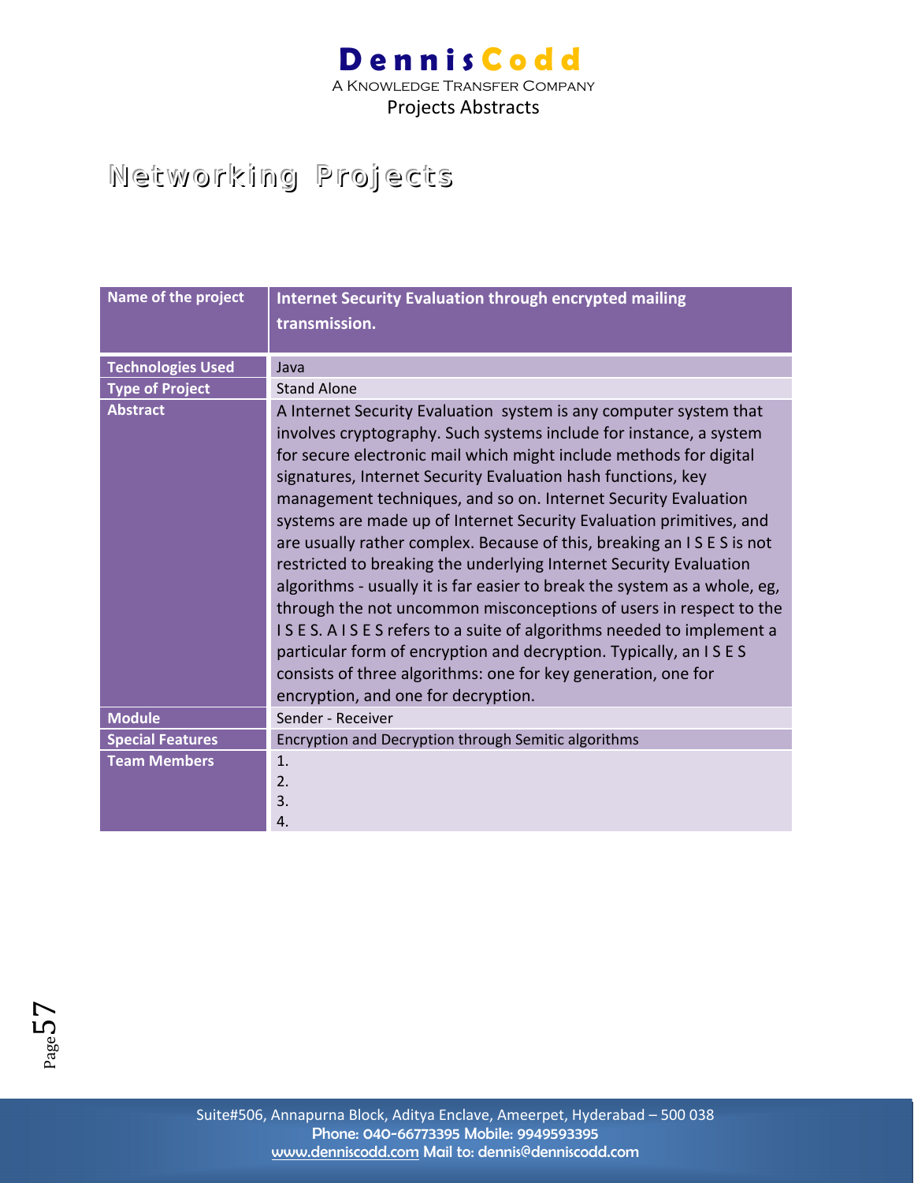# Networking Projects

| Name of the project | Internet Security Evaluation through encrypted mailing transmission. |
|---|---|
| Technologies Used | Java |
| Type of Project | Stand Alone |
| Abstract | A Internet Security Evaluation system is any computer system that involves cryptography. Such systems include for instance, a system for secure electronic mail which might include methods for digital signatures, Internet Security Evaluation hash functions, key management techniques, and so on. Internet Security Evaluation systems are made up of Internet Security Evaluation primitives, and are usually rather complex. Because of this, breaking an I S E S is not restricted to breaking the underlying Internet Security Evaluation algorithms - usually it is far easier to break the system as a whole, eg, through the not uncommon misconceptions of users in respect to the I S E S. A I S E S refers to a suite of algorithms needed to implement a particular form of encryption and decryption. Typically, an I S E S consists of three algorithms: one for key generation, one for encryption, and one for decryption. |
| Module | Sender - Receiver |
| Special Features | Encryption and Decryption through Semitic algorithms |
| Team Members | 1.<br>2.<br>3.<br>4. |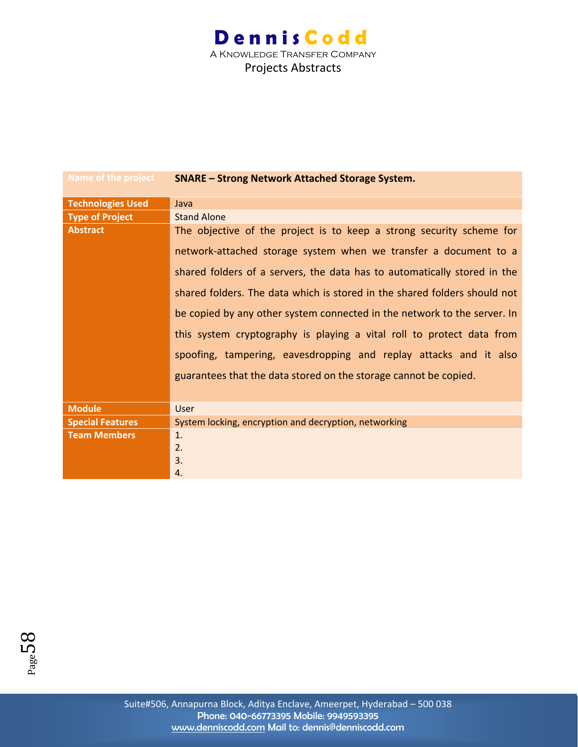| Name of the project | **SNARE – Strong Network Attached Storage System.** |
|---|---|
| **Technologies Used** | Java |
| **Type of Project** | Stand Alone |
| **Abstract** | The objective of the project is to keep a strong security scheme for network-attached storage system when we transfer a document to a shared folders of a servers, the data has to automatically stored in the shared folders. The data which is stored in the shared folders should not be copied by any other system connected in the network to the server. In this system cryptography is playing a vital roll to protect data from spoofing, tampering, eavesdropping and replay attacks and it also guarantees that the data stored on the storage cannot be copied. |
| **Module** | User |
| **Special Features** | System locking, encryption and decryption, networking |
| **Team Members** | 1.<br>2.<br>3.<br>4. |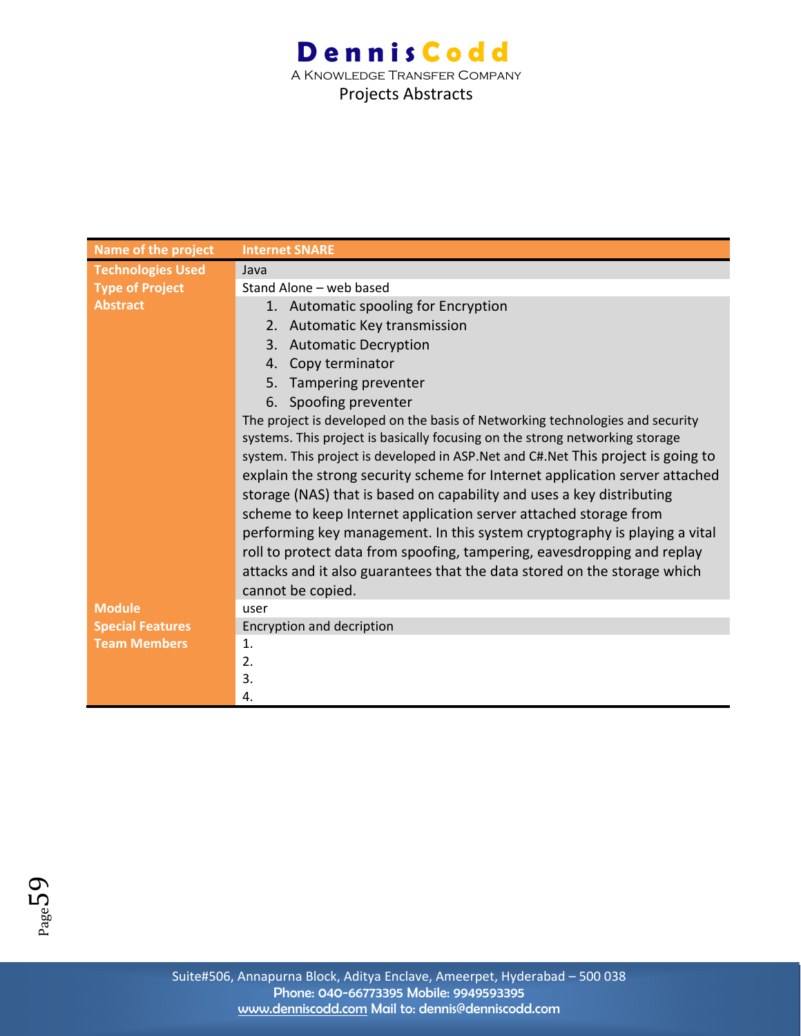| Name of the project | Internet SNARE |
| --- | --- |
| Technologies Used | Java |
| Type of Project | Stand Alone – web based |
| Abstract | 1. Automatic spooling for Encryption<br>2. Automatic Key transmission<br>3. Automatic Decryption<br>4. Copy terminator<br>5. Tampering preventer<br>6. Spoofing preventer<br>The project is developed on the basis of Networking technologies and security systems. This project is basically focusing on the strong networking storage system. This project is developed in ASP.Net and C#.Net This project is going to explain the strong security scheme for Internet application server attached storage (NAS) that is based on capability and uses a key distributing scheme to keep Internet application server attached storage from performing key management. In this system cryptography is playing a vital roll to protect data from spoofing, tampering, eavesdropping and replay attacks and it also guarantees that the data stored on the storage which cannot be copied. |
| Module | user |
| Special Features | Encryption and decription |
| Team Members | 1.<br>2.<br>3.<br>4. |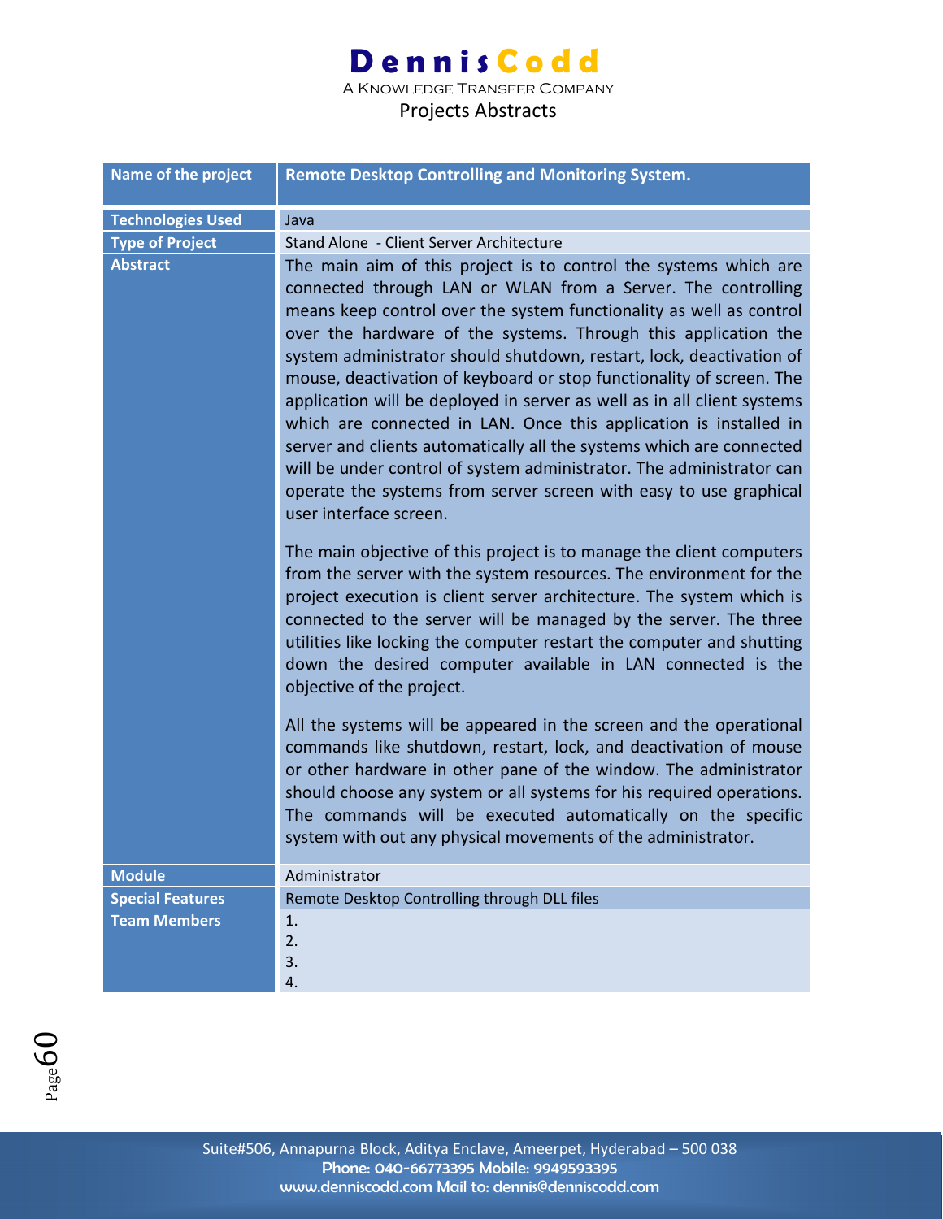| Name of the project | Remote Desktop Controlling and Monitoring System. |
|---|---|
| Technologies Used | Java |
| Type of Project | Stand Alone - Client Server Architecture |
| Abstract | The main aim of this project is to control the systems which are connected through LAN or WLAN from a Server. The controlling means keep control over the system functionality as well as control over the hardware of the systems. Through this application the system administrator should shutdown, restart, lock, deactivation of mouse, deactivation of keyboard or stop functionality of screen. The application will be deployed in server as well as in all client systems which are connected in LAN. Once this application is installed in server and clients automatically all the systems which are connected will be under control of system administrator. The administrator can operate the systems from server screen with easy to use graphical user interface screen.<br><br>The main objective of this project is to manage the client computers from the server with the system resources. The environment for the project execution is client server architecture. The system which is connected to the server will be managed by the server. The three utilities like locking the computer restart the computer and shutting down the desired computer available in LAN connected is the objective of the project.<br><br>All the systems will be appeared in the screen and the operational commands like shutdown, restart, lock, and deactivation of mouse or other hardware in other pane of the window. The administrator should choose any system or all systems for his required operations. The commands will be executed automatically on the specific system with out any physical movements of the administrator. |
| Module | Administrator |
| Special Features | Remote Desktop Controlling through DLL files |
| Team Members | 1.<br>2.<br>3.<br>4. |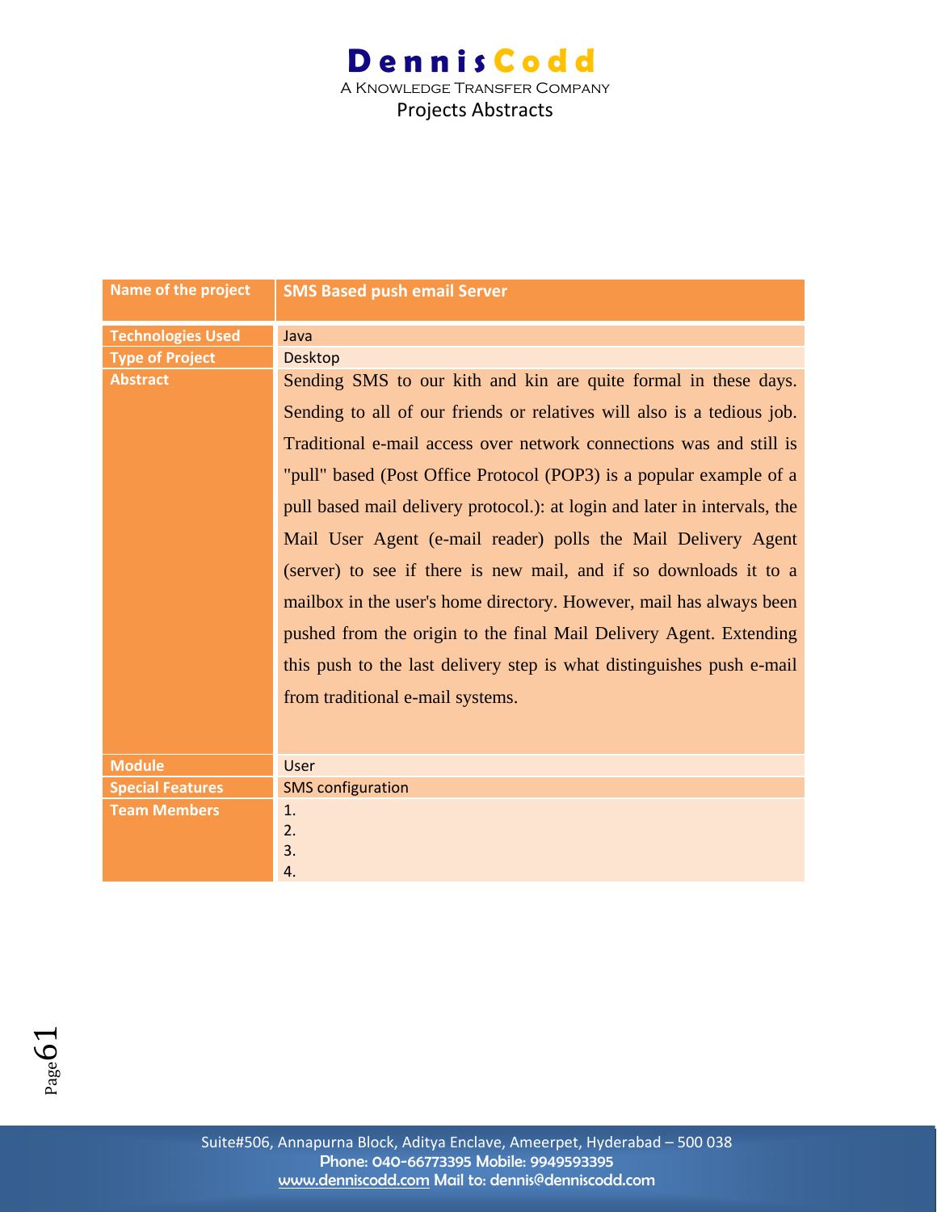| Name of the project | SMS Based push email Server |
|---|---|
| Technologies Used | Java |
| Type of Project | Desktop |
| Abstract | Sending SMS to our kith and kin are quite formal in these days. Sending to all of our friends or relatives will also is a tedious job. Traditional e-mail access over network connections was and still is "pull" based (Post Office Protocol (POP3) is a popular example of a pull based mail delivery protocol.): at login and later in intervals, the Mail User Agent (e-mail reader) polls the Mail Delivery Agent (server) to see if there is new mail, and if so downloads it to a mailbox in the user's home directory. However, mail has always been pushed from the origin to the final Mail Delivery Agent. Extending this push to the last delivery step is what distinguishes push e-mail from traditional e-mail systems. |
| Module | User |
| Special Features | SMS configuration |
| Team Members | 1.<br>2.<br>3.<br>4. |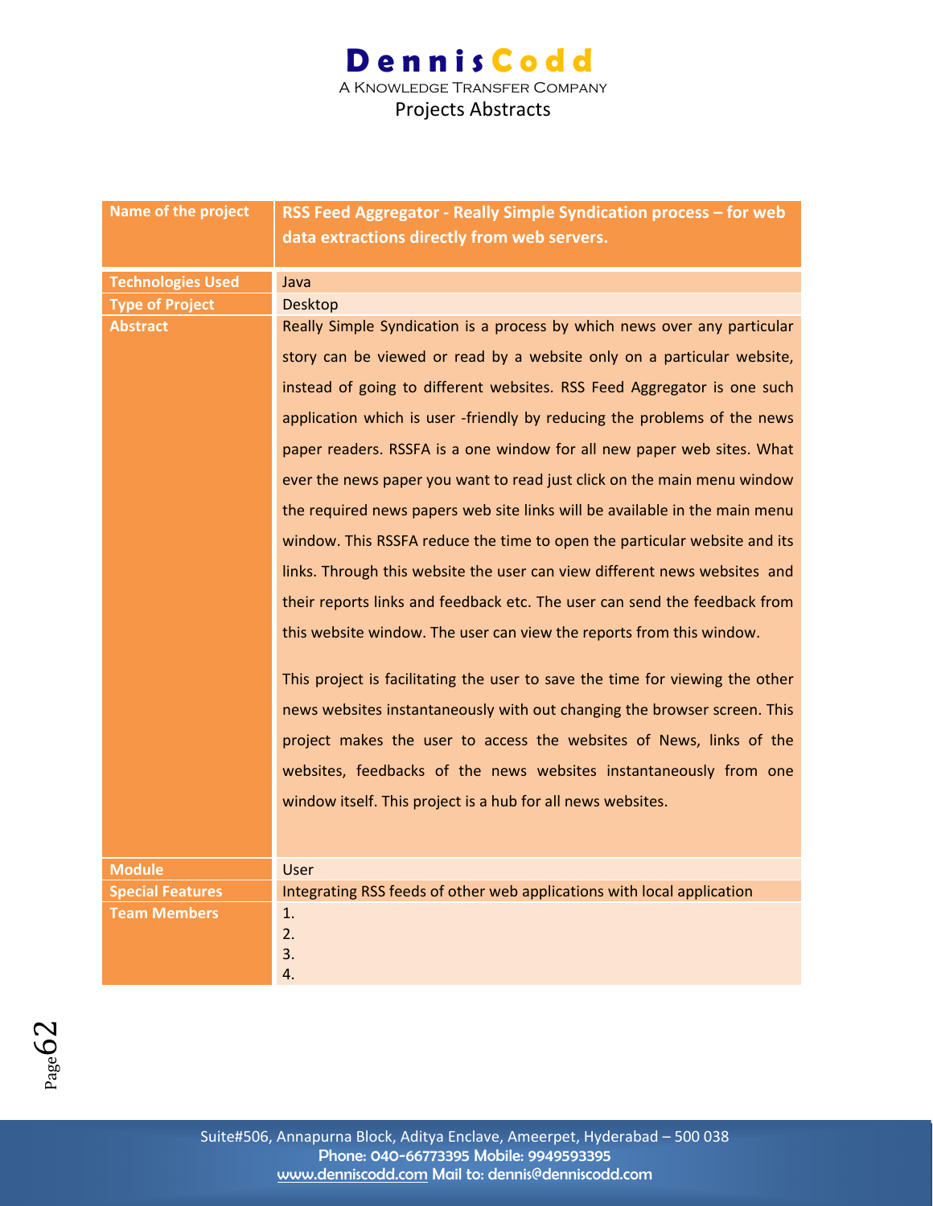| Name of the project | RSS Feed Aggregator - Really Simple Syndication process – for web data extractions directly from web servers. |
| --- | --- |
| Technologies Used | Java |
| Type of Project | Desktop |
| Abstract | Really Simple Syndication is a process by which news over any particular story can be viewed or read by a website only on a particular website, instead of going to different websites. RSS Feed Aggregator is one such application which is user -friendly by reducing the problems of the news paper readers. RSSFA is a one window for all new paper web sites. What ever the news paper you want to read just click on the main menu window the required news papers web site links will be available in the main menu window. This RSSFA reduce the time to open the particular website and its links. Through this website the user can view different news websites and their reports links and feedback etc. The user can send the feedback from this website window. The user can view the reports from this window.<br><br>This project is facilitating the user to save the time for viewing the other news websites instantaneously with out changing the browser screen. This project makes the user to access the websites of News, links of the websites, feedbacks of the news websites instantaneously from one window itself. This project is a hub for all news websites. |
| Module | User |
| Special Features | Integrating RSS feeds of other web applications with local application |
| Team Members | 1.<br>2.<br>3.<br>4. |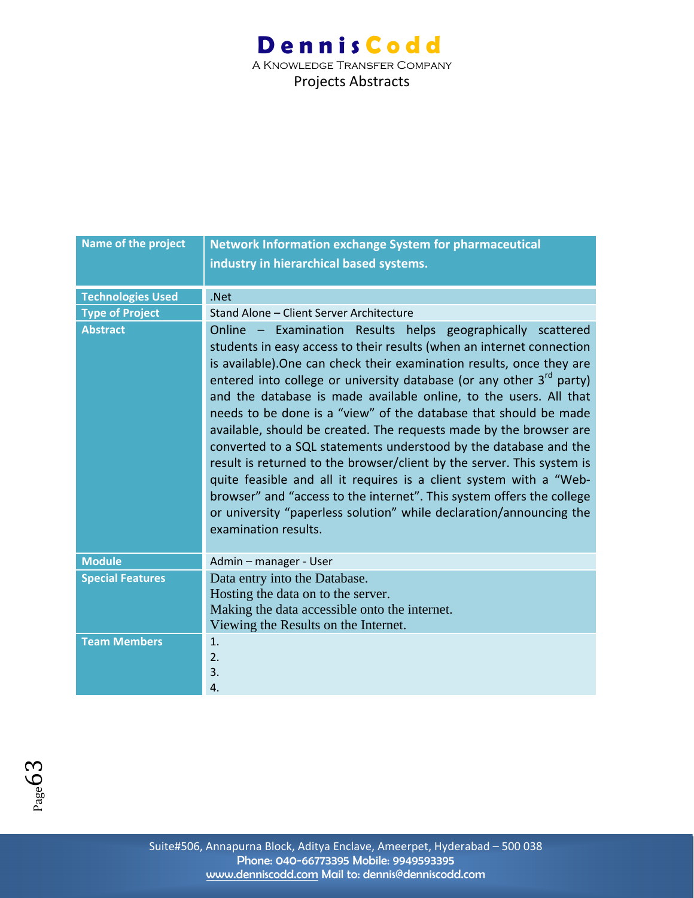| Name of the project | Network Information exchange System for pharmaceutical industry in hierarchical based systems. |
|---|---|
| Technologies Used | .Net |
| Type of Project | Stand Alone – Client Server Architecture |
| Abstract | Online – Examination Results helps geographically scattered students in easy access to their results (when an internet connection is available).One can check their examination results, once they are entered into college or university database (or any other 3rd party) and the database is made available online, to the users. All that needs to be done is a "view" of the database that should be made available, should be created. The requests made by the browser are converted to a SQL statements understood by the database and the result is returned to the browser/client by the server. This system is quite feasible and all it requires is a client system with a "Web-browser" and "access to the internet". This system offers the college or university "paperless solution" while declaration/announcing the examination results. |
| Module | Admin – manager - User |
| Special Features | Data entry into the Database.<br>Hosting the data on to the server.<br>Making the data accessible onto the internet.<br>Viewing the Results on the Internet. |
| Team Members | 1.<br>2.<br>3.<br>4. |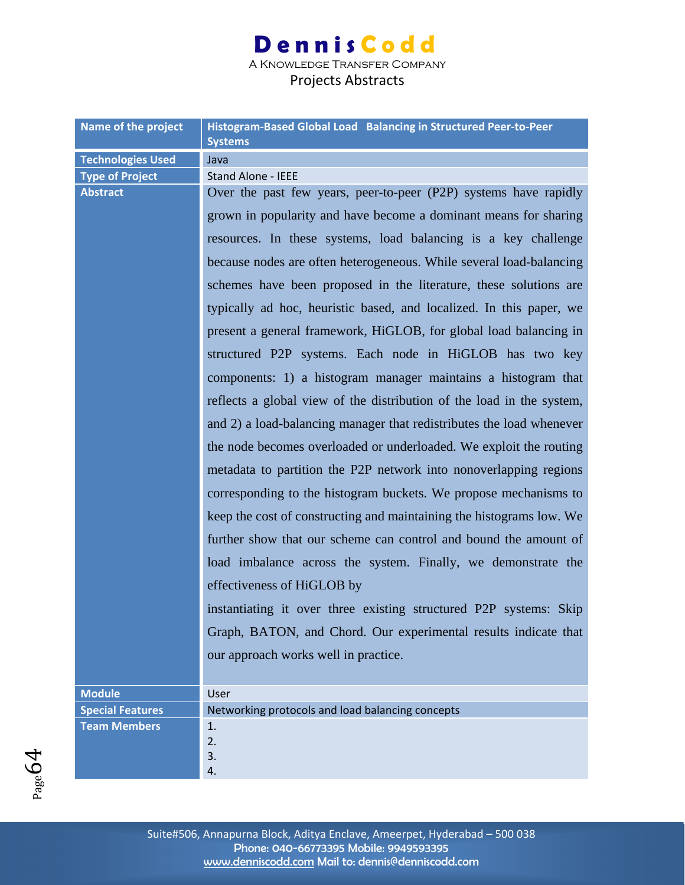| Name of the project | Histogram-Based Global Load Balancing in Structured Peer-to-Peer Systems |
|---|---|
| Technologies Used | Java |
| Type of Project | Stand Alone - IEEE |
| Abstract | Over the past few years, peer-to-peer (P2P) systems have rapidly grown in popularity and have become a dominant means for sharing resources. In these systems, load balancing is a key challenge because nodes are often heterogeneous. While several load-balancing schemes have been proposed in the literature, these solutions are typically ad hoc, heuristic based, and localized. In this paper, we present a general framework, HiGLOB, for global load balancing in structured P2P systems. Each node in HiGLOB has two key components: 1) a histogram manager maintains a histogram that reflects a global view of the distribution of the load in the system, and 2) a load-balancing manager that redistributes the load whenever the node becomes overloaded or underloaded. We exploit the routing metadata to partition the P2P network into nonoverlapping regions corresponding to the histogram buckets. We propose mechanisms to keep the cost of constructing and maintaining the histograms low. We further show that our scheme can control and bound the amount of load imbalance across the system. Finally, we demonstrate the effectiveness of HiGLOB by instantiating it over three existing structured P2P systems: Skip Graph, BATON, and Chord. Our experimental results indicate that our approach works well in practice. |
| Module | User |
| Special Features | Networking protocols and load balancing concepts |
| Team Members | 1.<br>2.<br>3.<br>4. |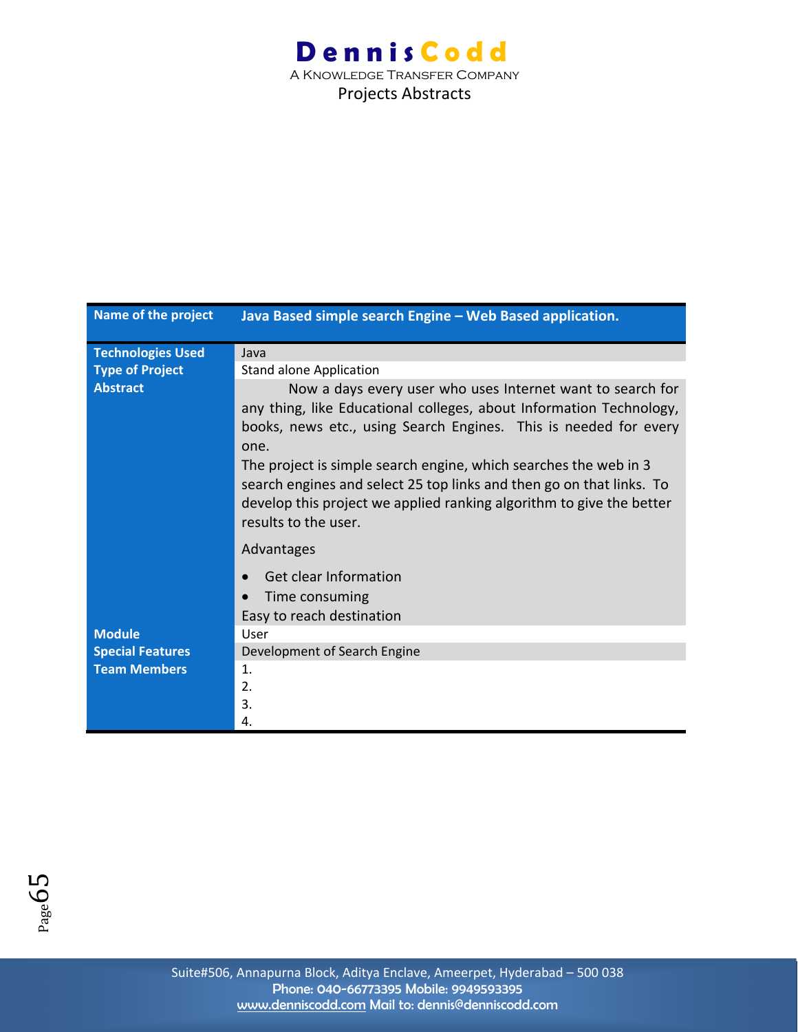| Name of the project | Java Based simple search Engine – Web Based application. |
|---|---|
| Technologies Used | Java |
| Type of Project | Stand alone Application |
| Abstract | Now a days every user who uses Internet want to search for any thing, like Educational colleges, about Information Technology, books, news etc., using Search Engines. This is needed for every one.<br>The project is simple search engine, which searches the web in 3 search engines and select 25 top links and then go on that links. To develop this project we applied ranking algorithm to give the better results to the user.<br>Advantages<br>• Get clear Information<br>• Time consuming<br>Easy to reach destination |
| Module | User |
| Special Features | Development of Search Engine |
| Team Members | 1.<br>2.<br>3.<br>4. |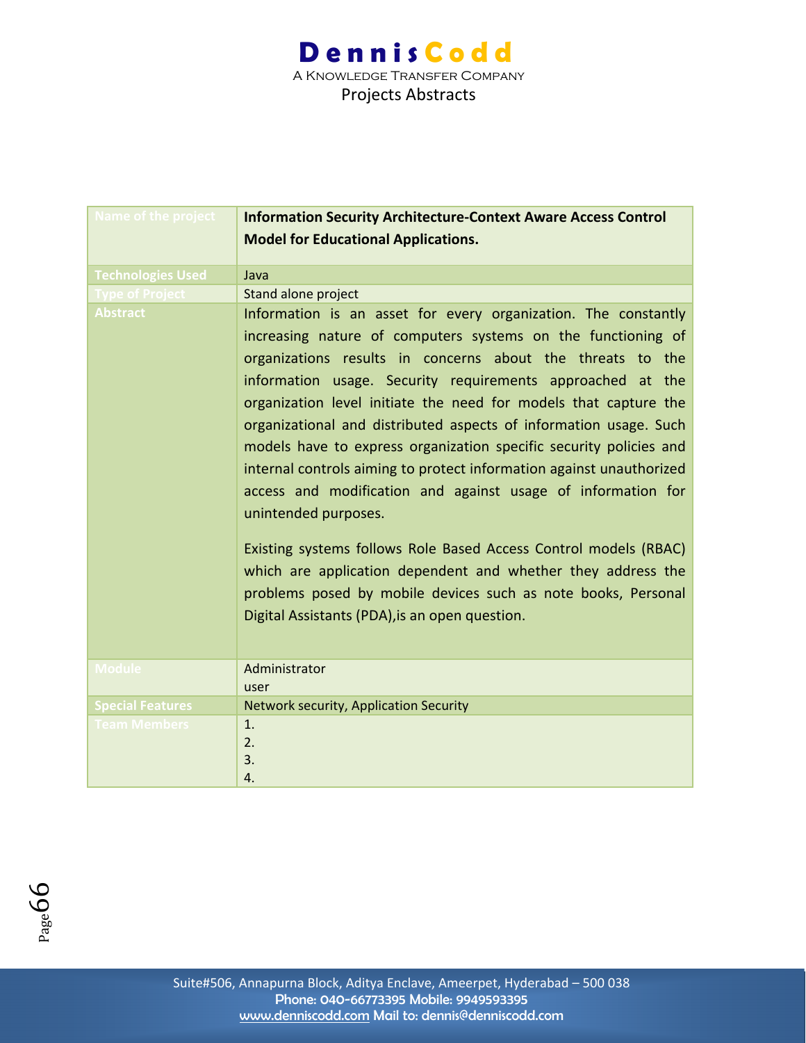| Name of the project | **Information Security Architecture-Context Aware Access Control Model for Educational Applications.** |
|---|---|
| Technologies Used | Java |
| Type of Project | Stand alone project |
| Abstract | Information is an asset for every organization. The constantly increasing nature of computers systems on the functioning of organizations results in concerns about the threats to the information usage. Security requirements approached at the organization level initiate the need for models that capture the organizational and distributed aspects of information usage. Such models have to express organization specific security policies and internal controls aiming to protect information against unauthorized access and modification and against usage of information for unintended purposes.<br><br>Existing systems follows Role Based Access Control models (RBAC) which are application dependent and whether they address the problems posed by mobile devices such as note books, Personal Digital Assistants (PDA),is an open question. |
| Module | Administrator<br>user |
| Special Features | Network security, Application Security |
| Team Members | 1.<br>2.<br>3.<br>4. |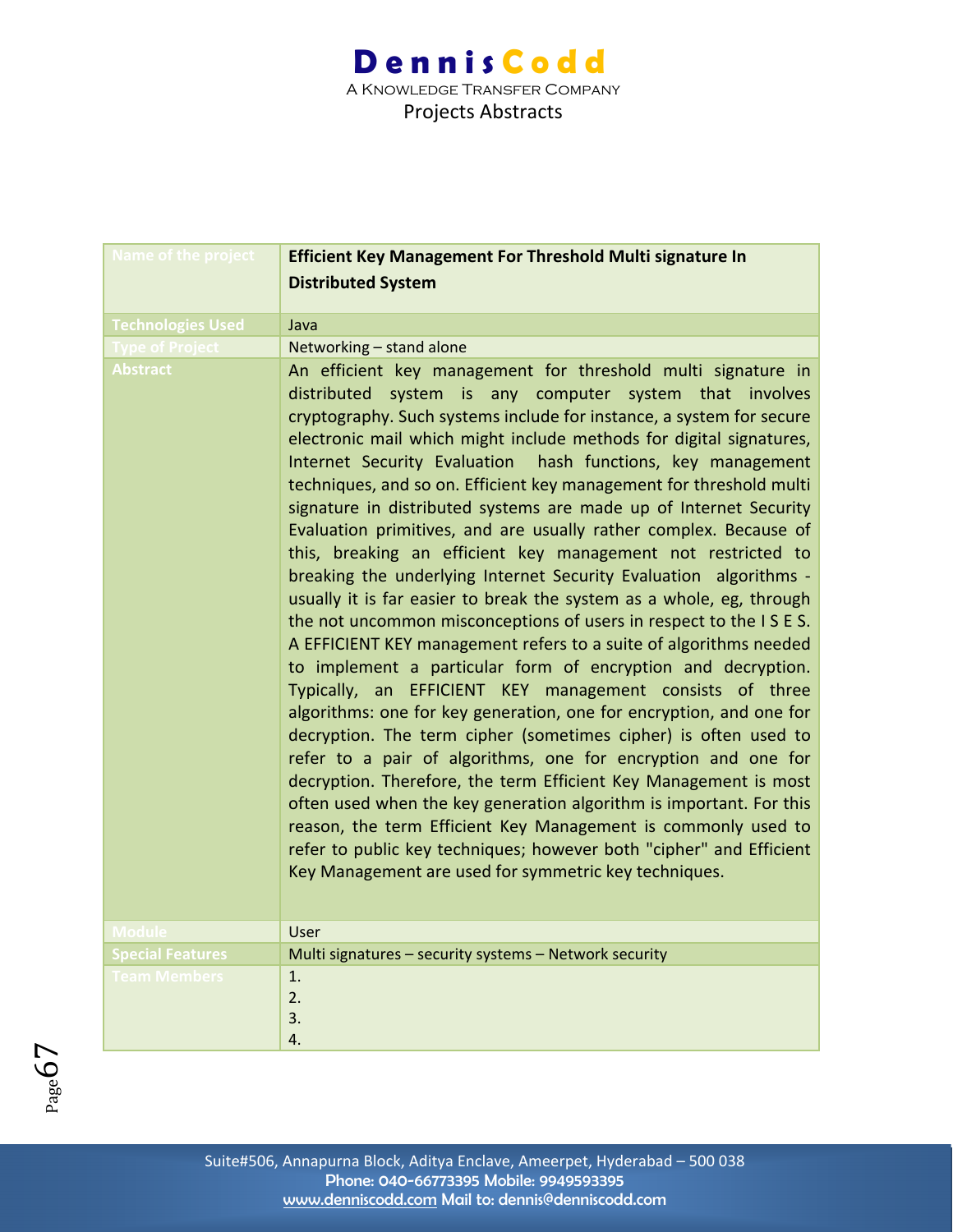| Name of the project | **Efficient Key Management For Threshold Multi signature In Distributed System** |
|---|---|
| Technologies Used | Java |
| Type of Project | Networking – stand alone |
| Abstract | An efficient key management for threshold multi signature in distributed system is any computer system that involves cryptography. Such systems include for instance, a system for secure electronic mail which might include methods for digital signatures, Internet Security Evaluation hash functions, key management techniques, and so on. Efficient key management for threshold multi signature in distributed systems are made up of Internet Security Evaluation primitives, and are usually rather complex. Because of this, breaking an efficient key management not restricted to breaking the underlying Internet Security Evaluation algorithms - usually it is far easier to break the system as a whole, eg, through the not uncommon misconceptions of users in respect to the I S E S. A EFFICIENT KEY management refers to a suite of algorithms needed to implement a particular form of encryption and decryption. Typically, an EFFICIENT KEY management consists of three algorithms: one for key generation, one for encryption, and one for decryption. The term cipher (sometimes cipher) is often used to refer to a pair of algorithms, one for encryption and one for decryption. Therefore, the term Efficient Key Management is most often used when the key generation algorithm is important. For this reason, the term Efficient Key Management is commonly used to refer to public key techniques; however both "cipher" and Efficient Key Management are used for symmetric key techniques. |
| Module | User |
| Special Features | Multi signatures – security systems – Network security |
| Team Members | 1.<br>2.<br>3.<br>4. |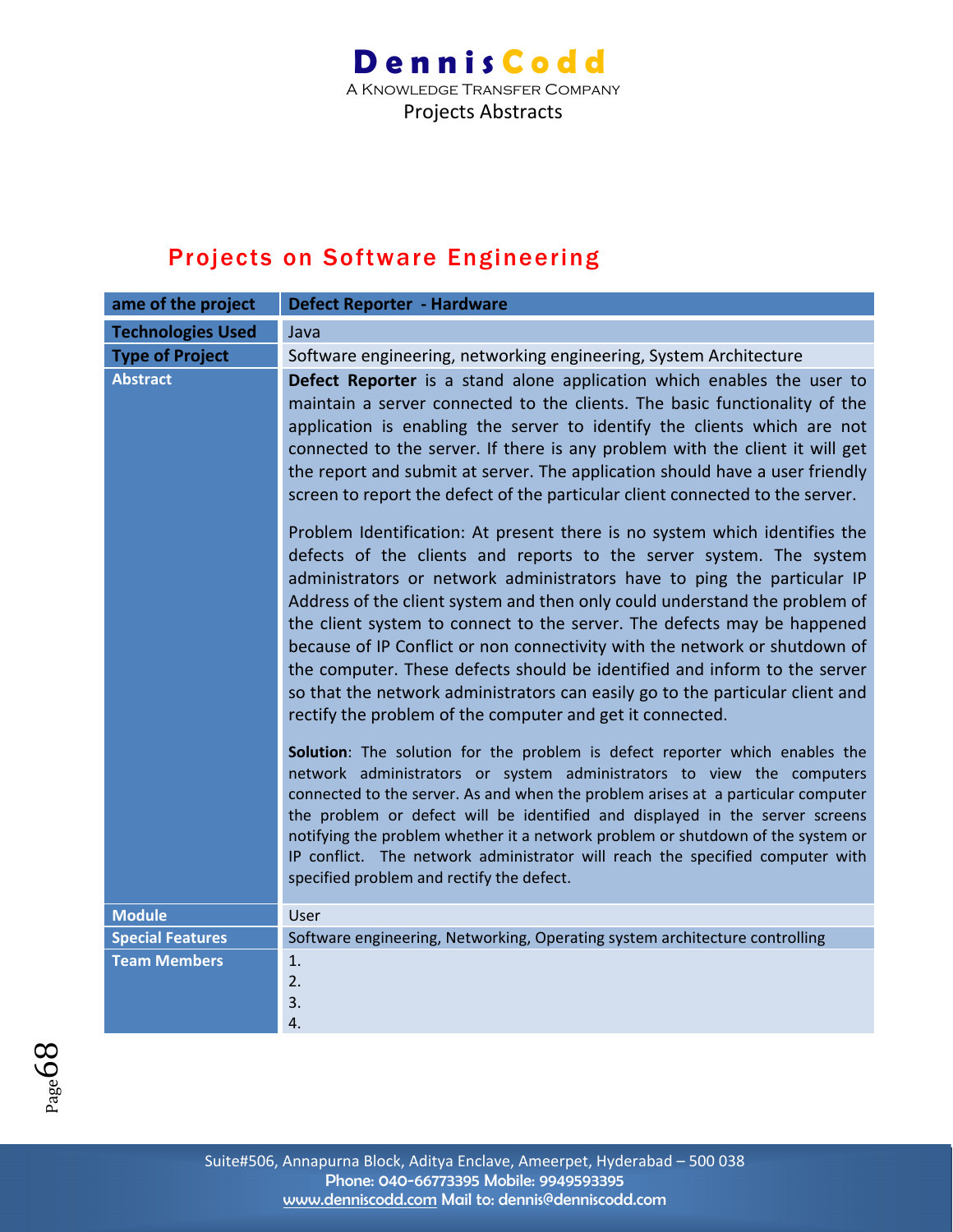## Projects on Software Engineering

| ame of the project | Defect Reporter - Hardware |
|---|---|
| **Technologies Used** | Java |
| **Type of Project** | Software engineering, networking engineering, System Architecture |
| **Abstract** | **Defect Reporter** is a stand alone application which enables the user to maintain a server connected to the clients. The basic functionality of the application is enabling the server to identify the clients which are not connected to the server. If there is any problem with the client it will get the report and submit at server. The application should have a user friendly screen to report the defect of the particular client connected to the server.<br><br>Problem Identification: At present there is no system which identifies the defects of the clients and reports to the server system. The system administrators or network administrators have to ping the particular IP Address of the client system and then only could understand the problem of the client system to connect to the server. The defects may be happened because of IP Conflict or non connectivity with the network or shutdown of the computer. These defects should be identified and inform to the server so that the network administrators can easily go to the particular client and rectify the problem of the computer and get it connected.<br><br>**Solution**: The solution for the problem is defect reporter which enables the network administrators or system administrators to view the computers connected to the server. As and when the problem arises at a particular computer the problem or defect will be identified and displayed in the server screens notifying the problem whether it a network problem or shutdown of the system or IP conflict. The network administrator will reach the specified computer with specified problem and rectify the defect. |
| **Module** | User |
| **Special Features** | Software engineering, Networking, Operating system architecture controlling |
| **Team Members** | 1.<br>2.<br>3.<br>4. |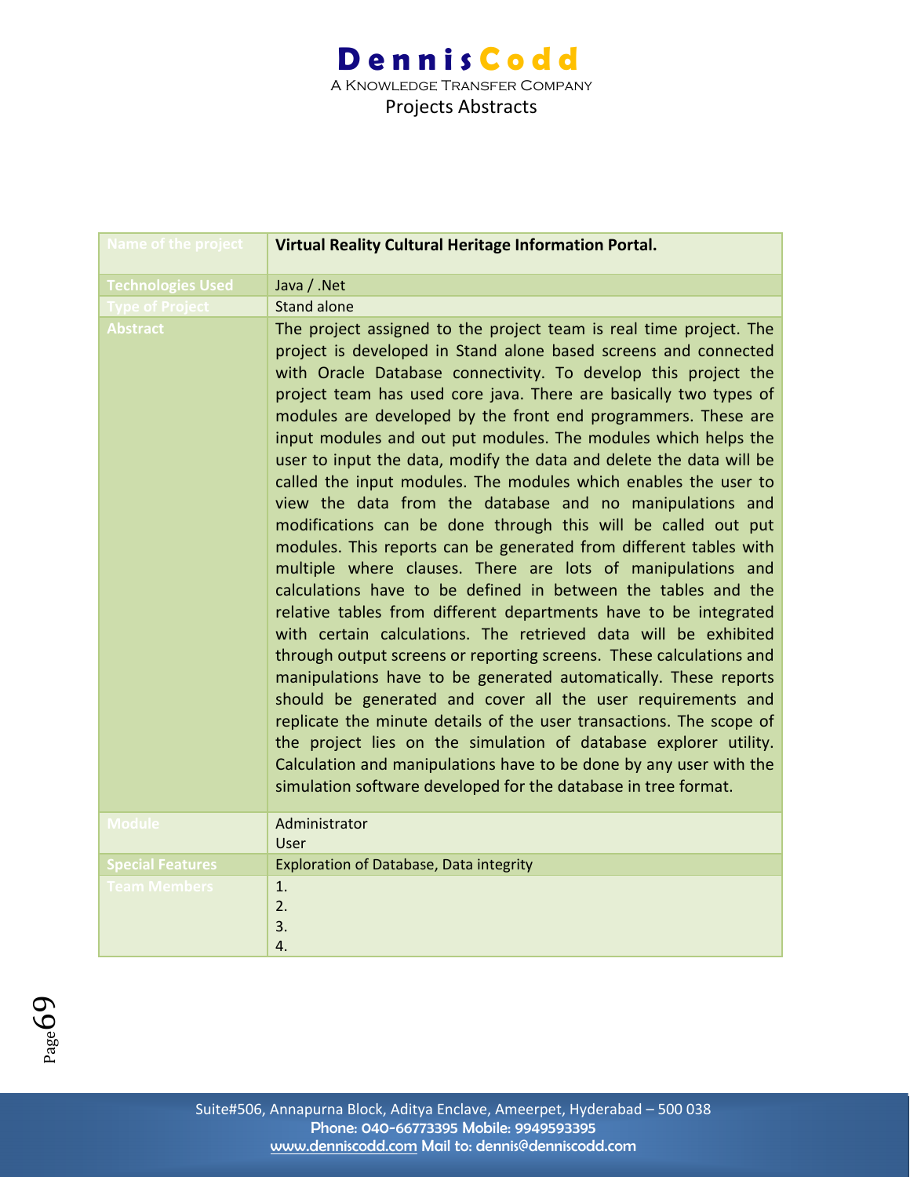| Name of the project | **Virtual Reality Cultural Heritage Information Portal.** |
|---|---|
| Technologies Used | Java / .Net |
| Type of Project | Stand alone |
| Abstract | The project assigned to the project team is real time project. The project is developed in Stand alone based screens and connected with Oracle Database connectivity. To develop this project the project team has used core java. There are basically two types of modules are developed by the front end programmers. These are input modules and out put modules. The modules which helps the user to input the data, modify the data and delete the data will be called the input modules. The modules which enables the user to view the data from the database and no manipulations and modifications can be done through this will be called out put modules. This reports can be generated from different tables with multiple where clauses. There are lots of manipulations and calculations have to be defined in between the tables and the relative tables from different departments have to be integrated with certain calculations. The retrieved data will be exhibited through output screens or reporting screens. These calculations and manipulations have to be generated automatically. These reports should be generated and cover all the user requirements and replicate the minute details of the user transactions. The scope of the project lies on the simulation of database explorer utility. Calculation and manipulations have to be done by any user with the simulation software developed for the database in tree format. |
| Module | Administrator<br>User |
| Special Features | Exploration of Database, Data integrity |
| Team Members | 1.<br>2.<br>3.<br>4. |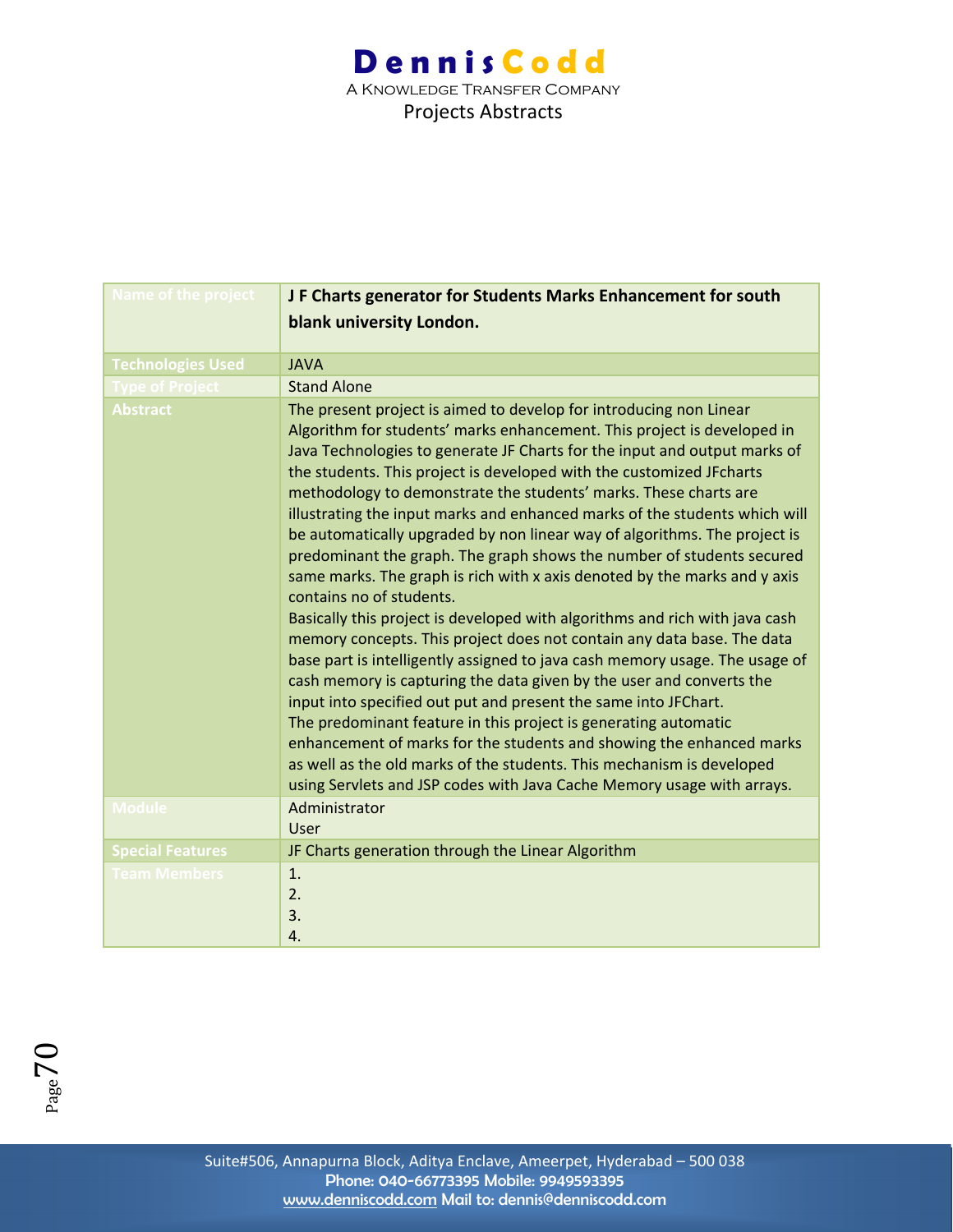| Name of the project | **J F Charts generator for Students Marks Enhancement for south blank university London.** |
|---|---|
| Technologies Used | JAVA |
| Type of Project | Stand Alone |
| Abstract | The present project is aimed to develop for introducing non Linear Algorithm for students' marks enhancement. This project is developed in Java Technologies to generate JF Charts for the input and output marks of the students. This project is developed with the customized JFcharts methodology to demonstrate the students' marks. These charts are illustrating the input marks and enhanced marks of the students which will be automatically upgraded by non linear way of algorithms. The project is predominant the graph. The graph shows the number of students secured same marks. The graph is rich with x axis denoted by the marks and y axis contains no of students.<br>Basically this project is developed with algorithms and rich with java cash memory concepts. This project does not contain any data base. The data base part is intelligently assigned to java cash memory usage. The usage of cash memory is capturing the data given by the user and converts the input into specified out put and present the same into JFChart.<br>The predominant feature in this project is generating automatic enhancement of marks for the students and showing the enhanced marks as well as the old marks of the students. This mechanism is developed using Servlets and JSP codes with Java Cache Memory usage with arrays. |
| Module | Administrator<br>User |
| Special Features | JF Charts generation through the Linear Algorithm |
| Team Members | 1.<br>2.<br>3.<br>4. |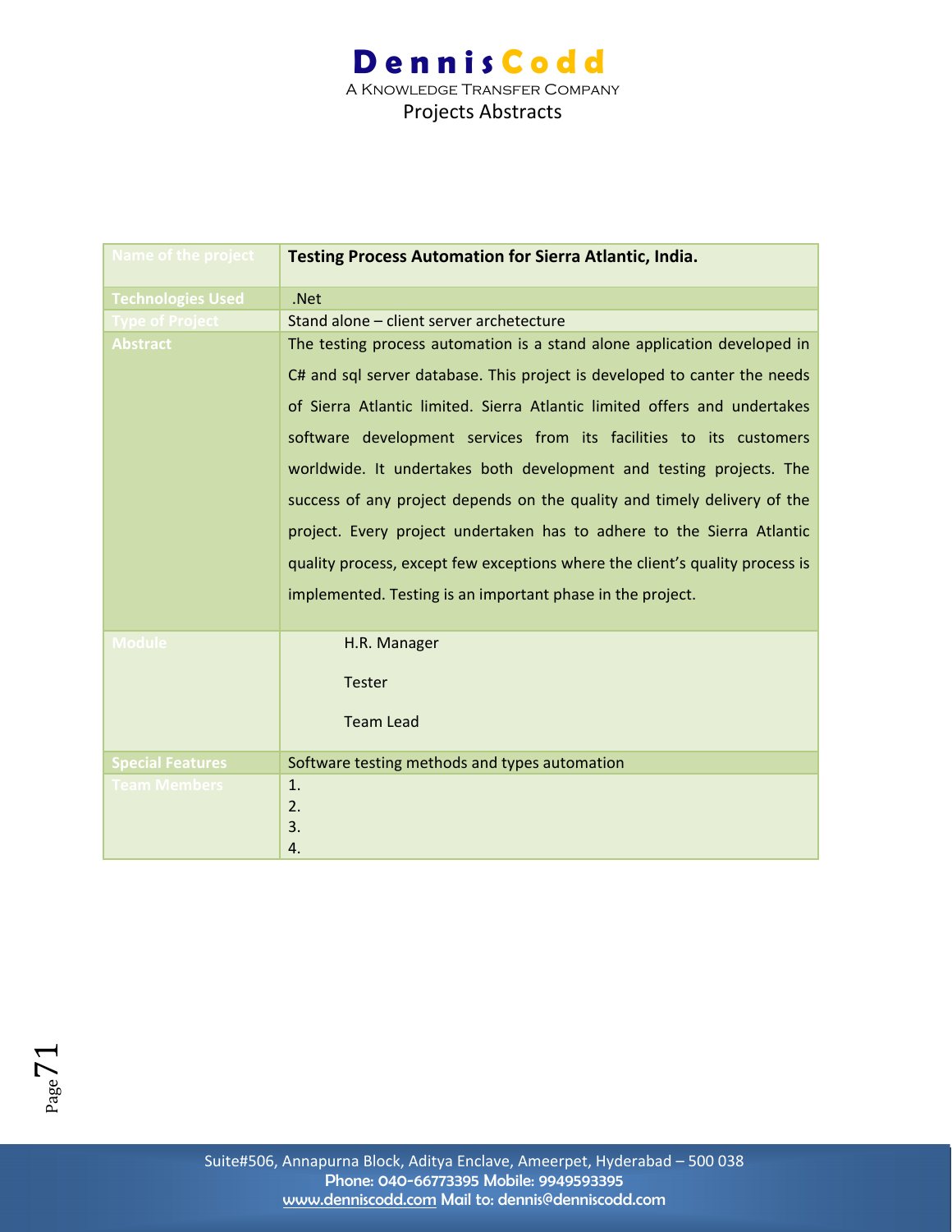| Name of the project | **Testing Process Automation for Sierra Atlantic, India.** |
|---|---|
| Technologies Used | .Net |
| Type of Project | Stand alone – client server archetecture |
| Abstract | The testing process automation is a stand alone application developed in C# and sql server database. This project is developed to canter the needs of Sierra Atlantic limited. Sierra Atlantic limited offers and undertakes software development services from its facilities to its customers worldwide. It undertakes both development and testing projects. The success of any project depends on the quality and timely delivery of the project. Every project undertaken has to adhere to the Sierra Atlantic quality process, except few exceptions where the client's quality process is implemented. Testing is an important phase in the project. |
| Module | H.R. Manager<br>Tester<br>Team Lead |
| Special Features | Software testing methods and types automation |
| Team Members | 1.<br>2.<br>3.<br>4. |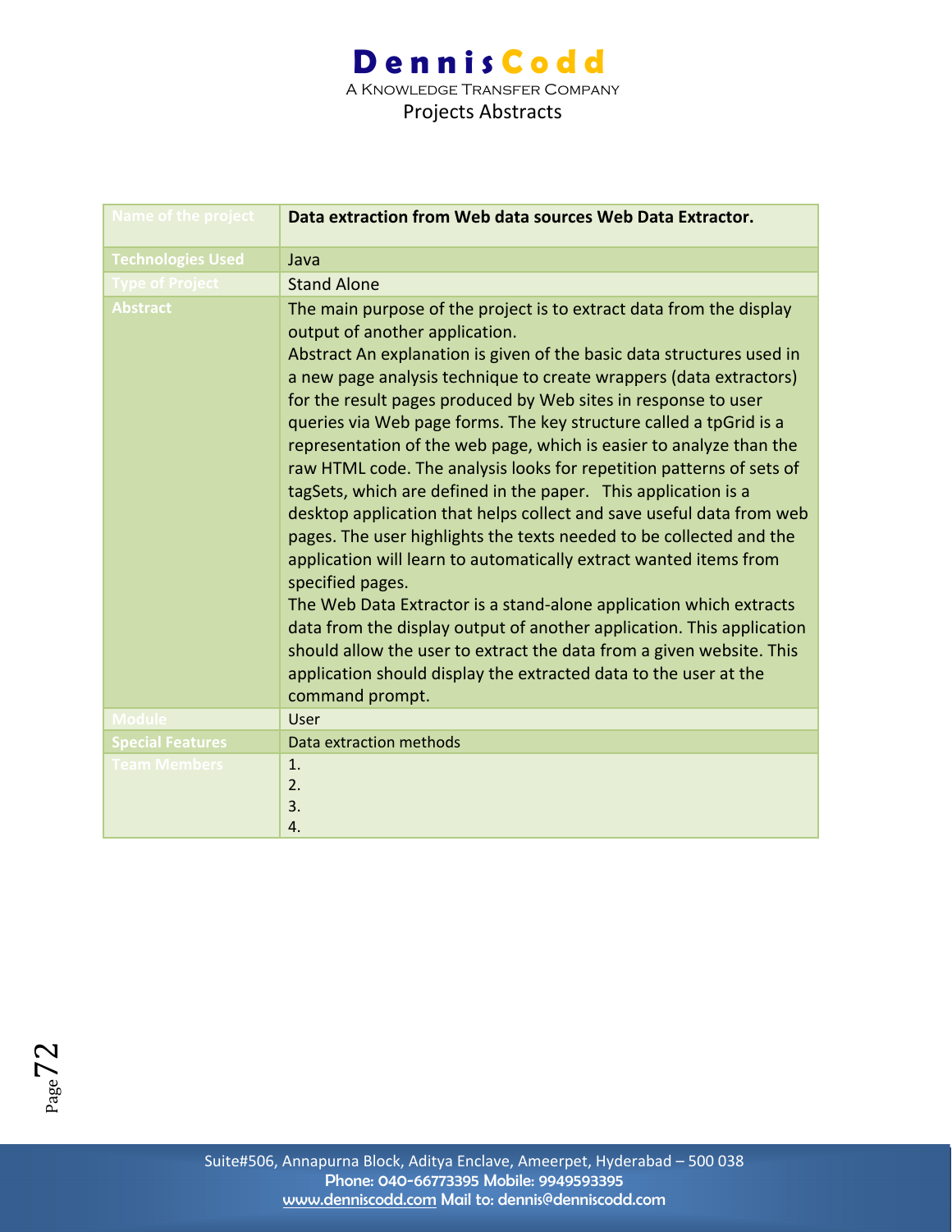| Name of the project | **Data extraction from Web data sources Web Data Extractor.** |
|---|---|
| Technologies Used | Java |
| Type of Project | Stand Alone |
| Abstract | The main purpose of the project is to extract data from the display output of another application. Abstract An explanation is given of the basic data structures used in a new page analysis technique to create wrappers (data extractors) for the result pages produced by Web sites in response to user queries via Web page forms. The key structure called a tpGrid is a representation of the web page, which is easier to analyze than the raw HTML code. The analysis looks for repetition patterns of sets of tagSets, which are defined in the paper. This application is a desktop application that helps collect and save useful data from web pages. The user highlights the texts needed to be collected and the application will learn to automatically extract wanted items from specified pages. The Web Data Extractor is a stand-alone application which extracts data from the display output of another application. This application should allow the user to extract the data from a given website. This application should display the extracted data to the user at the command prompt. |
| Module | User |
| Special Features | Data extraction methods |
| Team Members | 1.<br>2.<br>3.<br>4. |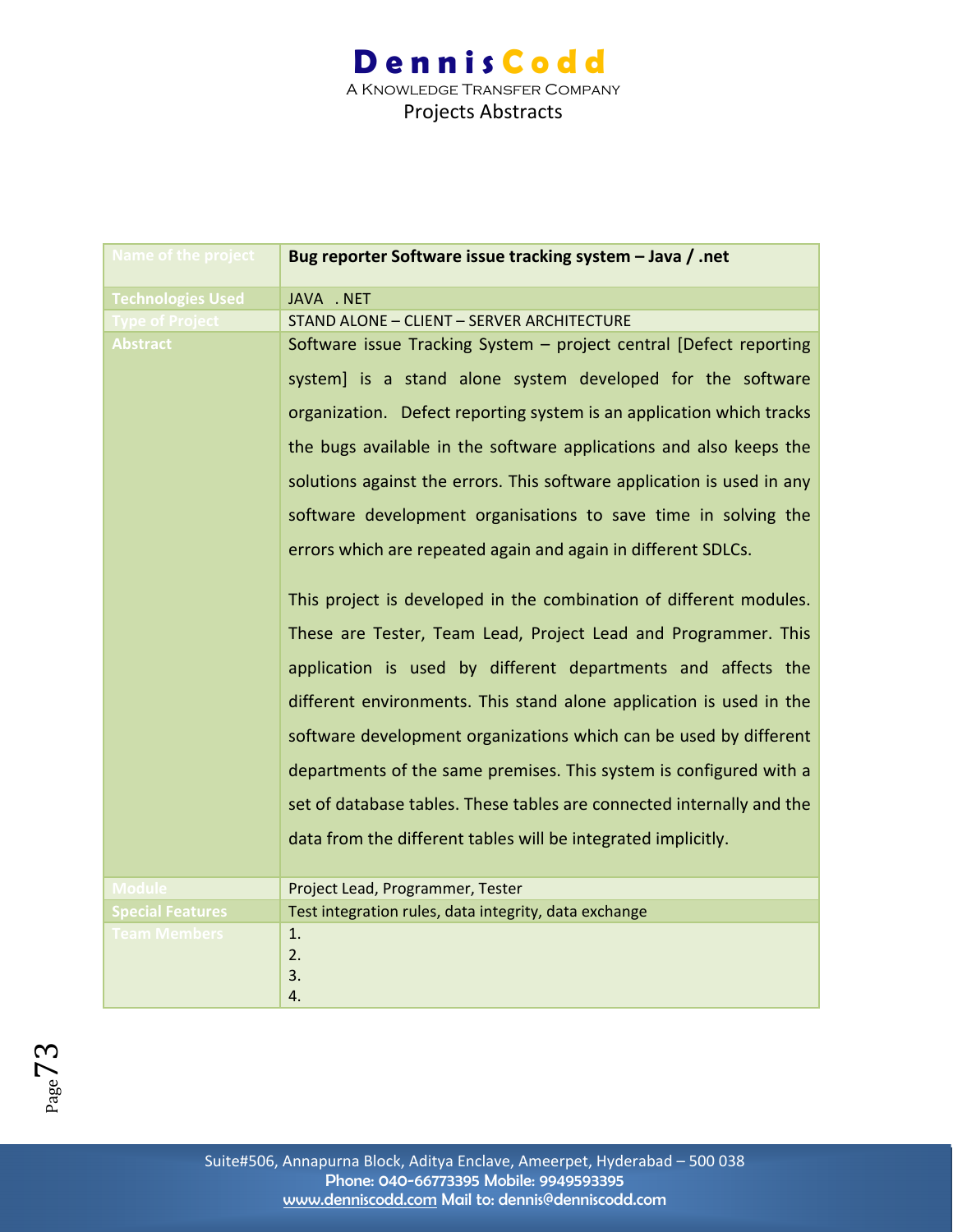| Name of the project | **Bug reporter Software issue tracking system – Java / .net** |
|---|---|
| Technologies Used | JAVA . NET |
| Type of Project | STAND ALONE – CLIENT – SERVER ARCHITECTURE |
| Abstract | Software issue Tracking System – project central [Defect reporting system] is a stand alone system developed for the software organization. Defect reporting system is an application which tracks the bugs available in the software applications and also keeps the solutions against the errors. This software application is used in any software development organisations to save time in solving the errors which are repeated again and again in different SDLCs.<br><br>This project is developed in the combination of different modules. These are Tester, Team Lead, Project Lead and Programmer. This application is used by different departments and affects the different environments. This stand alone application is used in the software development organizations which can be used by different departments of the same premises. This system is configured with a set of database tables. These tables are connected internally and the data from the different tables will be integrated implicitly. |
| Module | Project Lead, Programmer, Tester |
| Special Features | Test integration rules, data integrity, data exchange |
| Team Members | 1.<br>2.<br>3.<br>4. |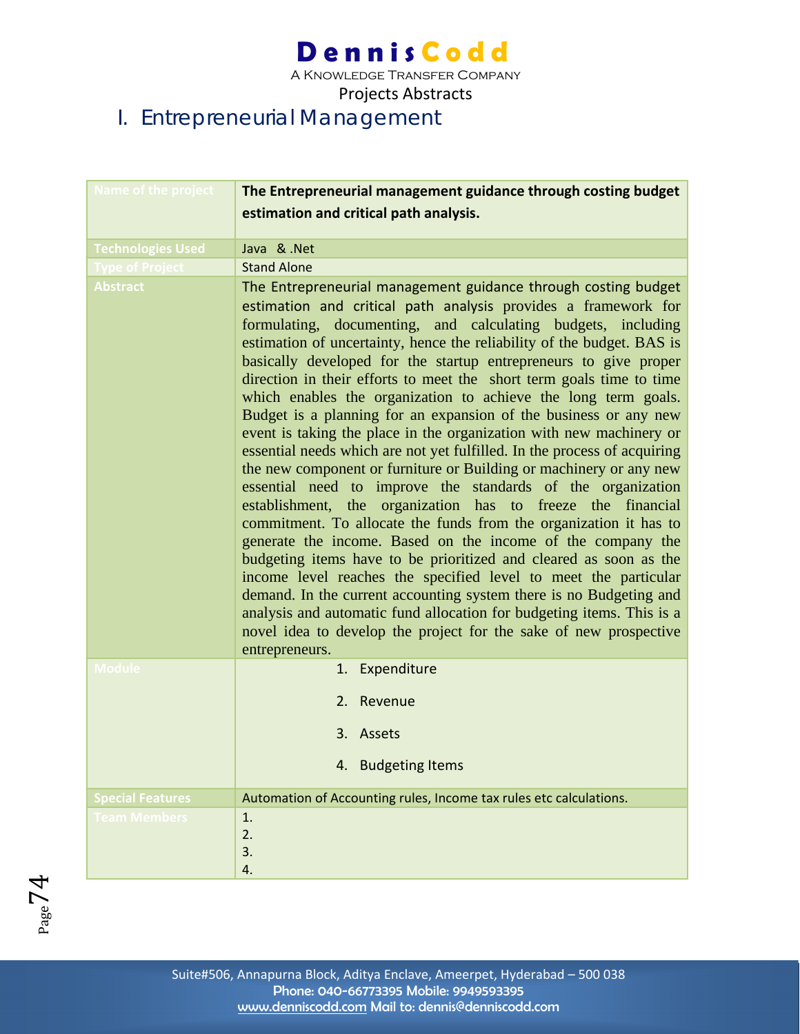# I. Entrepreneurial Management

| Name of the project | **The Entrepreneurial management guidance through costing budget estimation and critical path analysis.** |
|---|---|
| Technologies Used | Java & .Net |
| Type of Project | Stand Alone |
| Abstract | The Entrepreneurial management guidance through costing budget estimation and critical path analysis provides a framework for formulating, documenting, and calculating budgets, including estimation of uncertainty, hence the reliability of the budget. BAS is basically developed for the startup entrepreneurs to give proper direction in their efforts to meet the short term goals time to time which enables the organization to achieve the long term goals. Budget is a planning for an expansion of the business or any new event is taking the place in the organization with new machinery or essential needs which are not yet fulfilled. In the process of acquiring the new component or furniture or Building or machinery or any new essential need to improve the standards of the organization establishment, the organization has to freeze the financial commitment. To allocate the funds from the organization it has to generate the income. Based on the income of the company the budgeting items have to be prioritized and cleared as soon as the income level reaches the specified level to meet the particular demand. In the current accounting system there is no Budgeting and analysis and automatic fund allocation for budgeting items. This is a novel idea to develop the project for the sake of new prospective entrepreneurs. |
| Module | 1. Expenditure<br>2. Revenue<br>3. Assets<br>4. Budgeting Items |
| Special Features | Automation of Accounting rules, Income tax rules etc calculations. |
| Team Members | 1.<br>2.<br>3.<br>4. |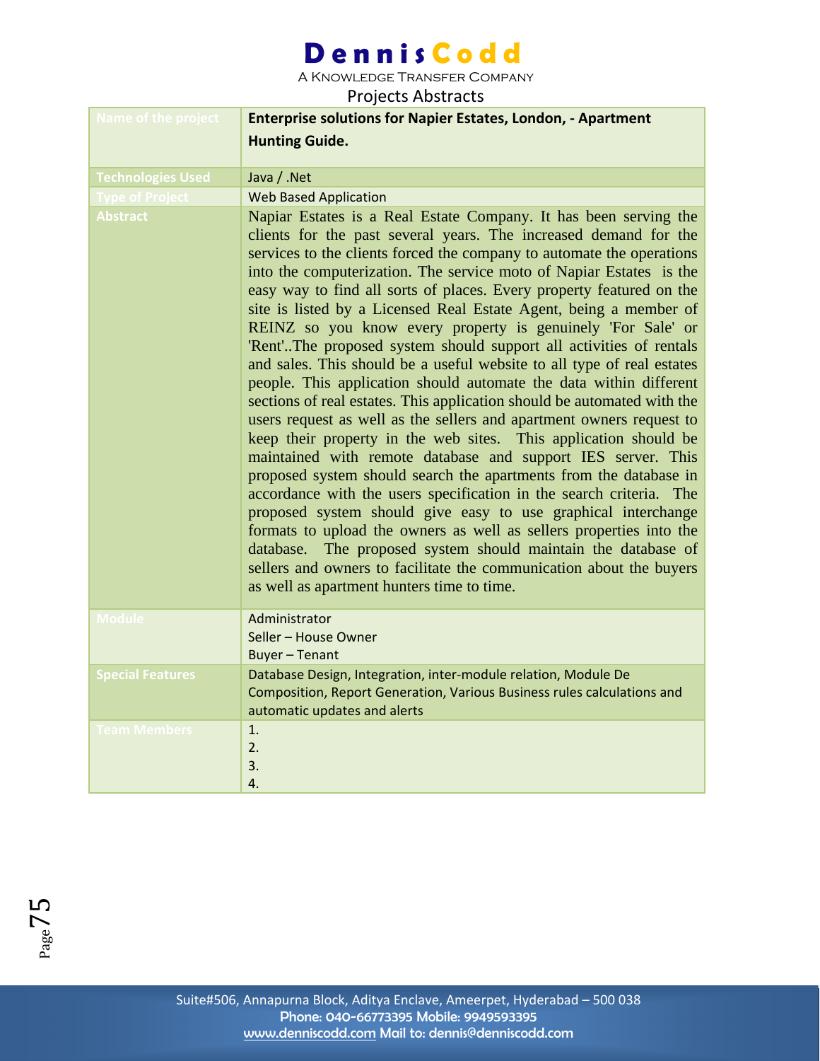# DennisCodd

A Knowledge Transfer Company

Projects Abstracts

| Name of the project | **Enterprise solutions for Napier Estates, London, - Apartment Hunting Guide.** |
|---|---|
| Technologies Used | Java / .Net |
| Type of Project | Web Based Application |
| Abstract | Napiar Estates is a Real Estate Company. It has been serving the clients for the past several years. The increased demand for the services to the clients forced the company to automate the operations into the computerization. The service moto of Napiar Estates is the easy way to find all sorts of places. Every property featured on the site is listed by a Licensed Real Estate Agent, being a member of REINZ so you know every property is genuinely 'For Sale' or 'Rent'..The proposed system should support all activities of rentals and sales. This should be a useful website to all type of real estates people. This application should automate the data within different sections of real estates. This application should be automated with the users request as well as the sellers and apartment owners request to keep their property in the web sites. This application should be maintained with remote database and support IES server. This proposed system should search the apartments from the database in accordance with the users specification in the search criteria. The proposed system should give easy to use graphical interchange formats to upload the owners as well as sellers properties into the database. The proposed system should maintain the database of sellers and owners to facilitate the communication about the buyers as well as apartment hunters time to time. |
| Module | Administrator<br>Seller – House Owner<br>Buyer – Tenant |
| Special Features | Database Design, Integration, inter-module relation, Module De Composition, Report Generation, Various Business rules calculations and automatic updates and alerts |
| Team Members | 1.<br>2.<br>3.<br>4. |

Suite#506, Annapurna Block, Aditya Enclave, Ameerpet, Hyderabad – 500 038
Phone: 040-66773395 Mobile: 9949593395
www.denniscodd.com Mail to: dennis@denniscodd.com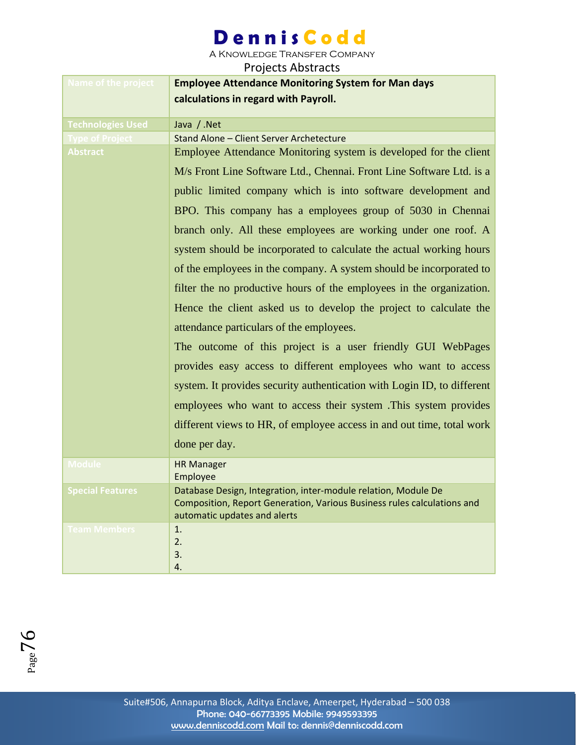# DennisCodd

A Knowledge Transfer Company

Projects Abstracts

| Name of the project | **Employee Attendance Monitoring System for Man days calculations in regard with Payroll.** |
|---|---|
| Technologies Used | Java / .Net |
| Type of Project | Stand Alone – Client Server Archetecture |
| Abstract | Employee Attendance Monitoring system is developed for the client M/s Front Line Software Ltd., Chennai. Front Line Software Ltd. is a public limited company which is into software development and BPO. This company has a employees group of 5030 in Chennai branch only. All these employees are working under one roof. A system should be incorporated to calculate the actual working hours of the employees in the company. A system should be incorporated to filter the no productive hours of the employees in the organization. Hence the client asked us to develop the project to calculate the attendance particulars of the employees.<br>The outcome of this project is a user friendly GUI WebPages provides easy access to different employees who want to access system. It provides security authentication with Login ID, to different employees who want to access their system .This system provides different views to HR, of employee access in and out time, total work done per day. |
| Module | HR Manager<br>Employee |
| Special Features | Database Design, Integration, inter-module relation, Module De Composition, Report Generation, Various Business rules calculations and automatic updates and alerts |
| Team Members | 1.<br>2.<br>3.<br>4. |

Suite#506, Annapurna Block, Aditya Enclave, Ameerpet, Hyderabad – 500 038
Phone: 040-66773395 Mobile: 9949593395
www.denniscodd.com Mail to: dennis@denniscodd.com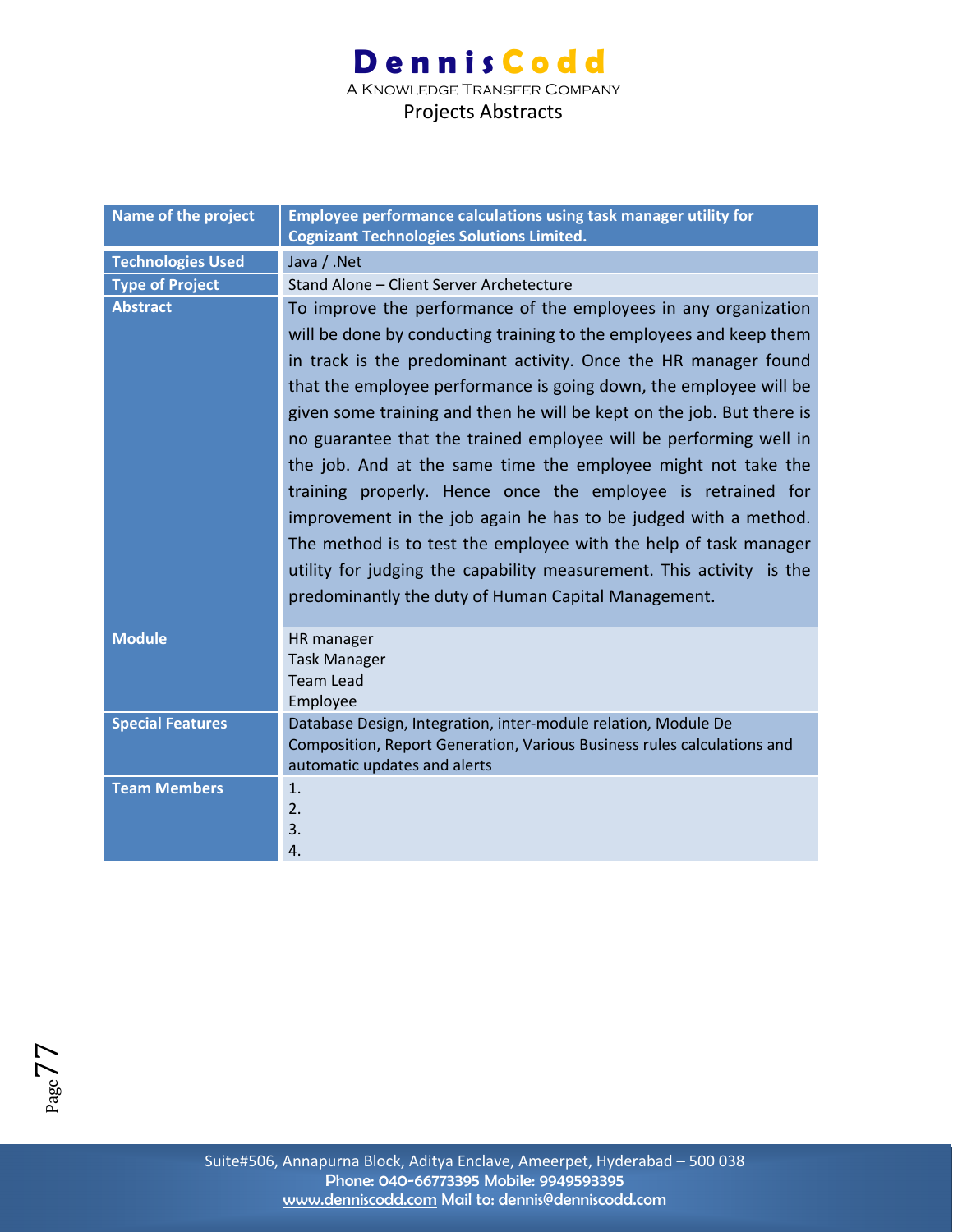| Name of the project | Employee performance calculations using task manager utility for Cognizant Technologies Solutions Limited. |
|---|---|
| Technologies Used | Java / .Net |
| Type of Project | Stand Alone – Client Server Archetecture |
| Abstract | To improve the performance of the employees in any organization will be done by conducting training to the employees and keep them in track is the predominant activity. Once the HR manager found that the employee performance is going down, the employee will be given some training and then he will be kept on the job. But there is no guarantee that the trained employee will be performing well in the job. And at the same time the employee might not take the training properly. Hence once the employee is retrained for improvement in the job again he has to be judged with a method. The method is to test the employee with the help of task manager utility for judging the capability measurement. This activity is the predominantly the duty of Human Capital Management. |
| Module | HR manager<br>Task Manager<br>Team Lead<br>Employee |
| Special Features | Database Design, Integration, inter-module relation, Module De Composition, Report Generation, Various Business rules calculations and automatic updates and alerts |
| Team Members | 1.<br>2.<br>3.<br>4. |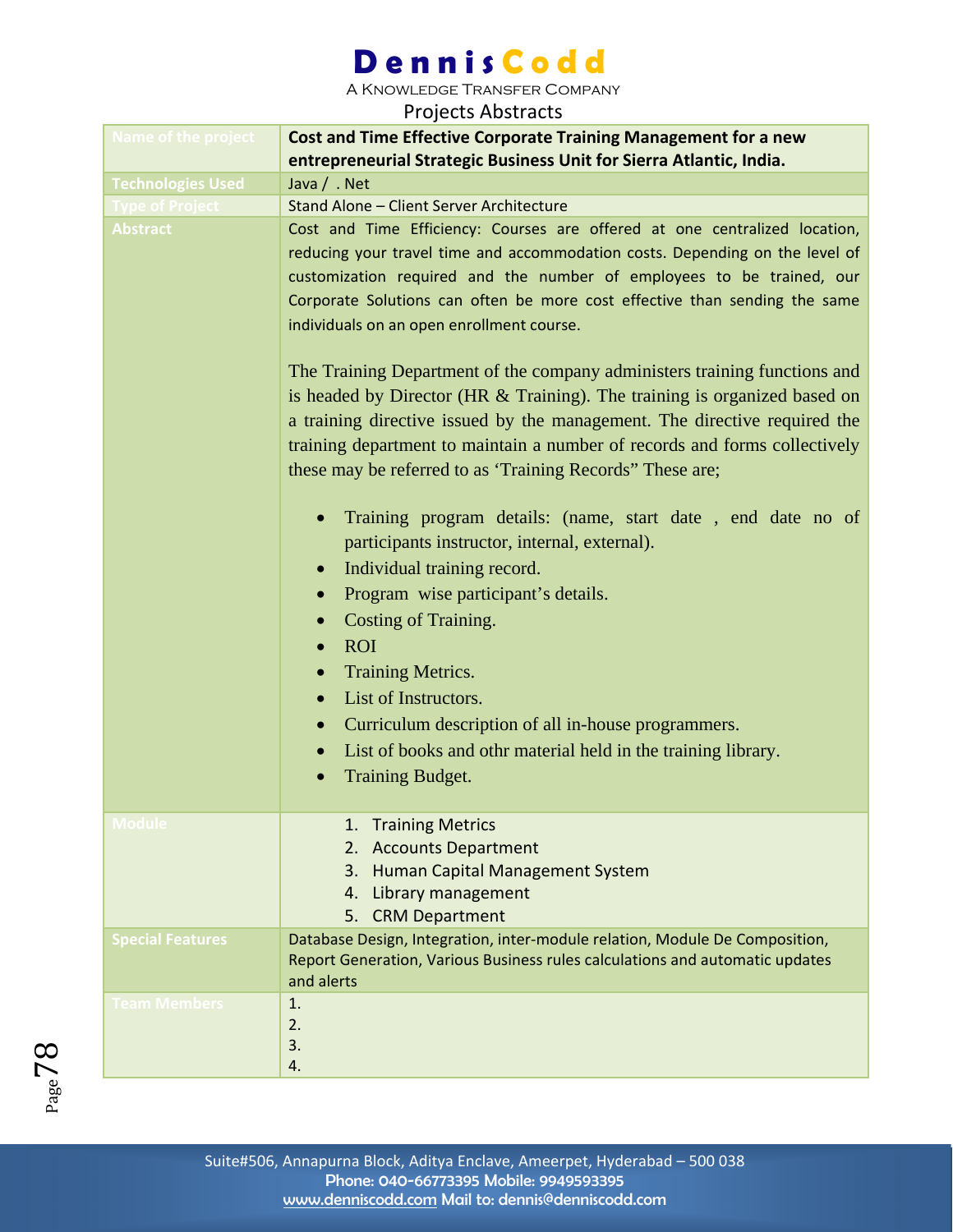DennisCodd

A Knowledge Transfer Company

Projects Abstracts

| Name of the project | **Cost and Time Effective Corporate Training Management for a new entrepreneurial Strategic Business Unit for Sierra Atlantic, India.** |
|---|---|
| Technologies Used | Java / . Net |
| Type of Project | Stand Alone – Client Server Architecture |
| Abstract | Cost and Time Efficiency: Courses are offered at one centralized location, reducing your travel time and accommodation costs. Depending on the level of customization required and the number of employees to be trained, our Corporate Solutions can often be more cost effective than sending the same individuals on an open enrollment course.<br><br>The Training Department of the company administers training functions and is headed by Director (HR & Training). The training is organized based on a training directive issued by the management. The directive required the training department to maintain a number of records and forms collectively these may be referred to as 'Training Records" These are;<br><br>• Training program details: (name, start date , end date no of participants instructor, internal, external).<br>• Individual training record.<br>• Program wise participant's details.<br>• Costing of Training.<br>• ROI<br>• Training Metrics.<br>• List of Instructors.<br>• Curriculum description of all in-house programmers.<br>• List of books and othr material held in the training library.<br>• Training Budget. |
| Module | 1. Training Metrics<br>2. Accounts Department<br>3. Human Capital Management System<br>4. Library management<br>5. CRM Department |
| Special Features | Database Design, Integration, inter-module relation, Module De Composition, Report Generation, Various Business rules calculations and automatic updates and alerts |
| Team Members | 1.<br>2.<br>3.<br>4. |

Suite#506, Annapurna Block, Aditya Enclave, Ameerpet, Hyderabad – 500 038
Phone: 040-66773395 Mobile: 9949593395
www.denniscodd.com Mail to: dennis@denniscodd.com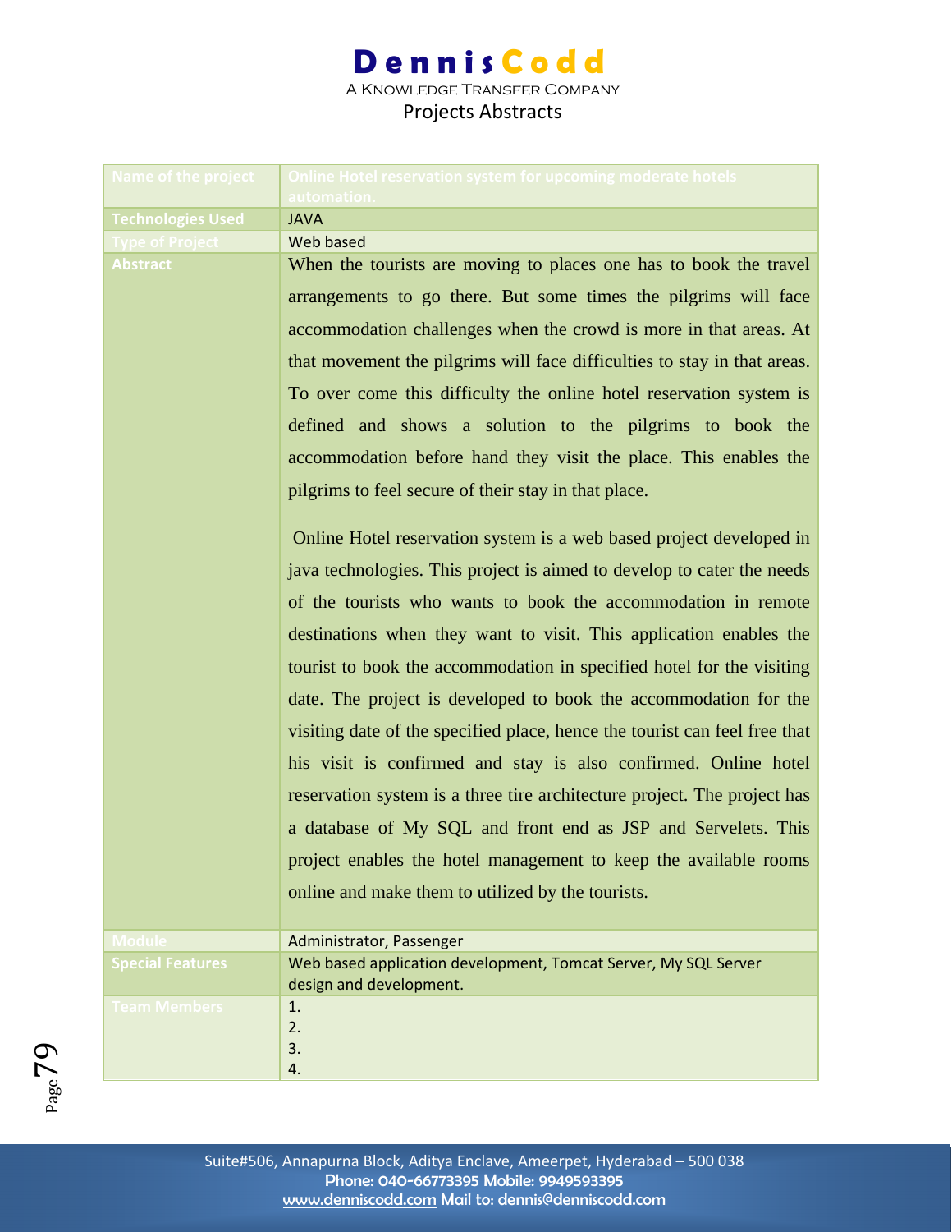# DennisCodd

A Knowledge Transfer Company

Projects Abstracts

| Name of the project | Online Hotel reservation system for upcoming moderate hotels automation. |
|---|---|
| Technologies Used | JAVA |
| Type of Project | Web based |
| Abstract | When the tourists are moving to places one has to book the travel arrangements to go there. But some times the pilgrims will face accommodation challenges when the crowd is more in that areas. At that movement the pilgrims will face difficulties to stay in that areas. To over come this difficulty the online hotel reservation system is defined and shows a solution to the pilgrims to book the accommodation before hand they visit the place. This enables the pilgrims to feel secure of their stay in that place.<br><br>Online Hotel reservation system is a web based project developed in java technologies. This project is aimed to develop to cater the needs of the tourists who wants to book the accommodation in remote destinations when they want to visit. This application enables the tourist to book the accommodation in specified hotel for the visiting date. The project is developed to book the accommodation for the visiting date of the specified place, hence the tourist can feel free that his visit is confirmed and stay is also confirmed. Online hotel reservation system is a three tire architecture project. The project has a database of My SQL and front end as JSP and Servelets. This project enables the hotel management to keep the available rooms online and make them to utilized by the tourists. |
| Module | Administrator, Passenger |
| Special Features | Web based application development, Tomcat Server, My SQL Server design and development. |
| Team Members | 1.<br>2.<br>3.<br>4. |

Suite#506, Annapurna Block, Aditya Enclave, Ameerpet, Hyderabad – 500 038
Phone: 040-66773395 Mobile: 9949593395
www.denniscodd.com Mail to: dennis@denniscodd.com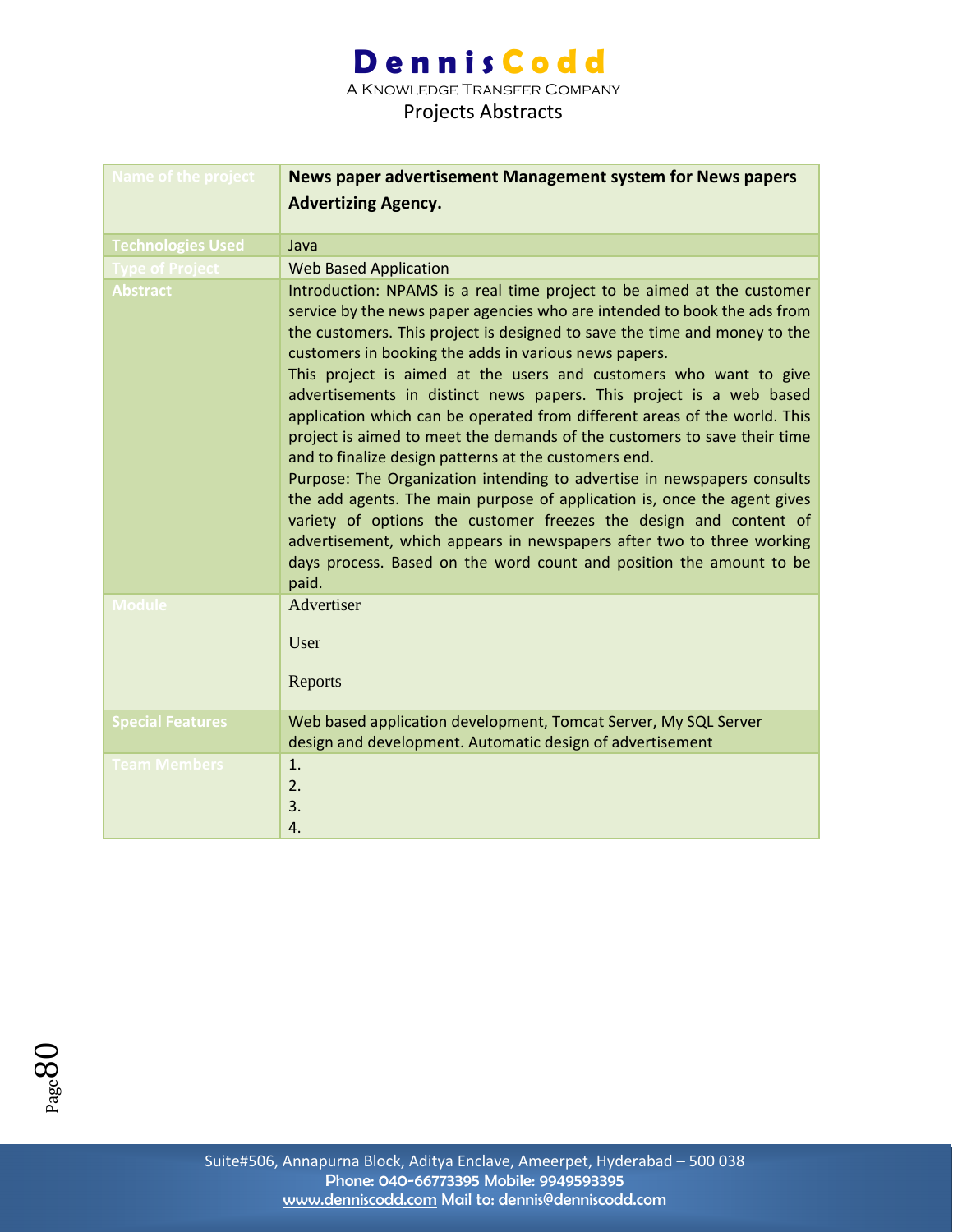| Name of the project | **News paper advertisement Management system for News papers Advertizing Agency.** |
|---|---|
| Technologies Used | Java |
| Type of Project | Web Based Application |
| Abstract | Introduction: NPAMS is a real time project to be aimed at the customer service by the news paper agencies who are intended to book the ads from the customers. This project is designed to save the time and money to the customers in booking the adds in various news papers.<br>This project is aimed at the users and customers who want to give advertisements in distinct news papers. This project is a web based application which can be operated from different areas of the world. This project is aimed to meet the demands of the customers to save their time and to finalize design patterns at the customers end.<br>Purpose: The Organization intending to advertise in newspapers consults the add agents. The main purpose of application is, once the agent gives variety of options the customer freezes the design and content of advertisement, which appears in newspapers after two to three working days process. Based on the word count and position the amount to be paid. |
| Module | Advertiser<br><br>User<br><br>Reports |
| Special Features | Web based application development, Tomcat Server, My SQL Server design and development. Automatic design of advertisement |
| Team Members | 1.<br>2.<br>3.<br>4. |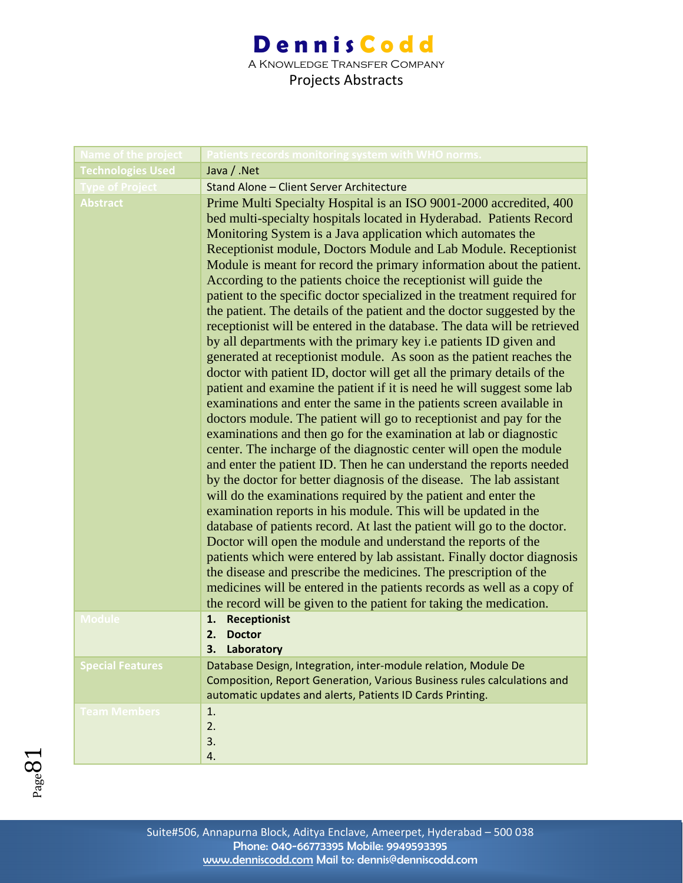| Name of the project | Patients records monitoring system with WHO norms. |
|---|---|
| Technologies Used | Java / .Net |
| Type of Project | Stand Alone – Client Server Architecture |
| Abstract | Prime Multi Specialty Hospital is an ISO 9001-2000 accredited, 400 bed multi-specialty hospitals located in Hyderabad. Patients Record Monitoring System is a Java application which automates the Receptionist module, Doctors Module and Lab Module. Receptionist Module is meant for record the primary information about the patient. According to the patients choice the receptionist will guide the patient to the specific doctor specialized in the treatment required for the patient. The details of the patient and the doctor suggested by the receptionist will be entered in the database. The data will be retrieved by all departments with the primary key i.e patients ID given and generated at receptionist module. As soon as the patient reaches the doctor with patient ID, doctor will get all the primary details of the patient and examine the patient if it is need he will suggest some lab examinations and enter the same in the patients screen available in doctors module. The patient will go to receptionist and pay for the examinations and then go for the examination at lab or diagnostic center. The incharge of the diagnostic center will open the module and enter the patient ID. Then he can understand the reports needed by the doctor for better diagnosis of the disease. The lab assistant will do the examinations required by the patient and enter the examination reports in his module. This will be updated in the database of patients record. At last the patient will go to the doctor. Doctor will open the module and understand the reports of the patients which were entered by lab assistant. Finally doctor diagnosis the disease and prescribe the medicines. The prescription of the medicines will be entered in the patients records as well as a copy of the record will be given to the patient for taking the medication. |
| Module | 1. **Receptionist**<br>2. **Doctor**<br>3. **Laboratory** |
| Special Features | Database Design, Integration, inter-module relation, Module De Composition, Report Generation, Various Business rules calculations and automatic updates and alerts, Patients ID Cards Printing. |
| Team Members | 1.<br>2.<br>3.<br>4. |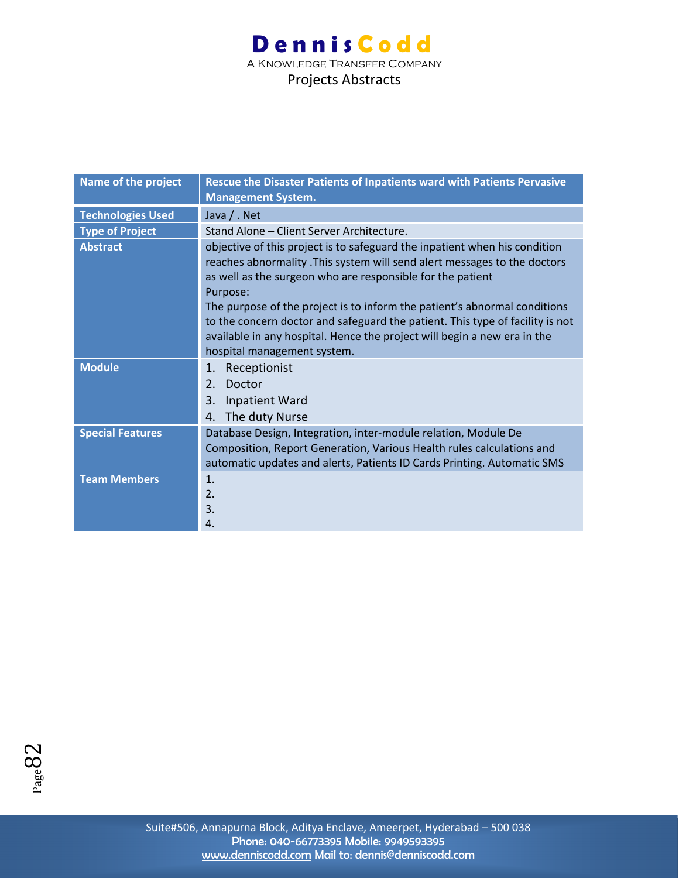| Name of the project | Rescue the Disaster Patients of Inpatients ward with Patients Pervasive Management System. |
|---|---|
| Technologies Used | Java / . Net |
| Type of Project | Stand Alone – Client Server Architecture. |
| Abstract | objective of this project is to safeguard the inpatient when his condition reaches abnormality .This system will send alert messages to the doctors as well as the surgeon who are responsible for the patient<br>Purpose:<br>The purpose of the project is to inform the patient's abnormal conditions to the concern doctor and safeguard the patient. This type of facility is not available in any hospital. Hence the project will begin a new era in the hospital management system. |
| Module | 1. Receptionist<br>2. Doctor<br>3. Inpatient Ward<br>4. The duty Nurse |
| Special Features | Database Design, Integration, inter-module relation, Module De Composition, Report Generation, Various Health rules calculations and automatic updates and alerts, Patients ID Cards Printing. Automatic SMS |
| Team Members | 1.<br>2.<br>3.<br>4. |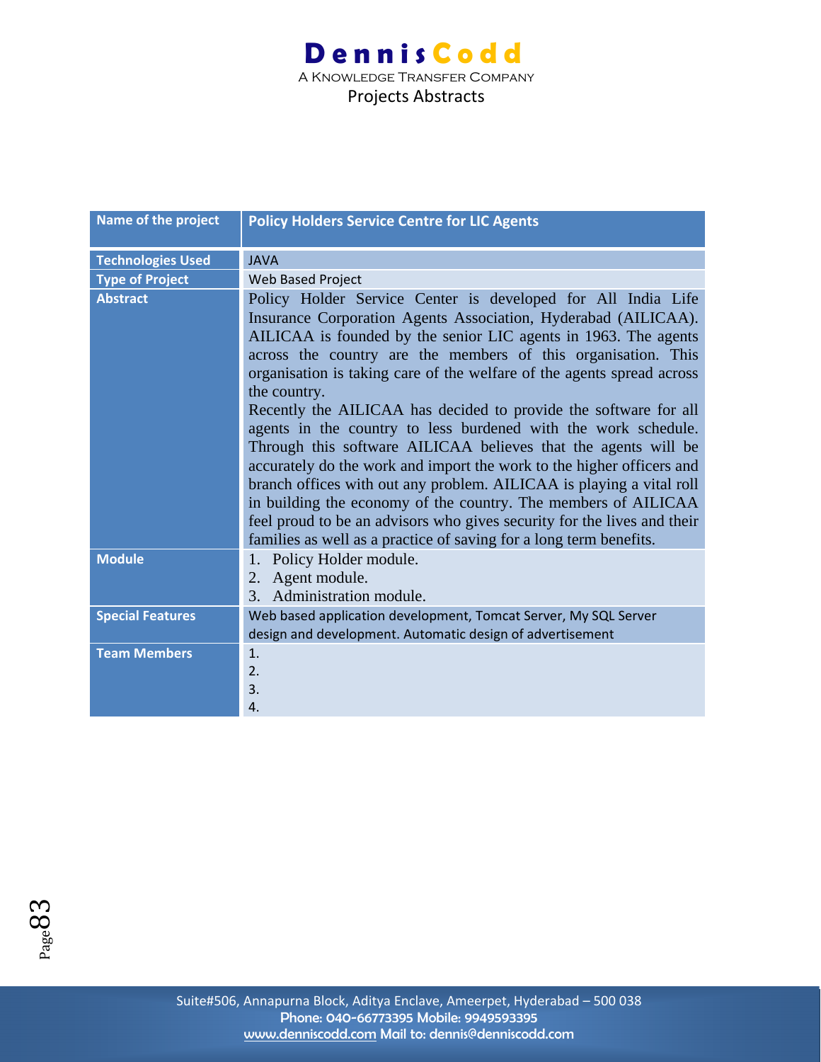| Name of the project | Policy Holders Service Centre for LIC Agents |
|---|---|
| Technologies Used | JAVA |
| Type of Project | Web Based Project |
| Abstract | Policy Holder Service Center is developed for All India Life Insurance Corporation Agents Association, Hyderabad (AILICAA). AILICAA is founded by the senior LIC agents in 1963. The agents across the country are the members of this organisation. This organisation is taking care of the welfare of the agents spread across the country.<br>Recently the AILICAA has decided to provide the software for all agents in the country to less burdened with the work schedule. Through this software AILICAA believes that the agents will be accurately do the work and import the work to the higher officers and branch offices with out any problem. AILICAA is playing a vital roll in building the economy of the country. The members of AILICAA feel proud to be an advisors who gives security for the lives and their families as well as a practice of saving for a long term benefits. |
| Module | 1. Policy Holder module.<br>2. Agent module.<br>3. Administration module. |
| Special Features | Web based application development, Tomcat Server, My SQL Server design and development. Automatic design of advertisement |
| Team Members | 1.<br>2.<br>3.<br>4. |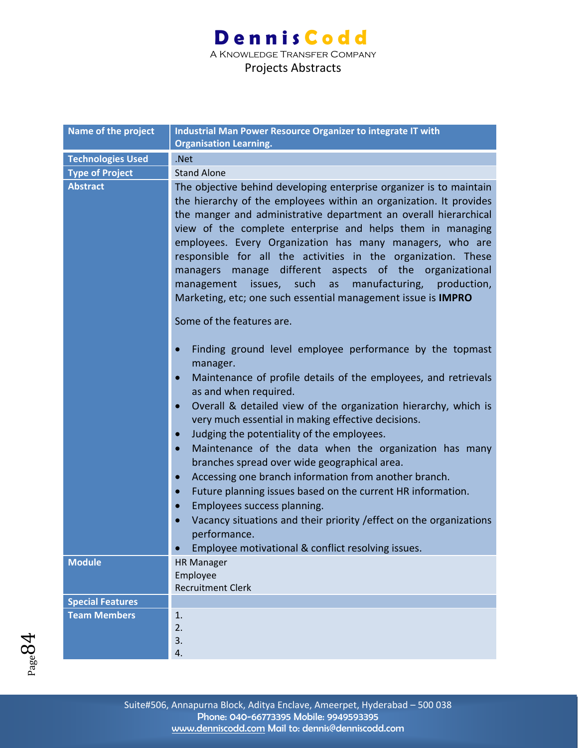| Name of the project | Industrial Man Power Resource Organizer to integrate IT with Organisation Learning. |
|---|---|
| Technologies Used | .Net |
| Type of Project | Stand Alone |
| Abstract | The objective behind developing enterprise organizer is to maintain the hierarchy of the employees within an organization. It provides the manger and administrative department an overall hierarchical view of the complete enterprise and helps them in managing employees. Every Organization has many managers, who are responsible for all the activities in the organization. These managers manage different aspects of the organizational management issues, such as manufacturing, production, Marketing, etc; one such essential management issue is **IMPRO**<br><br>Some of the features are.<br><br>• Finding ground level employee performance by the topmast manager.<br>• Maintenance of profile details of the employees, and retrievals as and when required.<br>• Overall & detailed view of the organization hierarchy, which is very much essential in making effective decisions.<br>• Judging the potentiality of the employees.<br>• Maintenance of the data when the organization has many branches spread over wide geographical area.<br>• Accessing one branch information from another branch.<br>• Future planning issues based on the current HR information.<br>• Employees success planning.<br>• Vacancy situations and their priority /effect on the organizations performance.<br>• Employee motivational & conflict resolving issues. |
| Module | HR Manager<br>Employee<br>Recruitment Clerk |
| Special Features | |
| Team Members | 1.<br>2.<br>3.<br>4. |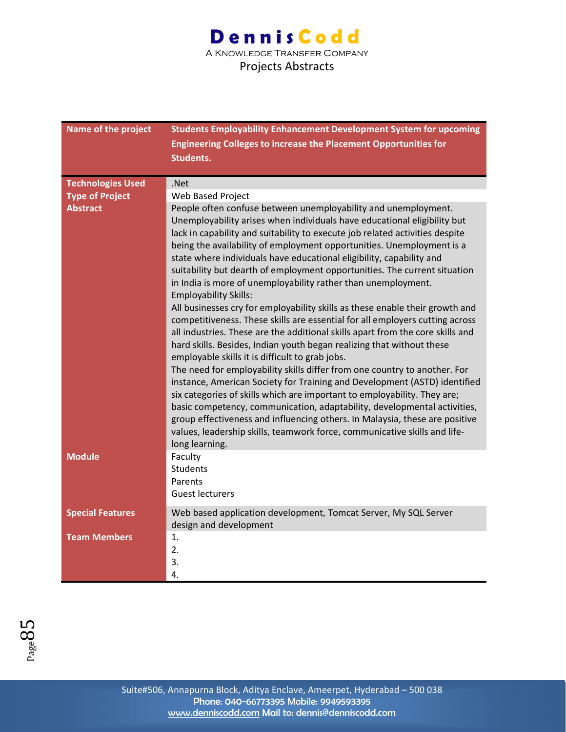| Name of the project | Students Employability Enhancement Development System for upcoming Engineering Colleges to increase the Placement Opportunities for Students. |
|---|---|
| **Technologies Used** | .Net |
| **Type of Project** | Web Based Project |
| **Abstract** | People often confuse between unemployability and unemployment. Unemployability arises when individuals have educational eligibility but lack in capability and suitability to execute job related activities despite being the availability of employment opportunities. Unemployment is a state where individuals have educational eligibility, capability and suitability but dearth of employment opportunities. The current situation in India is more of unemployability rather than unemployment.<br>Employability Skills:<br>All businesses cry for employability skills as these enable their growth and competitiveness. These skills are essential for all employers cutting across all industries. These are the additional skills apart from the core skills and hard skills. Besides, Indian youth began realizing that without these employable skills it is difficult to grab jobs.<br>The need for employability skills differ from one country to another. For instance, American Society for Training and Development (ASTD) identified six categories of skills which are important to employability. They are; basic competency, communication, adaptability, developmental activities, group effectiveness and influencing others. In Malaysia, these are positive values, leadership skills, teamwork force, communicative skills and life-long learning. |
| **Module** | Faculty<br>Students<br>Parents<br>Guest lecturers |
| **Special Features** | Web based application development, Tomcat Server, My SQL Server design and development |
| **Team Members** | 1.<br>2.<br>3.<br>4. |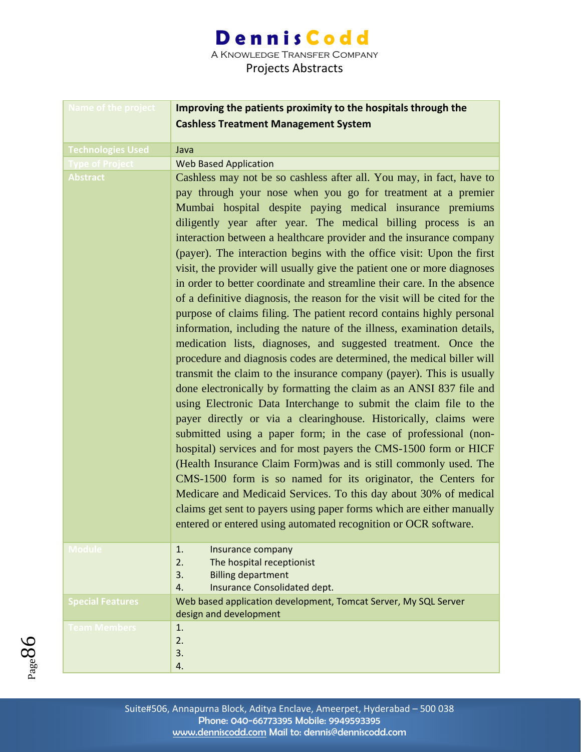| Name of the project | Improving the patients proximity to the hospitals through the Cashless Treatment Management System |
|---|---|
| Technologies Used | Java |
| Type of Project | Web Based Application |
| Abstract | Cashless may not be so cashless after all. You may, in fact, have to pay through your nose when you go for treatment at a premier Mumbai hospital despite paying medical insurance premiums diligently year after year. The medical billing process is an interaction between a healthcare provider and the insurance company (payer). The interaction begins with the office visit: Upon the first visit, the provider will usually give the patient one or more diagnoses in order to better coordinate and streamline their care. In the absence of a definitive diagnosis, the reason for the visit will be cited for the purpose of claims filing. The patient record contains highly personal information, including the nature of the illness, examination details, medication lists, diagnoses, and suggested treatment. Once the procedure and diagnosis codes are determined, the medical biller will transmit the claim to the insurance company (payer). This is usually done electronically by formatting the claim as an ANSI 837 file and using Electronic Data Interchange to submit the claim file to the payer directly or via a clearinghouse. Historically, claims were submitted using a paper form; in the case of professional (non-hospital) services and for most payers the CMS-1500 form or HICF (Health Insurance Claim Form)was and is still commonly used. The CMS-1500 form is so named for its originator, the Centers for Medicare and Medicaid Services. To this day about 30% of medical claims get sent to payers using paper forms which are either manually entered or entered using automated recognition or OCR software. |
| Module | 1. Insurance company<br>2. The hospital receptionist<br>3. Billing department<br>4. Insurance Consolidated dept. |
| Special Features | Web based application development, Tomcat Server, My SQL Server design and development |
| Team Members | 1.<br>2.<br>3.<br>4. |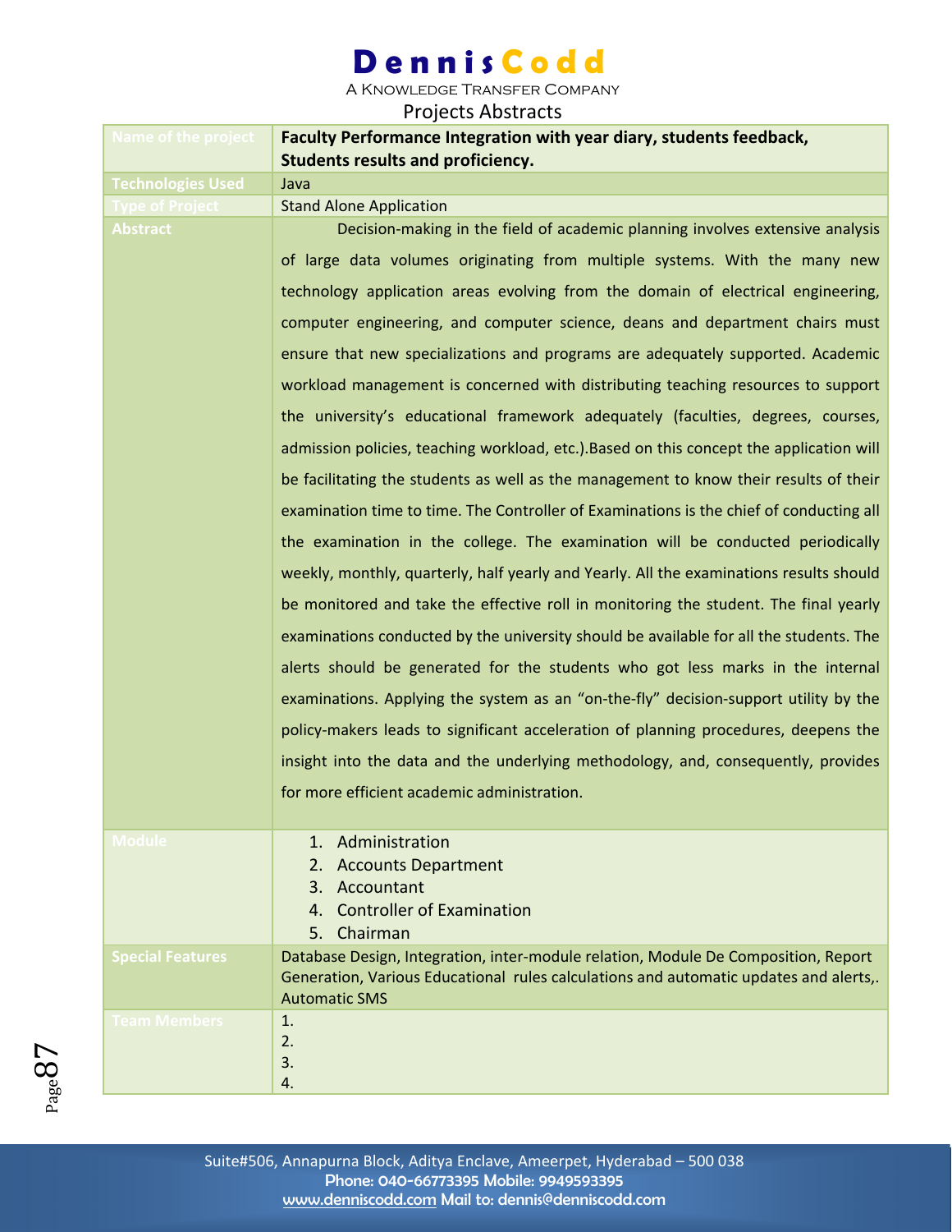# DennisCodd

A Knowledge Transfer Company

Projects Abstracts

| Name of the project | **Faculty Performance Integration with year diary, students feedback, Students results and proficiency.** |
|---|---|
| Technologies Used | Java |
| Type of Project | Stand Alone Application |
| Abstract | Decision-making in the field of academic planning involves extensive analysis of large data volumes originating from multiple systems. With the many new technology application areas evolving from the domain of electrical engineering, computer engineering, and computer science, deans and department chairs must ensure that new specializations and programs are adequately supported. Academic workload management is concerned with distributing teaching resources to support the university's educational framework adequately (faculties, degrees, courses, admission policies, teaching workload, etc.).Based on this concept the application will be facilitating the students as well as the management to know their results of their examination time to time. The Controller of Examinations is the chief of conducting all the examination in the college. The examination will be conducted periodically weekly, monthly, quarterly, half yearly and Yearly. All the examinations results should be monitored and take the effective roll in monitoring the student. The final yearly examinations conducted by the university should be available for all the students. The alerts should be generated for the students who got less marks in the internal examinations. Applying the system as an "on-the-fly" decision-support utility by the policy-makers leads to significant acceleration of planning procedures, deepens the insight into the data and the underlying methodology, and, consequently, provides for more efficient academic administration. |
| Module | 1. Administration<br>2. Accounts Department<br>3. Accountant<br>4. Controller of Examination<br>5. Chairman |
| Special Features | Database Design, Integration, inter-module relation, Module De Composition, Report Generation, Various Educational rules calculations and automatic updates and alerts,. Automatic SMS |
| Team Members | 1.<br>2.<br>3.<br>4. |

Suite#506, Annapurna Block, Aditya Enclave, Ameerpet, Hyderabad – 500 038
Phone: 040-66773395 Mobile: 9949593395
www.denniscodd.com Mail to: dennis@denniscodd.com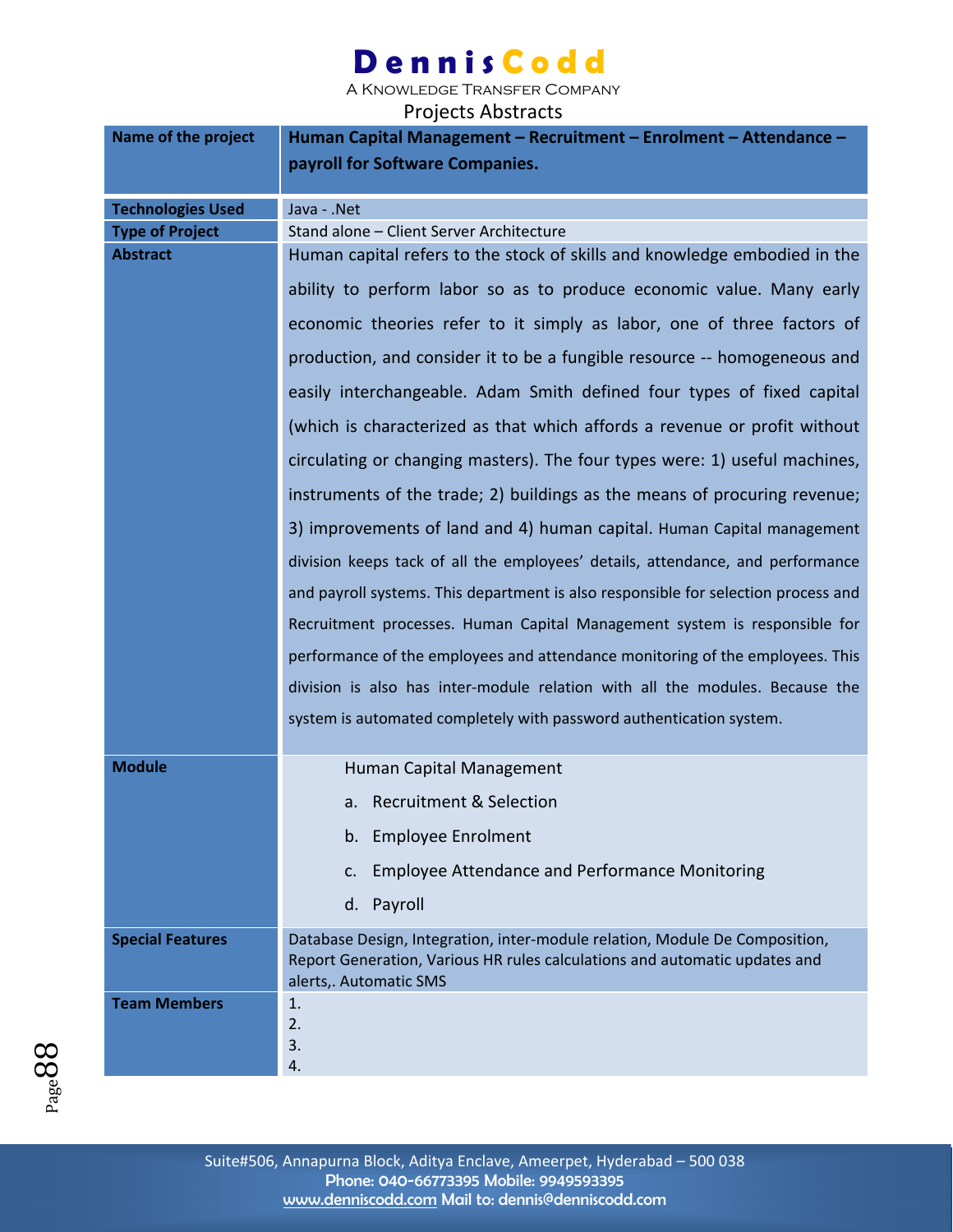# DennisCodd

A Knowledge Transfer Company

Projects Abstracts

| Name of the project | Human Capital Management – Recruitment – Enrolment – Attendance – payroll for Software Companies. |
|---|---|
| Technologies Used | Java - .Net |
| Type of Project | Stand alone – Client Server Architecture |
| Abstract | Human capital refers to the stock of skills and knowledge embodied in the ability to perform labor so as to produce economic value. Many early economic theories refer to it simply as labor, one of three factors of production, and consider it to be a fungible resource -- homogeneous and easily interchangeable. Adam Smith defined four types of fixed capital (which is characterized as that which affords a revenue or profit without circulating or changing masters). The four types were: 1) useful machines, instruments of the trade; 2) buildings as the means of procuring revenue; 3) improvements of land and 4) human capital. Human Capital management division keeps tack of all the employees' details, attendance, and performance and payroll systems. This department is also responsible for selection process and Recruitment processes. Human Capital Management system is responsible for performance of the employees and attendance monitoring of the employees. This division is also has inter-module relation with all the modules. Because the system is automated completely with password authentication system. |
| Module | Human Capital Management<br>a. Recruitment & Selection<br>b. Employee Enrolment<br>c. Employee Attendance and Performance Monitoring<br>d. Payroll |
| Special Features | Database Design, Integration, inter-module relation, Module De Composition, Report Generation, Various HR rules calculations and automatic updates and alerts,. Automatic SMS |
| Team Members | 1.<br>2.<br>3.<br>4. |

Suite#506, Annapurna Block, Aditya Enclave, Ameerpet, Hyderabad – 500 038
Phone: 040-66773395 Mobile: 9949593395
www.denniscodd.com Mail to: dennis@denniscodd.com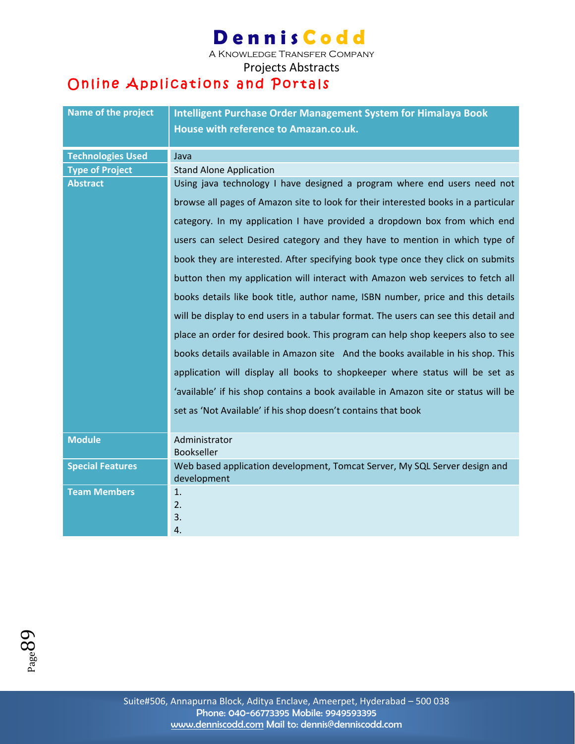# DennisCodd

A Knowledge Transfer Company

Projects Abstracts

## Online Applications and Portals

| Name of the project | Intelligent Purchase Order Management System for Himalaya Book House with reference to Amazon.co.uk. |
|---|---|
| Technologies Used | Java |
| Type of Project | Stand Alone Application |
| Abstract | Using java technology I have designed a program where end users need not browse all pages of Amazon site to look for their interested books in a particular category. In my application I have provided a dropdown box from which end users can select Desired category and they have to mention in which type of book they are interested. After specifying book type once they click on submits button then my application will interact with Amazon web services to fetch all books details like book title, author name, ISBN number, price and this details will be display to end users in a tabular format. The users can see this detail and place an order for desired book. This program can help shop keepers also to see books details available in Amazon site And the books available in his shop. This application will display all books to shopkeeper where status will be set as 'available' if his shop contains a book available in Amazon site or status will be set as 'Not Available' if his shop doesn't contains that book |
| Module | Administrator<br>Bookseller |
| Special Features | Web based application development, Tomcat Server, My SQL Server design and development |
| Team Members | 1.<br>2.<br>3.<br>4. |

Suite#506, Annapurna Block, Aditya Enclave, Ameerpet, Hyderabad – 500 038
Phone: 040-66773395 Mobile: 9949593395
www.denniscodd.com Mail to: dennis@denniscodd.com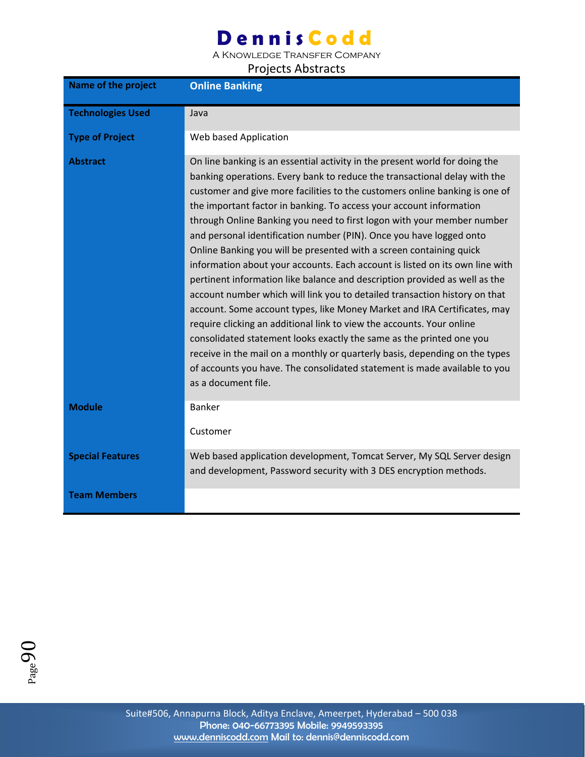# DennisCodd

A Knowledge Transfer Company

Projects Abstracts

| Name of the project | Online Banking |
|---|---|
| Technologies Used | Java |
| Type of Project | Web based Application |
| Abstract | On line banking is an essential activity in the present world for doing the banking operations. Every bank to reduce the transactional delay with the customer and give more facilities to the customers online banking is one of the important factor in banking. To access your account information through Online Banking you need to first logon with your member number and personal identification number (PIN). Once you have logged onto Online Banking you will be presented with a screen containing quick information about your accounts. Each account is listed on its own line with pertinent information like balance and description provided as well as the account number which will link you to detailed transaction history on that account. Some account types, like Money Market and IRA Certificates, may require clicking an additional link to view the accounts. Your online consolidated statement looks exactly the same as the printed one you receive in the mail on a monthly or quarterly basis, depending on the types of accounts you have. The consolidated statement is made available to you as a document file. |
| Module | Banker<br><br>Customer |
| Special Features | Web based application development, Tomcat Server, My SQL Server design and development, Password security with 3 DES encryption methods. |
| Team Members | |

Suite#506, Annapurna Block, Aditya Enclave, Ameerpet, Hyderabad – 500 038
Phone: 040-66773395 Mobile: 9949593395
www.denniscodd.com Mail to: dennis@denniscodd.com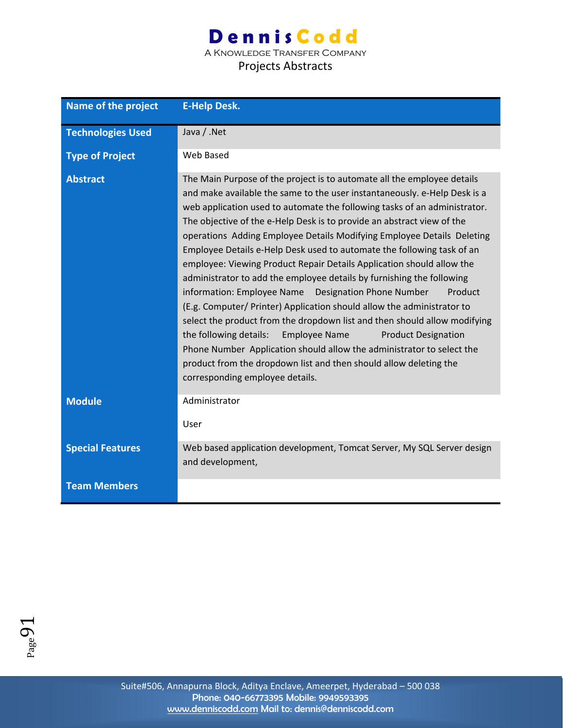| Name of the project | E-Help Desk. |
|---|---|
| Technologies Used | Java / .Net |
| Type of Project | Web Based |
| Abstract | The Main Purpose of the project is to automate all the employee details and make available the same to the user instantaneously. e-Help Desk is a web application used to automate the following tasks of an administrator. The objective of the e-Help Desk is to provide an abstract view of the operations Adding Employee Details Modifying Employee Details Deleting Employee Details e-Help Desk used to automate the following task of an employee: Viewing Product Repair Details Application should allow the administrator to add the employee details by furnishing the following information: Employee Name Designation Phone Number Product (E.g. Computer/ Printer) Application should allow the administrator to select the product from the dropdown list and then should allow modifying the following details: Employee Name Product Designation Phone Number Application should allow the administrator to select the product from the dropdown list and then should allow deleting the corresponding employee details. |
| Module | Administrator<br><br>User |
| Special Features | Web based application development, Tomcat Server, My SQL Server design and development, |
| Team Members | |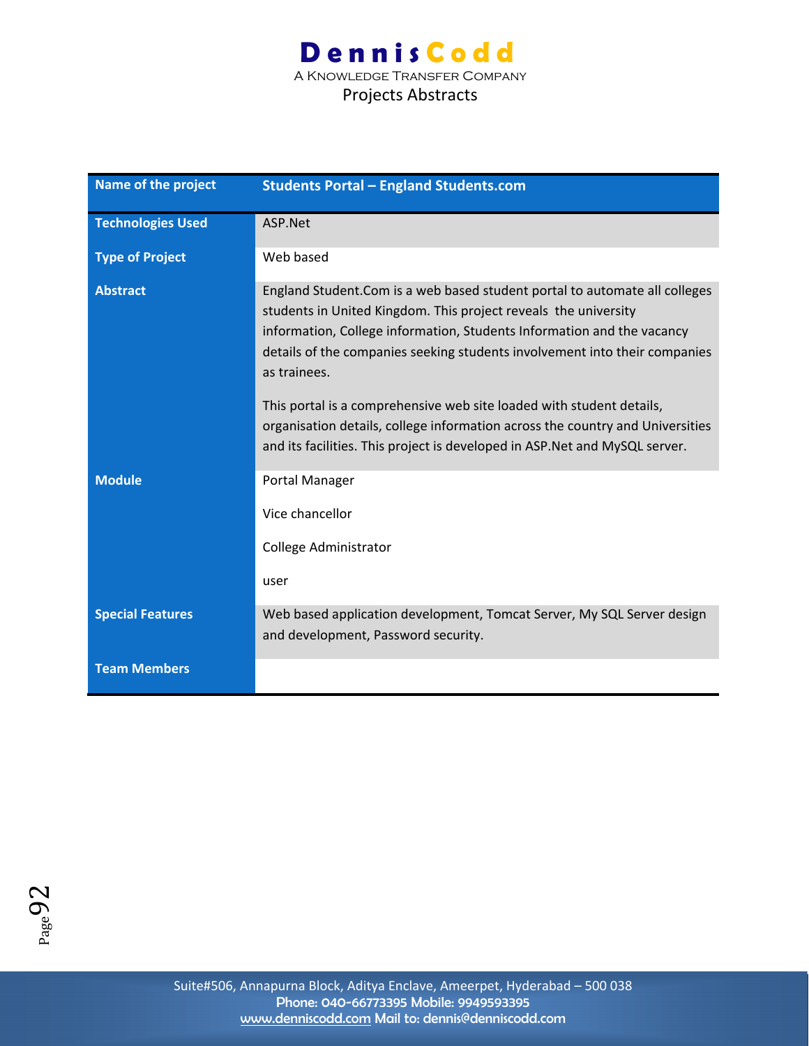| Name of the project | Students Portal – England Students.com |
|---|---|
| Technologies Used | ASP.Net |
| Type of Project | Web based |
| Abstract | England Student.Com is a web based student portal to automate all colleges students in United Kingdom. This project reveals the university information, College information, Students Information and the vacancy details of the companies seeking students involvement into their companies as trainees.<br><br>This portal is a comprehensive web site loaded with student details, organisation details, college information across the country and Universities and its facilities. This project is developed in ASP.Net and MySQL server. |
| Module | Portal Manager<br><br>Vice chancellor<br><br>College Administrator<br><br>user |
| Special Features | Web based application development, Tomcat Server, My SQL Server design and development, Password security. |
| Team Members | |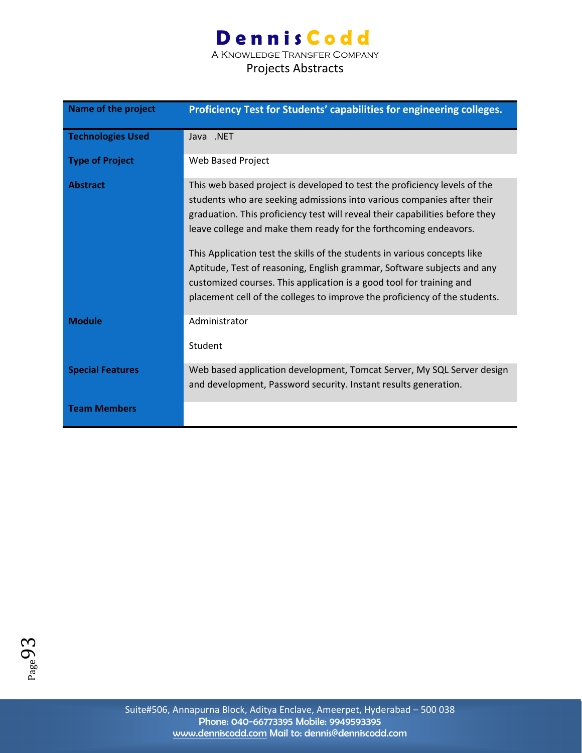| Name of the project | Proficiency Test for Students' capabilities for engineering colleges. |
|---|---|
| Technologies Used | Java .NET |
| Type of Project | Web Based Project |
| Abstract | This web based project is developed to test the proficiency levels of the students who are seeking admissions into various companies after their graduation. This proficiency test will reveal their capabilities before they leave college and make them ready for the forthcoming endeavors.<br><br>This Application test the skills of the students in various concepts like Aptitude, Test of reasoning, English grammar, Software subjects and any customized courses. This application is a good tool for training and placement cell of the colleges to improve the proficiency of the students. |
| Module | Administrator<br><br>Student |
| Special Features | Web based application development, Tomcat Server, My SQL Server design and development, Password security. Instant results generation. |
| Team Members | |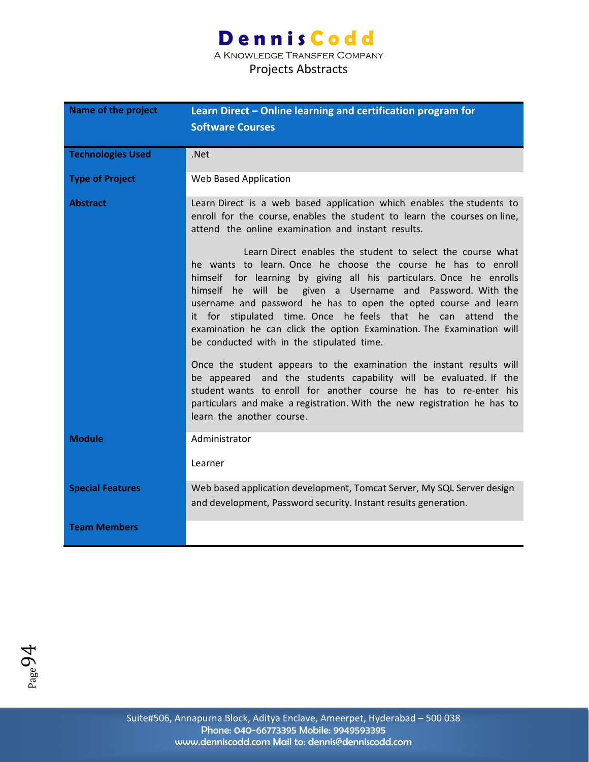| Name of the project | Learn Direct – Online learning and certification program for Software Courses |
|---|---|
| Technologies Used | .Net |
| Type of Project | Web Based Application |
| Abstract | Learn Direct is a web based application which enables the students to enroll for the course, enables the student to learn the courses on line, attend the online examination and instant results.<br><br>Learn Direct enables the student to select the course what he wants to learn. Once he choose the course he has to enroll himself for learning by giving all his particulars. Once he enrolls himself he will be given a Username and Password. With the username and password he has to open the opted course and learn it for stipulated time. Once he feels that he can attend the examination he can click the option Examination. The Examination will be conducted with in the stipulated time.<br><br>Once the student appears to the examination the instant results will be appeared and the students capability will be evaluated. If the student wants to enroll for another course he has to re-enter his particulars and make a registration. With the new registration he has to learn the another course. |
| Module | Administrator<br><br>Learner |
| Special Features | Web based application development, Tomcat Server, My SQL Server design and development, Password security. Instant results generation. |
| Team Members | |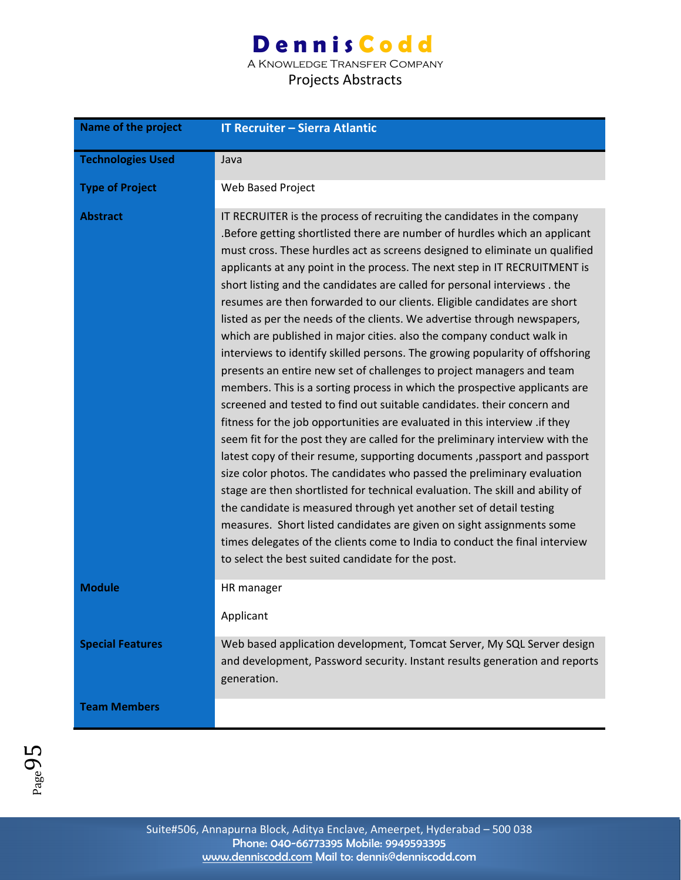# DennisCodd

A Knowledge Transfer Company

Projects Abstracts

| Name of the project | IT Recruiter – Sierra Atlantic |
| --- | --- |
| Technologies Used | Java |
| Type of Project | Web Based Project |
| Abstract | IT RECRUITER is the process of recruiting the candidates in the company .Before getting shortlisted there are number of hurdles which an applicant must cross. These hurdles act as screens designed to eliminate un qualified applicants at any point in the process. The next step in IT RECRUITMENT is short listing and the candidates are called for personal interviews . the resumes are then forwarded to our clients. Eligible candidates are short listed as per the needs of the clients. We advertise through newspapers, which are published in major cities. also the company conduct walk in interviews to identify skilled persons. The growing popularity of offshoring presents an entire new set of challenges to project managers and team members. This is a sorting process in which the prospective applicants are screened and tested to find out suitable candidates. their concern and fitness for the job opportunities are evaluated in this interview .if they seem fit for the post they are called for the preliminary interview with the latest copy of their resume, supporting documents ,passport and passport size color photos. The candidates who passed the preliminary evaluation stage are then shortlisted for technical evaluation. The skill and ability of the candidate is measured through yet another set of detail testing measures. Short listed candidates are given on sight assignments some times delegates of the clients come to India to conduct the final interview to select the best suited candidate for the post. |
| Module | HR manager<br><br>Applicant |
| Special Features | Web based application development, Tomcat Server, My SQL Server design and development, Password security. Instant results generation and reports generation. |
| Team Members | |

Suite#506, Annapurna Block, Aditya Enclave, Ameerpet, Hyderabad – 500 038
Phone: 040-66773395 Mobile: 9949593395
www.denniscodd.com Mail to: dennis@denniscodd.com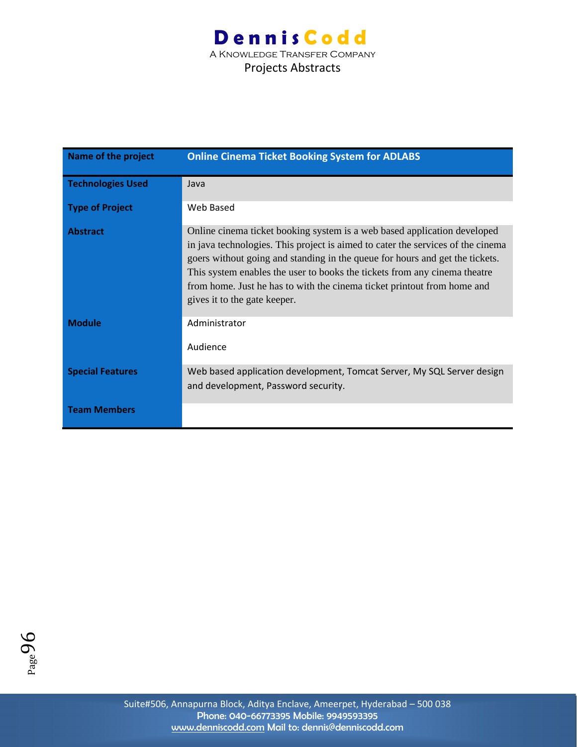| Name of the project | Online Cinema Ticket Booking System for ADLABS |
|---|---|
| Technologies Used | Java |
| Type of Project | Web Based |
| Abstract | Online cinema ticket booking system is a web based application developed in java technologies. This project is aimed to cater the services of the cinema goers without going and standing in the queue for hours and get the tickets. This system enables the user to books the tickets from any cinema theatre from home. Just he has to with the cinema ticket printout from home and gives it to the gate keeper. |
| Module | Administrator<br><br>Audience |
| Special Features | Web based application development, Tomcat Server, My SQL Server design and development, Password security. |
| Team Members | |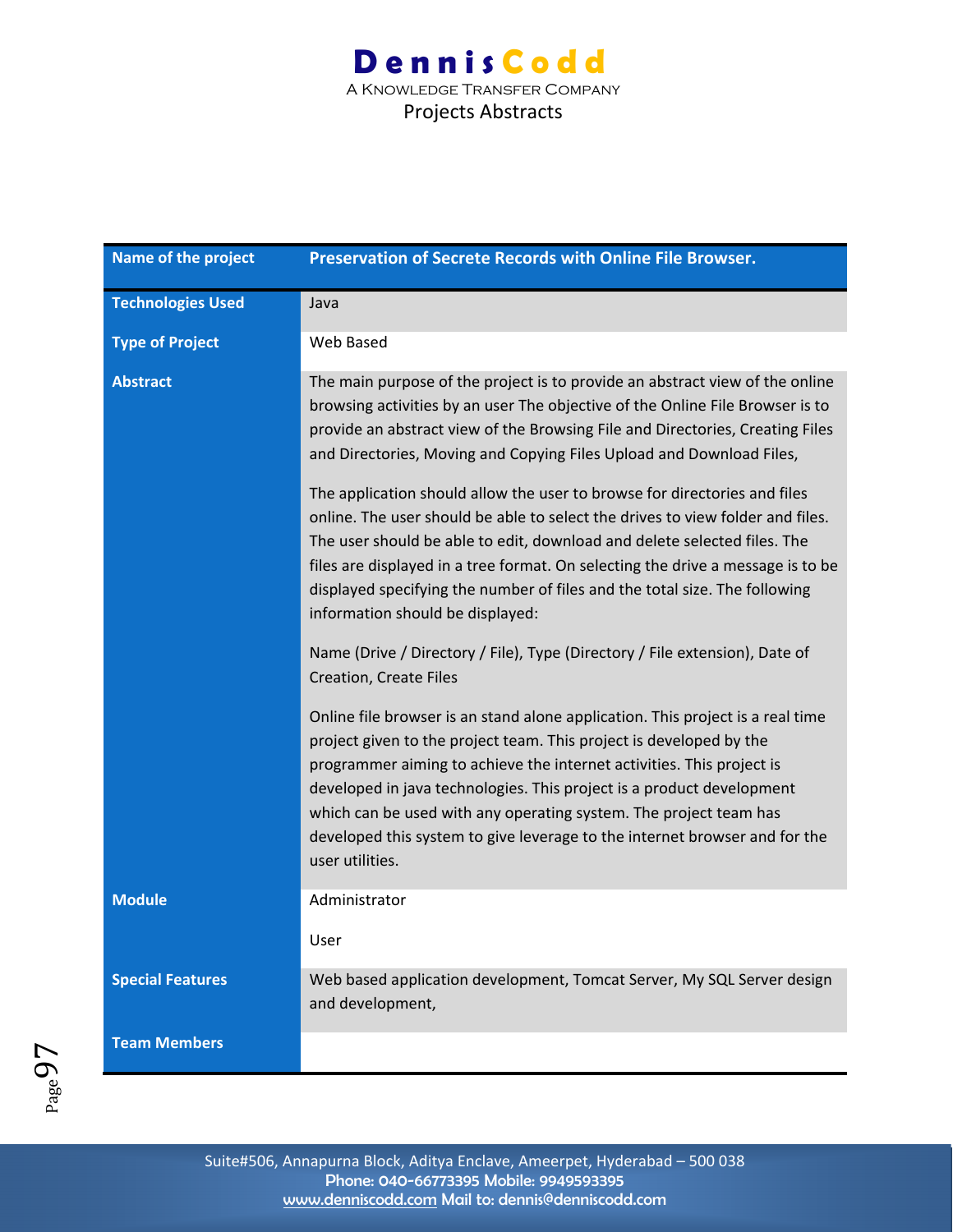| Name of the project | Preservation of Secrete Records with Online File Browser. |
|---|---|
| Technologies Used | Java |
| Type of Project | Web Based |
| Abstract | The main purpose of the project is to provide an abstract view of the online browsing activities by an user The objective of the Online File Browser is to provide an abstract view of the Browsing File and Directories, Creating Files and Directories, Moving and Copying Files Upload and Download Files,<br><br>The application should allow the user to browse for directories and files online. The user should be able to select the drives to view folder and files. The user should be able to edit, download and delete selected files. The files are displayed in a tree format. On selecting the drive a message is to be displayed specifying the number of files and the total size. The following information should be displayed:<br><br>Name (Drive / Directory / File), Type (Directory / File extension), Date of Creation, Create Files<br><br>Online file browser is an stand alone application. This project is a real time project given to the project team. This project is developed by the programmer aiming to achieve the internet activities. This project is developed in java technologies. This project is a product development which can be used with any operating system. The project team has developed this system to give leverage to the internet browser and for the user utilities. |
| Module | Administrator<br><br>User |
| Special Features | Web based application development, Tomcat Server, My SQL Server design and development, |
| Team Members | |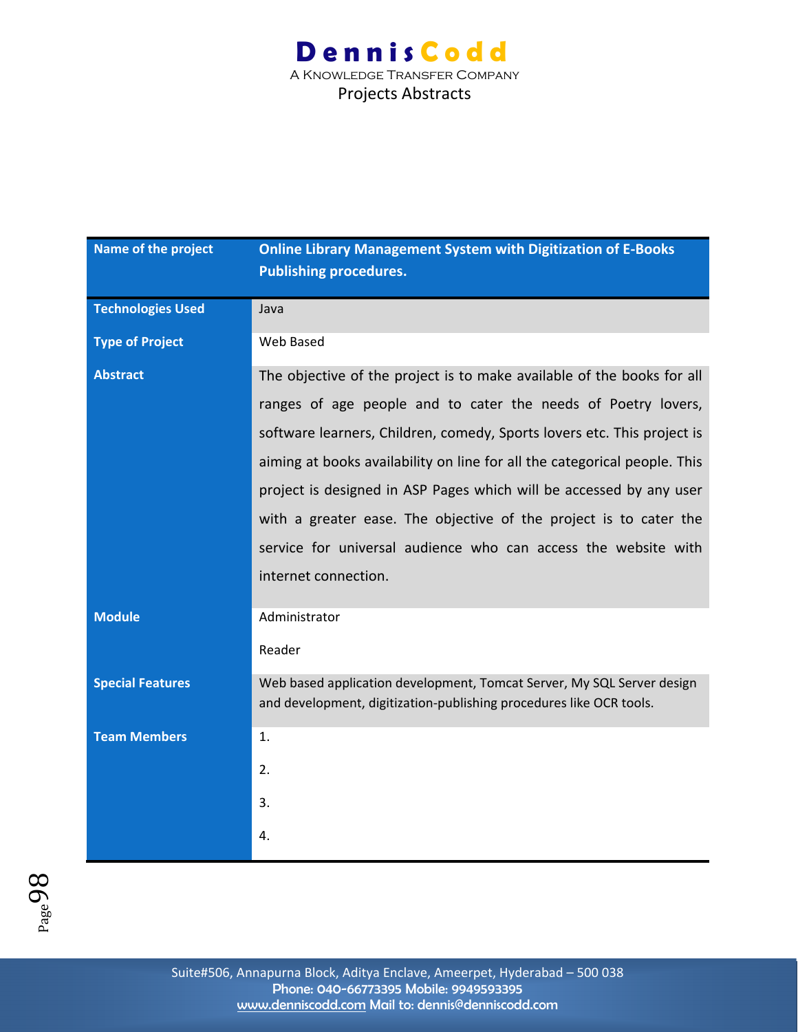| Name of the project | Online Library Management System with Digitization of E-Books Publishing procedures. |
|---|---|
| Technologies Used | Java |
| Type of Project | Web Based |
| Abstract | The objective of the project is to make available of the books for all ranges of age people and to cater the needs of Poetry lovers, software learners, Children, comedy, Sports lovers etc. This project is aiming at books availability on line for all the categorical people. This project is designed in ASP Pages which will be accessed by any user with a greater ease. The objective of the project is to cater the service for universal audience who can access the website with internet connection. |
| Module | Administrator<br>Reader |
| Special Features | Web based application development, Tomcat Server, My SQL Server design and development, digitization-publishing procedures like OCR tools. |
| Team Members | 1.<br>2.<br>3.<br>4. |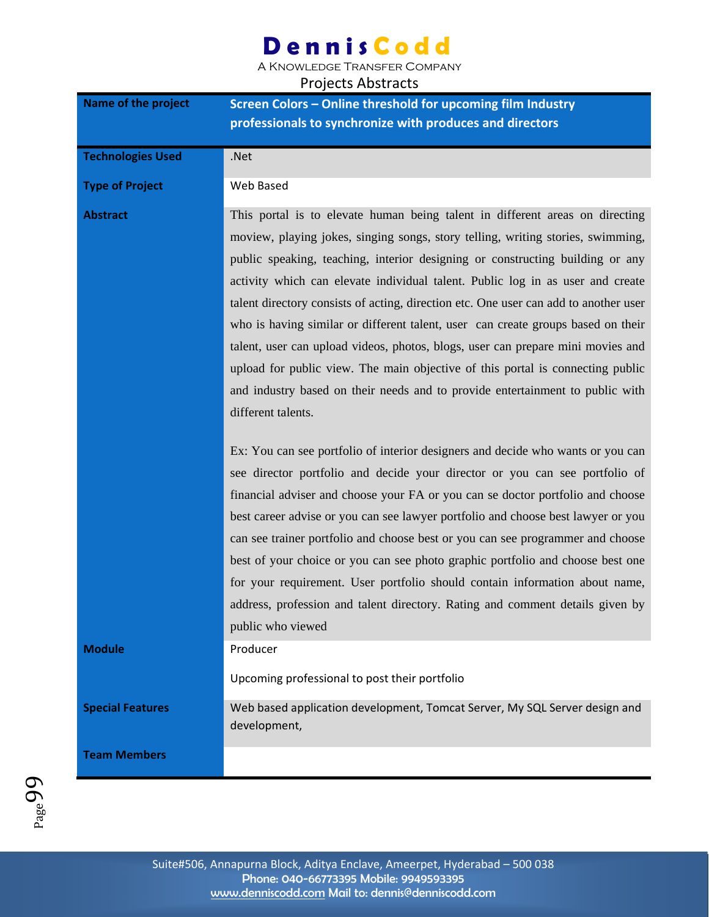# DennisCodd

A Knowledge Transfer Company

Projects Abstracts

| Name of the project | Screen Colors – Online threshold for upcoming film Industry professionals to synchronize with produces and directors |
|---|---|
| Technologies Used | .Net |
| Type of Project | Web Based |
| Abstract | This portal is to elevate human being talent in different areas on directing moview, playing jokes, singing songs, story telling, writing stories, swimming, public speaking, teaching, interior designing or constructing building or any activity which can elevate individual talent. Public log in as user and create talent directory consists of acting, direction etc. One user can add to another user who is having similar or different talent, user can create groups based on their talent, user can upload videos, photos, blogs, user can prepare mini movies and upload for public view. The main objective of this portal is connecting public and industry based on their needs and to provide entertainment to public with different talents.<br><br>Ex: You can see portfolio of interior designers and decide who wants or you can see director portfolio and decide your director or you can see portfolio of financial adviser and choose your FA or you can se doctor portfolio and choose best career advise or you can see lawyer portfolio and choose best lawyer or you can see trainer portfolio and choose best or you can see programmer and choose best of your choice or you can see photo graphic portfolio and choose best one for your requirement. User portfolio should contain information about name, address, profession and talent directory. Rating and comment details given by public who viewed |
| Module | Producer<br><br>Upcoming professional to post their portfolio |
| Special Features | Web based application development, Tomcat Server, My SQL Server design and development, |
| Team Members | |

Suite#506, Annapurna Block, Aditya Enclave, Ameerpet, Hyderabad – 500 038
Phone: 040-66773395 Mobile: 9949593395
www.denniscodd.com Mail to: dennis@denniscodd.com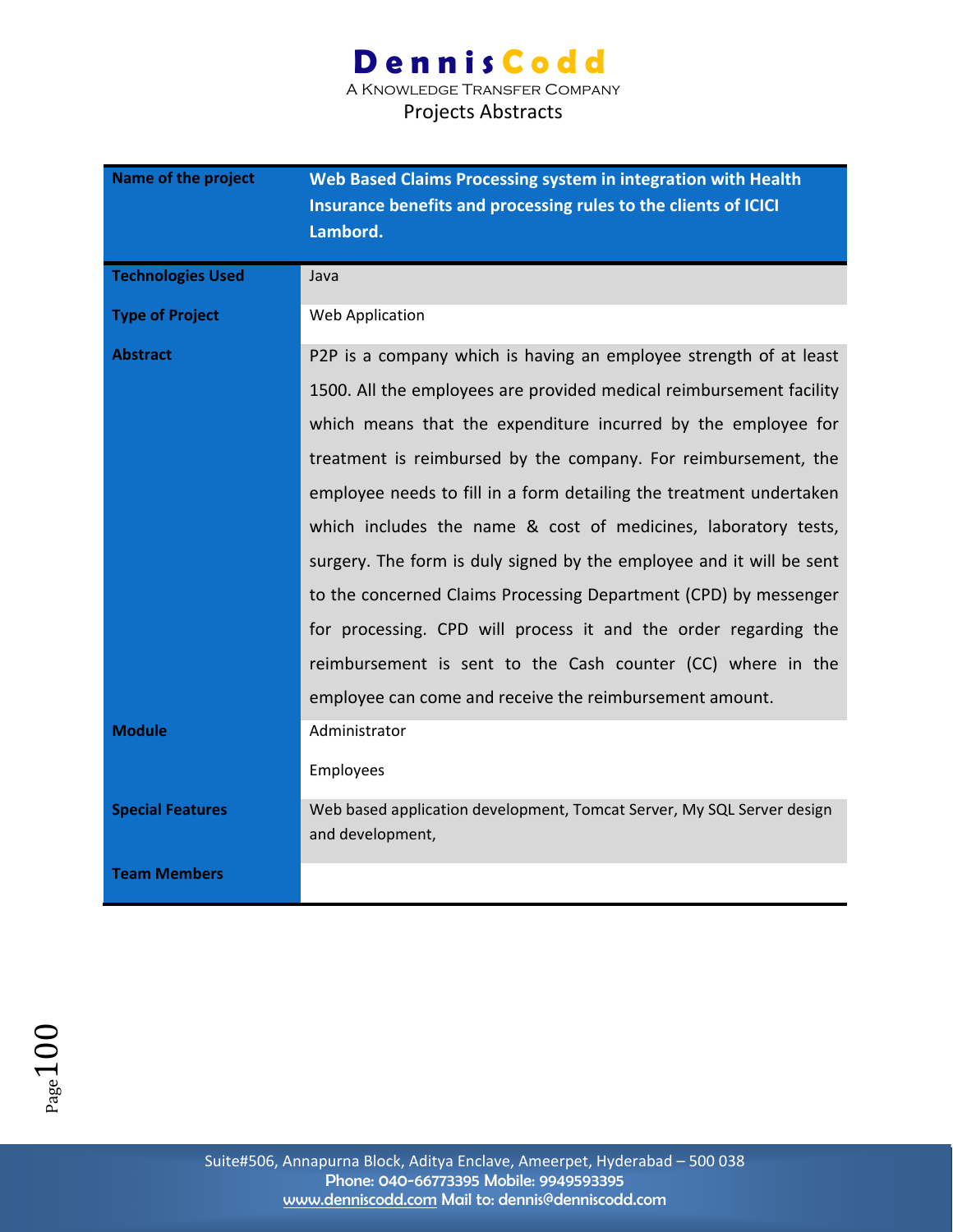| Name of the project | Web Based Claims Processing system in integration with Health Insurance benefits and processing rules to the clients of ICICI Lambord. |
|---|---|
| Technologies Used | Java |
| Type of Project | Web Application |
| Abstract | P2P is a company which is having an employee strength of at least 1500. All the employees are provided medical reimbursement facility which means that the expenditure incurred by the employee for treatment is reimbursed by the company. For reimbursement, the employee needs to fill in a form detailing the treatment undertaken which includes the name & cost of medicines, laboratory tests, surgery. The form is duly signed by the employee and it will be sent to the concerned Claims Processing Department (CPD) by messenger for processing. CPD will process it and the order regarding the reimbursement is sent to the Cash counter (CC) where in the employee can come and receive the reimbursement amount. |
| Module | Administrator<br>Employees |
| Special Features | Web based application development, Tomcat Server, My SQL Server design and development, |
| Team Members | |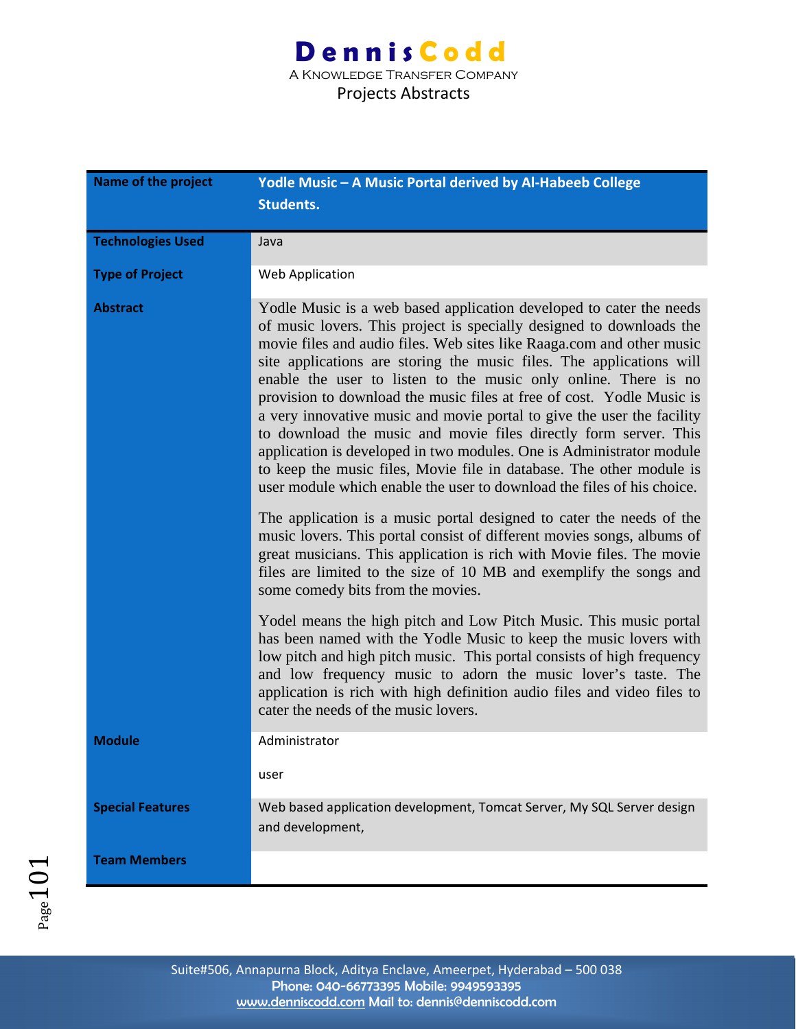| Name of the project | Yodle Music – A Music Portal derived by Al-Habeeb College Students. |
|---|---|
| Technologies Used | Java |
| Type of Project | Web Application |
| Abstract | Yodle Music is a web based application developed to cater the needs of music lovers. This project is specially designed to downloads the movie files and audio files. Web sites like Raaga.com and other music site applications are storing the music files. The applications will enable the user to listen to the music only online. There is no provision to download the music files at free of cost. Yodle Music is a very innovative music and movie portal to give the user the facility to download the music and movie files directly form server. This application is developed in two modules. One is Administrator module to keep the music files, Movie file in database. The other module is user module which enable the user to download the files of his choice.<br><br>The application is a music portal designed to cater the needs of the music lovers. This portal consist of different movies songs, albums of great musicians. This application is rich with Movie files. The movie files are limited to the size of 10 MB and exemplify the songs and some comedy bits from the movies.<br><br>Yodel means the high pitch and Low Pitch Music. This music portal has been named with the Yodle Music to keep the music lovers with low pitch and high pitch music. This portal consists of high frequency and low frequency music to adorn the music lover's taste. The application is rich with high definition audio files and video files to cater the needs of the music lovers. |
| Module | Administrator<br><br>user |
| Special Features | Web based application development, Tomcat Server, My SQL Server design and development, |
| Team Members | |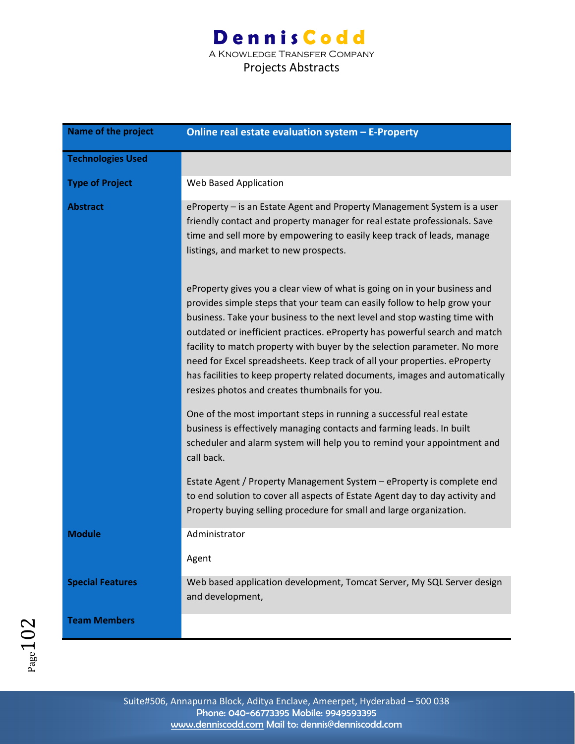| Name of the project | Online real estate evaluation system – E-Property |
|---|---|
| Technologies Used | |
| Type of Project | Web Based Application |
| Abstract | eProperty – is an Estate Agent and Property Management System is a user friendly contact and property manager for real estate professionals. Save time and sell more by empowering to easily keep track of leads, manage listings, and market to new prospects.<br><br>eProperty gives you a clear view of what is going on in your business and provides simple steps that your team can easily follow to help grow your business. Take your business to the next level and stop wasting time with outdated or inefficient practices. eProperty has powerful search and match facility to match property with buyer by the selection parameter. No more need for Excel spreadsheets. Keep track of all your properties. eProperty has facilities to keep property related documents, images and automatically resizes photos and creates thumbnails for you.<br><br>One of the most important steps in running a successful real estate business is effectively managing contacts and farming leads. In built scheduler and alarm system will help you to remind your appointment and call back.<br><br>Estate Agent / Property Management System – eProperty is complete end to end solution to cover all aspects of Estate Agent day to day activity and Property buying selling procedure for small and large organization. |
| Module | Administrator<br><br>Agent |
| Special Features | Web based application development, Tomcat Server, My SQL Server design and development, |
| Team Members | |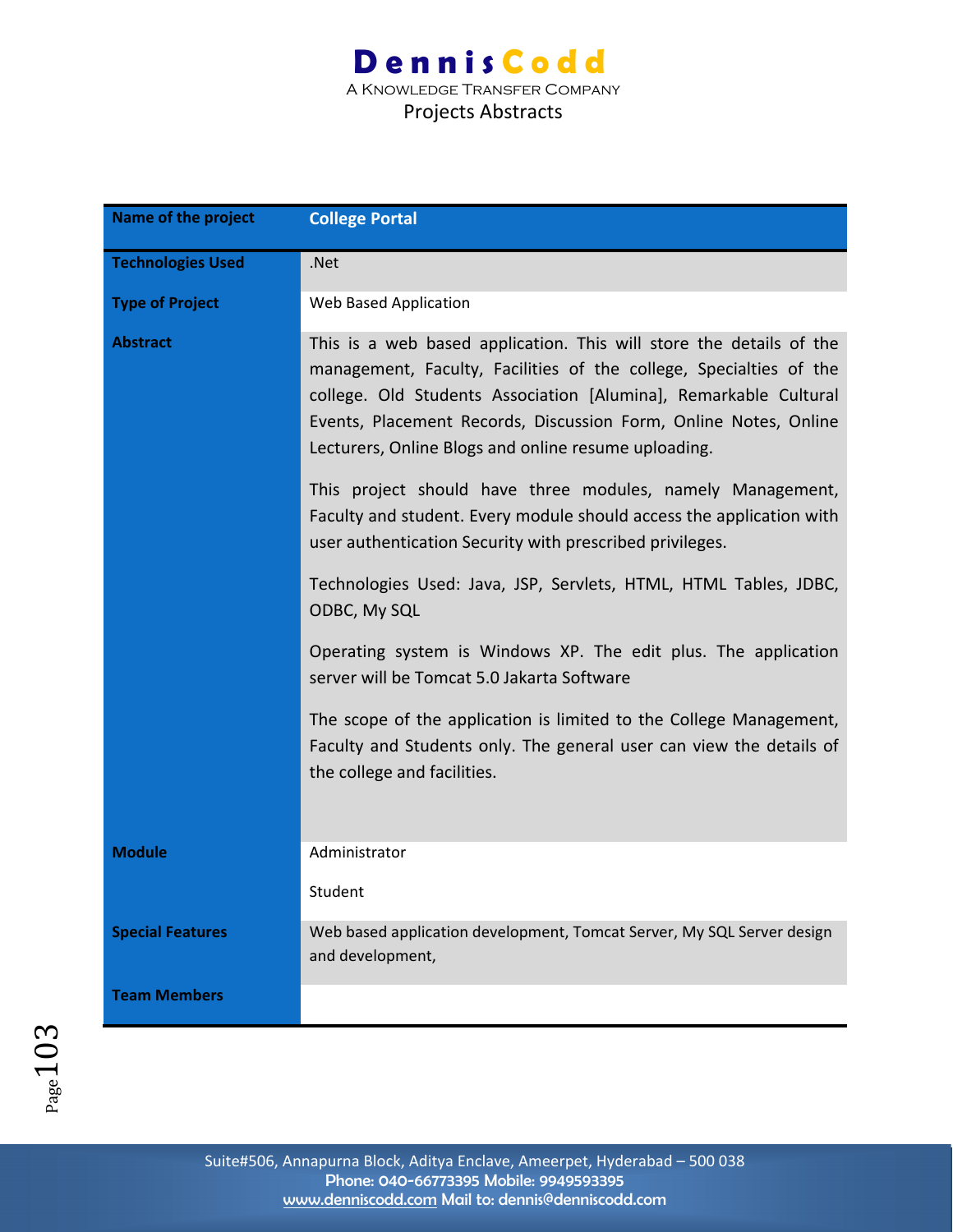| Name of the project | College Portal |
|---|---|
| Technologies Used | .Net |
| Type of Project | Web Based Application |
| Abstract | This is a web based application. This will store the details of the management, Faculty, Facilities of the college, Specialties of the college. Old Students Association [Alumina], Remarkable Cultural Events, Placement Records, Discussion Form, Online Notes, Online Lecturers, Online Blogs and online resume uploading.<br><br>This project should have three modules, namely Management, Faculty and student. Every module should access the application with user authentication Security with prescribed privileges.<br><br>Technologies Used: Java, JSP, Servlets, HTML, HTML Tables, JDBC, ODBC, My SQL<br><br>Operating system is Windows XP. The edit plus. The application server will be Tomcat 5.0 Jakarta Software<br><br>The scope of the application is limited to the College Management, Faculty and Students only. The general user can view the details of the college and facilities. |
| Module | Administrator<br><br>Student |
| Special Features | Web based application development, Tomcat Server, My SQL Server design and development, |
| Team Members | |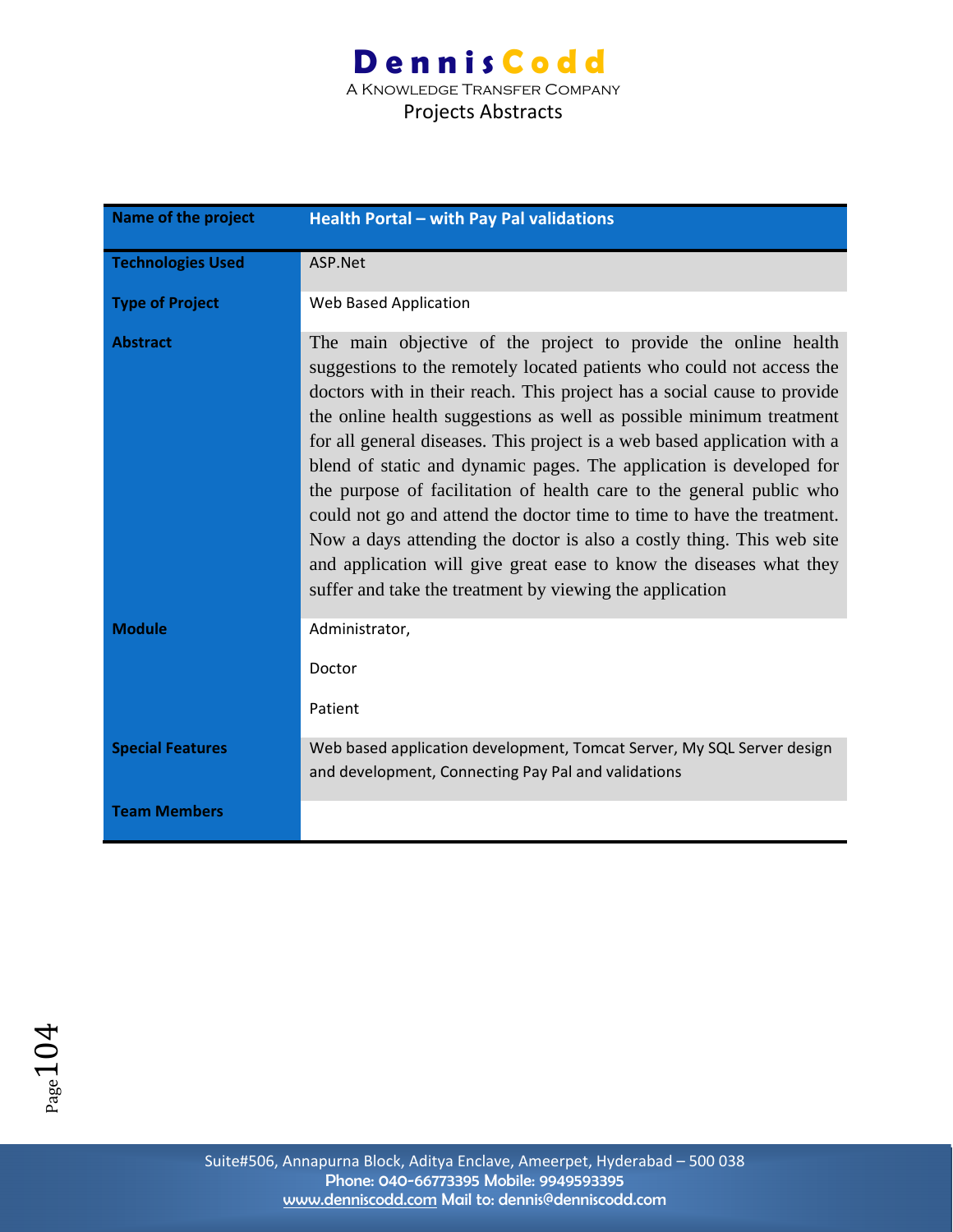| Name of the project | Health Portal – with Pay Pal validations |
|---|---|
| Technologies Used | ASP.Net |
| Type of Project | Web Based Application |
| Abstract | The main objective of the project to provide the online health suggestions to the remotely located patients who could not access the doctors with in their reach. This project has a social cause to provide the online health suggestions as well as possible minimum treatment for all general diseases. This project is a web based application with a blend of static and dynamic pages. The application is developed for the purpose of facilitation of health care to the general public who could not go and attend the doctor time to time to have the treatment. Now a days attending the doctor is also a costly thing. This web site and application will give great ease to know the diseases what they suffer and take the treatment by viewing the application |
| Module | Administrator,<br><br>Doctor<br><br>Patient |
| Special Features | Web based application development, Tomcat Server, My SQL Server design and development, Connecting Pay Pal and validations |
| Team Members | |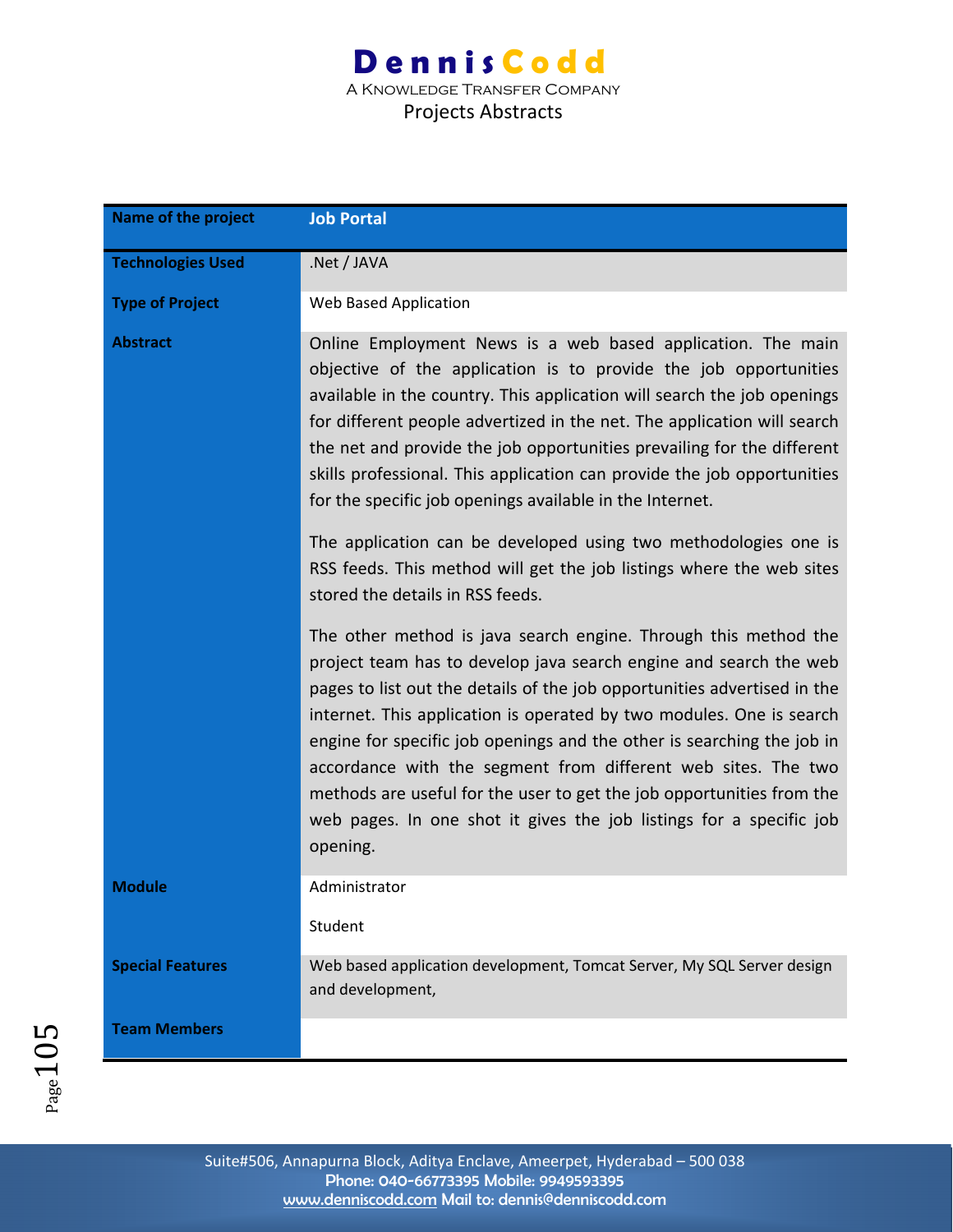| Name of the project | Job Portal |
| --- | --- |
| Technologies Used | .Net / JAVA |
| Type of Project | Web Based Application |
| Abstract | Online Employment News is a web based application. The main objective of the application is to provide the job opportunities available in the country. This application will search the job openings for different people advertized in the net. The application will search the net and provide the job opportunities prevailing for the different skills professional. This application can provide the job opportunities for the specific job openings available in the Internet.<br><br>The application can be developed using two methodologies one is RSS feeds. This method will get the job listings where the web sites stored the details in RSS feeds.<br><br>The other method is java search engine. Through this method the project team has to develop java search engine and search the web pages to list out the details of the job opportunities advertised in the internet. This application is operated by two modules. One is search engine for specific job openings and the other is searching the job in accordance with the segment from different web sites. The two methods are useful for the user to get the job opportunities from the web pages. In one shot it gives the job listings for a specific job opening. |
| Module | Administrator<br><br>Student |
| Special Features | Web based application development, Tomcat Server, My SQL Server design and development, |
| Team Members | |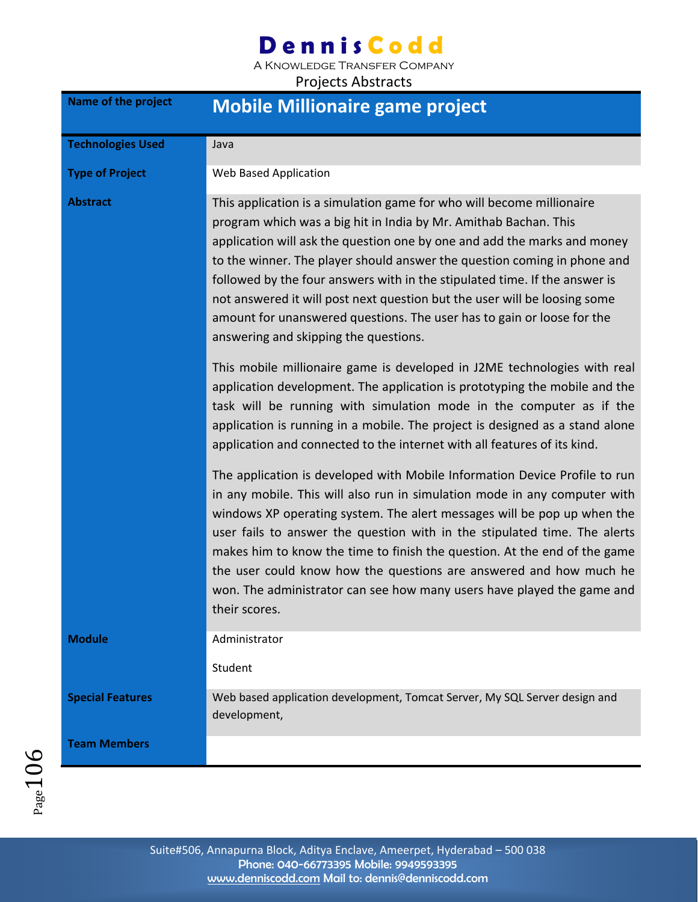# DennisCodd

A Knowledge Transfer Company

Projects Abstracts

| | |
|---|---|
| **Name of the project** | **Mobile Millionaire game project** |
| **Technologies Used** | Java |
| **Type of Project** | Web Based Application |
| **Abstract** | This application is a simulation game for who will become millionaire program which was a big hit in India by Mr. Amithab Bachan. This application will ask the question one by one and add the marks and money to the winner. The player should answer the question coming in phone and followed by the four answers with in the stipulated time. If the answer is not answered it will post next question but the user will be loosing some amount for unanswered questions. The user has to gain or loose for the answering and skipping the questions.<br><br>This mobile millionaire game is developed in J2ME technologies with real application development. The application is prototyping the mobile and the task will be running with simulation mode in the computer as if the application is running in a mobile. The project is designed as a stand alone application and connected to the internet with all features of its kind.<br><br>The application is developed with Mobile Information Device Profile to run in any mobile. This will also run in simulation mode in any computer with windows XP operating system. The alert messages will be pop up when the user fails to answer the question with in the stipulated time. The alerts makes him to know the time to finish the question. At the end of the game the user could know how the questions are answered and how much he won. The administrator can see how many users have played the game and their scores. |
| **Module** | Administrator<br><br>Student |
| **Special Features** | Web based application development, Tomcat Server, My SQL Server design and development, |
| **Team Members** | |

Suite#506, Annapurna Block, Aditya Enclave, Ameerpet, Hyderabad – 500 038
Phone: 040-66773395 Mobile: 9949593395
www.denniscodd.com Mail to: dennis@denniscodd.com